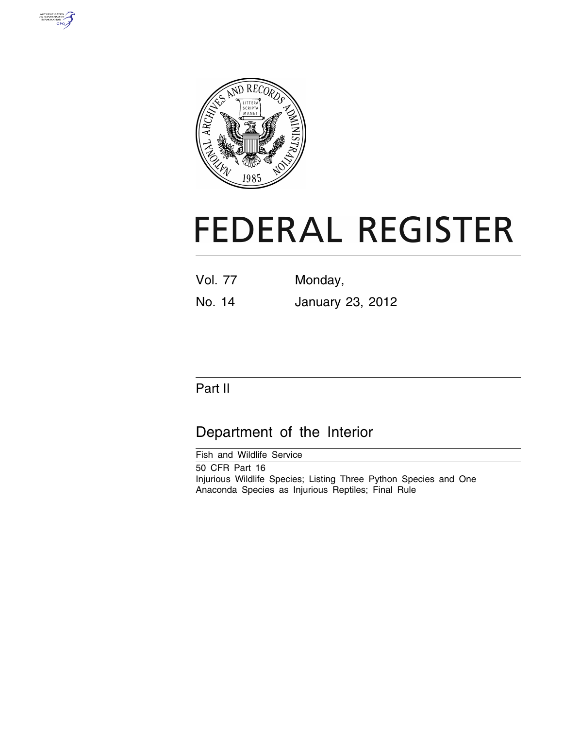# FEDERAL REGISTER

Vol. 77 Monday,

No. 14 January 23, 2012

## Part II

## Department of the Interior

Fish and Wildlife Service

50 CFR Part 16

Injurious Wildlife Species; Listing Three Python Species and One Anaconda Species as Injurious Reptiles; Final Rule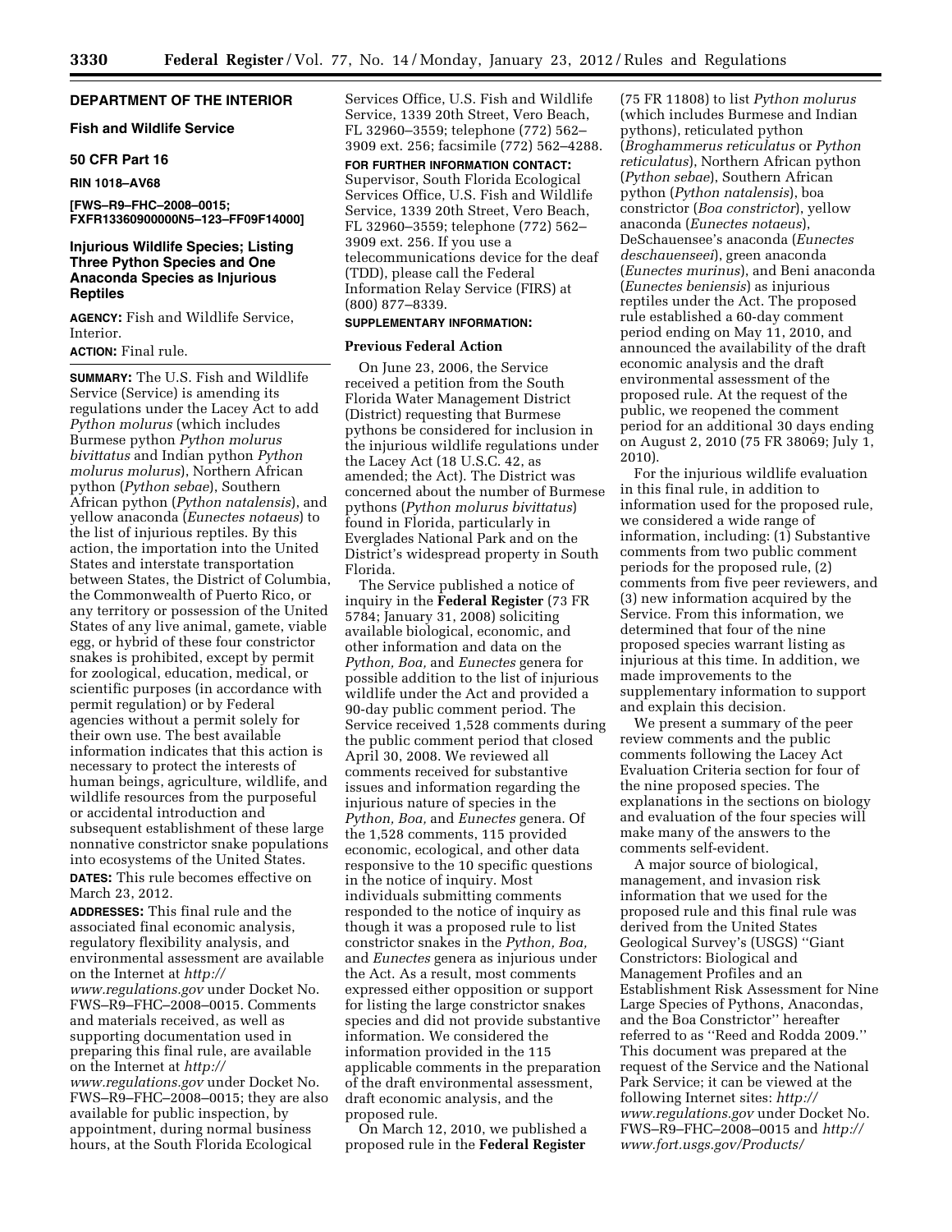**DEPARTMENT OF THE INTERIOR**

**Fish and Wildlife Service**

**50 CFR Part 16**

**RIN 1018–AV68**

**[FWS–R9–FHC–2008–0015; FXFR13360900000N5–123–FF09F14000]**

## Injurious Wildlife Species; Listing Three Python Species and One Anaconda Species as Injurious Reptiles

**AGENCY:** Fish and Wildlife Service, Interior.

**ACTION:** Final rule.

**SUMMARY:** The U.S. Fish and Wildlife Service (Service) is amending its regulations under the Lacey Act to add *Python molurus* (which includes Burmese python *Python molurus bivittatus* and Indian python *Python molurus molurus*), Northern African python (*Python sebae*), Southern African python (*Python natalensis*), and yellow anaconda (*Eunectes notaeus*) to the list of injurious reptiles. By this action, the importation into the United States and interstate transportation between States, the District of Columbia, the Commonwealth of Puerto Rico, or any territory or possession of the United States of any live animal, gamete, viable egg, or hybrid of these four constrictor snakes is prohibited, except by permit for zoological, education, medical, or scientific purposes (in accordance with permit regulation) or by Federal agencies without a permit solely for their own use. The best available information indicates that this action is necessary to protect the interests of human beings, agriculture, wildlife, and wildlife resources from the purposeful or accidental introduction and subsequent establishment of these large nonnative constrictor snake populations into ecosystems of the United States.

**DATES:** This rule becomes effective on March 23, 2012.

**ADDRESSES:** This final rule and the associated final economic analysis, regulatory flexibility analysis, and environmental assessment are available on the Internet at *http://www.regulations.gov* under Docket No. FWS–R9–FHC–2008–0015. Comments and materials received, as well as supporting documentation used in preparing this final rule, are available on the Internet at *http://www.regulations.gov* under Docket No. FWS–R9–FHC–2008–0015; they are also available for public inspection, by appointment, during normal business hours, at the South Florida Ecological Services Office, U.S. Fish and Wildlife Service, 1339 20th Street, Vero Beach, FL 32960–3559; telephone (772) 562–3909 ext. 256; facsimile (772) 562–4288.

**FOR FURTHER INFORMATION CONTACT:** Supervisor, South Florida Ecological Services Office, U.S. Fish and Wildlife Service, 1339 20th Street, Vero Beach, FL 32960–3559; telephone (772) 562–3909 ext. 256. If you use a telecommunications device for the deaf (TDD), please call the Federal Information Relay Service (FIRS) at (800) 877–8339.

**SUPPLEMENTARY INFORMATION:**

### Previous Federal Action

On June 23, 2006, the Service received a petition from the South Florida Water Management District (District) requesting that Burmese pythons be considered for inclusion in the injurious wildlife regulations under the Lacey Act (18 U.S.C. 42, as amended; the Act). The District was concerned about the number of Burmese pythons (*Python molurus bivittatus*) found in Florida, particularly in Everglades National Park and on the District's widespread property in South Florida.

The Service published a notice of inquiry in the **Federal Register** (73 FR 5784; January 31, 2008) soliciting available biological, economic, and other information and data on the *Python, Boa,* and *Eunectes* genera for possible addition to the list of injurious wildlife under the Act and provided a 90-day public comment period. The Service received 1,528 comments during the public comment period that closed April 30, 2008. We reviewed all comments received for substantive issues and information regarding the injurious nature of species in the *Python, Boa,* and *Eunectes* genera. Of the 1,528 comments, 115 provided economic, ecological, and other data responsive to the 10 specific questions in the notice of inquiry. Most individuals submitting comments responded to the notice of inquiry as though it was a proposed rule to list constrictor snakes in the *Python, Boa,* and *Eunectes* genera as injurious under the Act. As a result, most comments expressed either opposition or support for listing the large constrictor snakes species and did not provide substantive information. We considered the information provided in the 115 applicable comments in the preparation of the draft environmental assessment, draft economic analysis, and the proposed rule.

On March 12, 2010, we published a proposed rule in the **Federal Register** (75 FR 11808) to list *Python molurus* (which includes Burmese and Indian pythons), reticulated python (*Broghammerus reticulatus* or *Python reticulatus*), Northern African python (*Python sebae*), Southern African python (*Python natalensis*), boa constrictor (*Boa constrictor*), yellow anaconda (*Eunectes notaeus*), DeSchauensee's anaconda (*Eunectes deschauenseei*), green anaconda (*Eunectes murinus*), and Beni anaconda (*Eunectes beniensis*) as injurious reptiles under the Act. The proposed rule established a 60-day comment period ending on May 11, 2010, and announced the availability of the draft economic analysis and the draft environmental assessment of the proposed rule. At the request of the public, we reopened the comment period for an additional 30 days ending on August 2, 2010 (75 FR 38069; July 1, 2010).

For the injurious wildlife evaluation in this final rule, in addition to information used for the proposed rule, we considered a wide range of information, including: (1) Substantive comments from two public comment periods for the proposed rule, (2) comments from five peer reviewers, and (3) new information acquired by the Service. From this information, we determined that four of the nine proposed species warrant listing as injurious at this time. In addition, we made improvements to the supplementary information to support and explain this decision.

We present a summary of the peer review comments and the public comments following the Lacey Act Evaluation Criteria section for four of the nine proposed species. The explanations in the sections on biology and evaluation of the four species will make many of the answers to the comments self-evident.

A major source of biological, management, and invasion risk information that we used for the proposed rule and this final rule was derived from the United States Geological Survey's (USGS) "Giant Constrictors: Biological and Management Profiles and an Establishment Risk Assessment for Nine Large Species of Pythons, Anacondas, and the Boa Constrictor" hereafter referred to as "Reed and Rodda 2009." This document was prepared at the request of the Service and the National Park Service; it can be viewed at the following Internet sites: *http://www.regulations.gov* under Docket No. FWS–R9–FHC–2008–0015 and *http://www.fort.usgs.gov/Products/*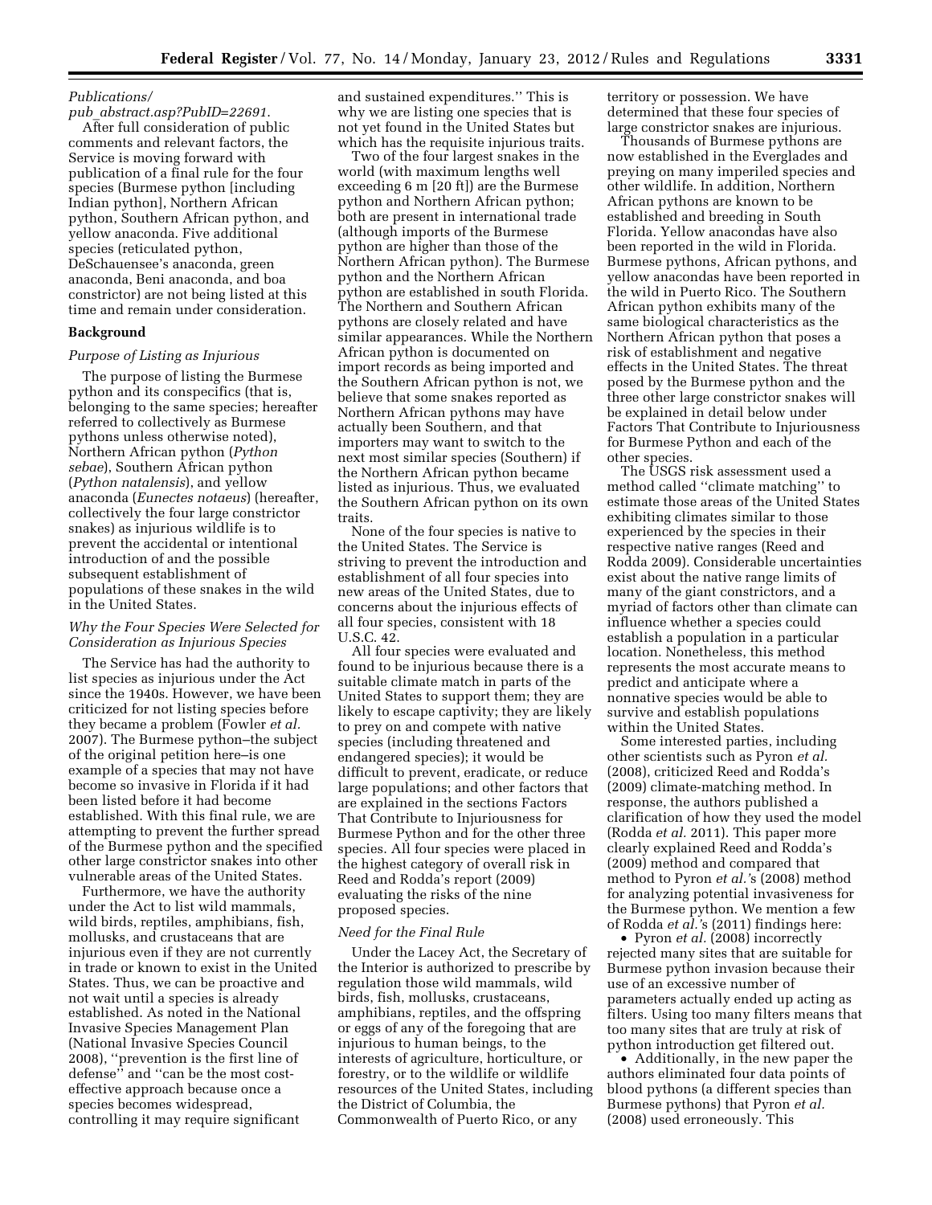*Publications/pub_abstract.asp?PubID=22691*.

After full consideration of public comments and relevant factors, the Service is moving forward with publication of a final rule for the four species (Burmese python [including Indian python], Northern African python, Southern African python, and yellow anaconda. Five additional species (reticulated python, DeSchauensee's anaconda, green anaconda, Beni anaconda, and boa constrictor) are not being listed at this time and remain under consideration.

## Background

### *Purpose of Listing as Injurious*

The purpose of listing the Burmese python and its conspecifics (that is, belonging to the same species; hereafter referred to collectively as Burmese pythons unless otherwise noted), Northern African python (*Python sebae*), Southern African python (*Python natalensis*), and yellow anaconda (*Eunectes notaeus*) (hereafter, collectively the four large constrictor snakes) as injurious wildlife is to prevent the accidental or intentional introduction of and the possible subsequent establishment of populations of these snakes in the wild in the United States.

### *Why the Four Species Were Selected for Consideration as Injurious Species*

The Service has had the authority to list species as injurious under the Act since the 1940s. However, we have been criticized for not listing species before they became a problem (Fowler *et al.* 2007). The Burmese python–the subject of the original petition here–is one example of a species that may not have become so invasive in Florida if it had been listed before it had become established. With this final rule, we are attempting to prevent the further spread of the Burmese python and the specified other large constrictor snakes into other vulnerable areas of the United States.

Furthermore, we have the authority under the Act to list wild mammals, wild birds, reptiles, amphibians, fish, mollusks, and crustaceans that are injurious even if they are not currently in trade or known to exist in the United States. Thus, we can be proactive and not wait until a species is already established. As noted in the National Invasive Species Management Plan (National Invasive Species Council 2008), ''prevention is the first line of defense'' and ''can be the most cost-effective approach because once a species becomes widespread, controlling it may require significant and sustained expenditures.'' This is why we are listing one species that is not yet found in the United States but which has the requisite injurious traits.

Two of the four largest snakes in the world (with maximum lengths well exceeding 6 m [20 ft]) are the Burmese python and Northern African python; both are present in international trade (although imports of the Burmese python are higher than those of the Northern African python). The Burmese python and the Northern African python are established in south Florida. The Northern and Southern African pythons are closely related and have similar appearances. While the Northern African python is documented on import records as being imported and the Southern African python is not, we believe that some snakes reported as Northern African pythons may have actually been Southern, and that importers may want to switch to the next most similar species (Southern) if the Northern African python became listed as injurious. Thus, we evaluated the Southern African python on its own traits.

None of the four species is native to the United States. The Service is striving to prevent the introduction and establishment of all four species into new areas of the United States, due to concerns about the injurious effects of all four species, consistent with 18 U.S.C. 42.

All four species were evaluated and found to be injurious because there is a suitable climate match in parts of the United States to support them; they are likely to escape captivity; they are likely to prey on and compete with native species (including threatened and endangered species); it would be difficult to prevent, eradicate, or reduce large populations; and other factors that are explained in the sections Factors That Contribute to Injuriousness for Burmese Python and for the other three species. All four species were placed in the highest category of overall risk in Reed and Rodda's report (2009) evaluating the risks of the nine proposed species.

### *Need for the Final Rule*

Under the Lacey Act, the Secretary of the Interior is authorized to prescribe by regulation those wild mammals, wild birds, fish, mollusks, crustaceans, amphibians, reptiles, and the offspring or eggs of any of the foregoing that are injurious to human beings, to the interests of agriculture, horticulture, or forestry, or to the wildlife or wildlife resources of the United States, including the District of Columbia, the Commonwealth of Puerto Rico, or any territory or possession. We have determined that these four species of large constrictor snakes are injurious.

Thousands of Burmese pythons are now established in the Everglades and preying on many imperiled species and other wildlife. In addition, Northern African pythons are known to be established and breeding in South Florida. Yellow anacondas have also been reported in the wild in Florida. Burmese pythons, African pythons, and yellow anacondas have been reported in the wild in Puerto Rico. The Southern African python exhibits many of the same biological characteristics as the Northern African python that poses a risk of establishment and negative effects in the United States. The threat posed by the Burmese python and the three other large constrictor snakes will be explained in detail below under Factors That Contribute to Injuriousness for Burmese Python and each of the other species.

The USGS risk assessment used a method called ''climate matching'' to estimate those areas of the United States exhibiting climates similar to those experienced by the species in their respective native ranges (Reed and Rodda 2009). Considerable uncertainties exist about the native range limits of many of the giant constrictors, and a myriad of factors other than climate can influence whether a species could establish a population in a particular location. Nonetheless, this method represents the most accurate means to predict and anticipate where a nonnative species would be able to survive and establish populations within the United States.

Some interested parties, including other scientists such as Pyron *et al.* (2008), criticized Reed and Rodda's (2009) climate-matching method. In response, the authors published a clarification of how they used the model (Rodda *et al.* 2011). This paper more clearly explained Reed and Rodda's (2009) method and compared that method to Pyron *et al.*'s (2008) method for analyzing potential invasiveness for the Burmese python. We mention a few of Rodda *et al.*'s (2011) findings here:

- Pyron *et al.* (2008) incorrectly rejected many sites that are suitable for Burmese python invasion because their use of an excessive number of parameters actually ended up acting as filters. Using too many filters means that too many sites that are truly at risk of python introduction get filtered out.
- Additionally, in the new paper the authors eliminated four data points of blood pythons (a different species than Burmese pythons) that Pyron *et al.* (2008) used erroneously. This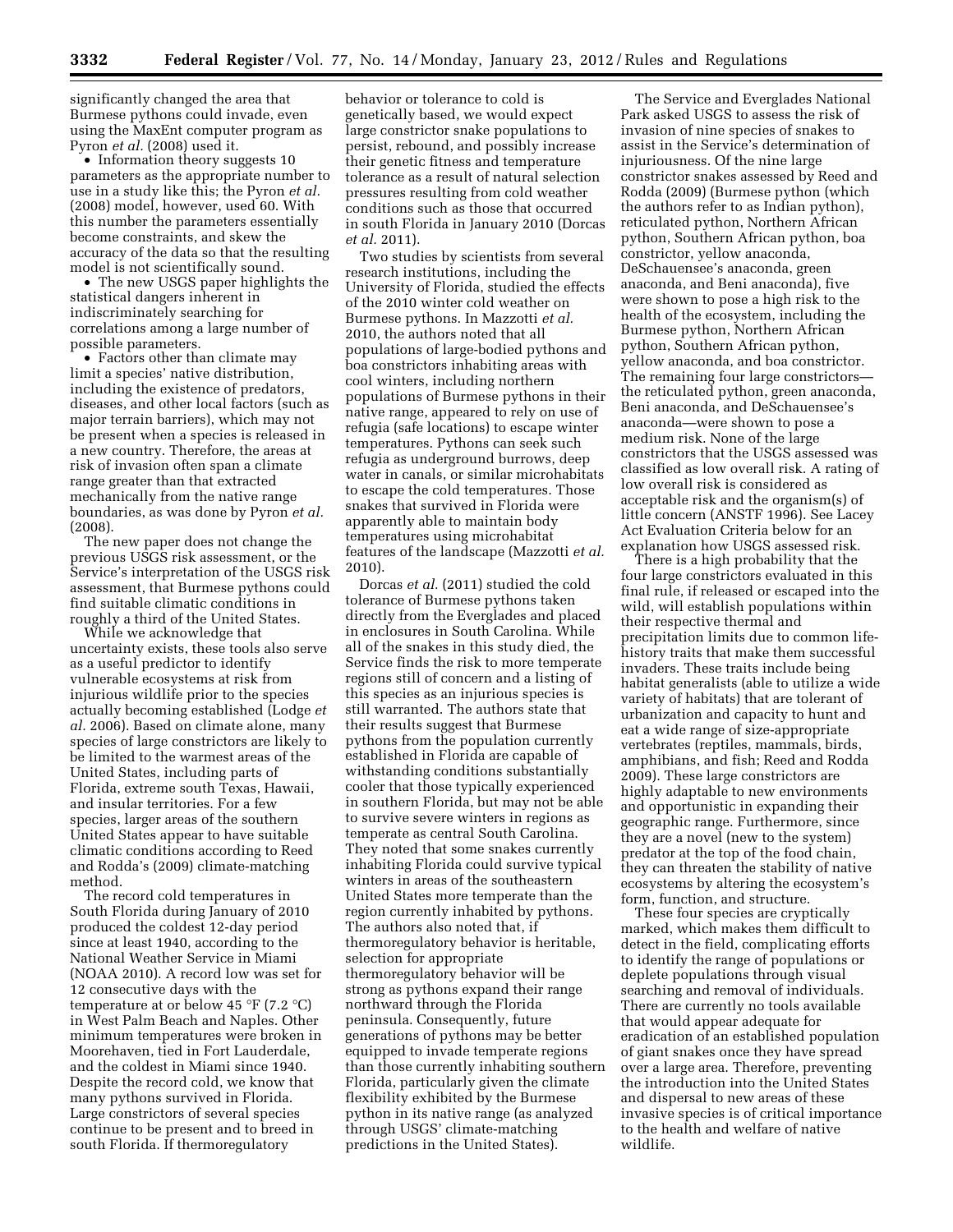significantly changed the area that Burmese pythons could invade, even using the MaxEnt computer program as Pyron *et al.* (2008) used it.

- Information theory suggests 10 parameters as the appropriate number to use in a study like this; the Pyron *et al.* (2008) model, however, used 60. With this number the parameters essentially become constraints, and skew the accuracy of the data so that the resulting model is not scientifically sound.
- The new USGS paper highlights the statistical dangers inherent in indiscriminately searching for correlations among a large number of possible parameters.
- Factors other than climate may limit a species' native distribution, including the existence of predators, diseases, and other local factors (such as major terrain barriers), which may not be present when a species is released in a new country. Therefore, the areas at risk of invasion often span a climate range greater than that extracted mechanically from the native range boundaries, as was done by Pyron *et al.* (2008).

The new paper does not change the previous USGS risk assessment, or the Service's interpretation of the USGS risk assessment, that Burmese pythons could find suitable climatic conditions in roughly a third of the United States.

While we acknowledge that uncertainty exists, these tools also serve as a useful predictor to identify vulnerable ecosystems at risk from injurious wildlife prior to the species actually becoming established (Lodge *et al.* 2006). Based on climate alone, many species of large constrictors are likely to be limited to the warmest areas of the United States, including parts of Florida, extreme south Texas, Hawaii, and insular territories. For a few species, larger areas of the southern United States appear to have suitable climatic conditions according to Reed and Rodda's (2009) climate-matching method.

The record cold temperatures in South Florida during January of 2010 produced the coldest 12-day period since at least 1940, according to the National Weather Service in Miami (NOAA 2010). A record low was set for 12 consecutive days with the temperature at or below 45 °F (7.2 °C) in West Palm Beach and Naples. Other minimum temperatures were broken in Moorehaven, tied in Fort Lauderdale, and the coldest in Miami since 1940. Despite the record cold, we know that many pythons survived in Florida. Large constrictors of several species continue to be present and to breed in south Florida. If thermoregulatory behavior or tolerance to cold is genetically based, we would expect large constrictor snake populations to persist, rebound, and possibly increase their genetic fitness and temperature tolerance as a result of natural selection pressures resulting from cold weather conditions such as those that occurred in south Florida in January 2010 (Dorcas *et al.* 2011).

Two studies by scientists from several research institutions, including the University of Florida, studied the effects of the 2010 winter cold weather on Burmese pythons. In Mazzotti *et al.* 2010, the authors noted that all populations of large-bodied pythons and boa constrictors inhabiting areas with cool winters, including northern populations of Burmese pythons in their native range, appeared to rely on use of refugia (safe locations) to escape winter temperatures. Pythons can seek such refugia as underground burrows, deep water in canals, or similar microhabitats to escape the cold temperatures. Those snakes that survived in Florida were apparently able to maintain body temperatures using microhabitat features of the landscape (Mazzotti *et al.* 2010).

Dorcas *et al.* (2011) studied the cold tolerance of Burmese pythons taken directly from the Everglades and placed in enclosures in South Carolina. While all of the snakes in this study died, the Service finds the risk to more temperate regions still of concern and a listing of this species as an injurious species is still warranted. The authors state that their results suggest that Burmese pythons from the population currently established in Florida are capable of withstanding conditions substantially cooler that those typically experienced in southern Florida, but may not be able to survive severe winters in regions as temperate as central South Carolina. They noted that some snakes currently inhabiting Florida could survive typical winters in areas of the southeastern United States more temperate than the region currently inhabited by pythons. The authors also noted that, if thermoregulatory behavior is heritable, selection for appropriate thermoregulatory behavior will be strong as pythons expand their range northward through the Florida peninsula. Consequently, future generations of pythons may be better equipped to invade temperate regions than those currently inhabiting southern Florida, particularly given the climate flexibility exhibited by the Burmese python in its native range (as analyzed through USGS' climate-matching predictions in the United States).

The Service and Everglades National Park asked USGS to assess the risk of invasion of nine species of snakes to assist in the Service's determination of injuriousness. Of the nine large constrictor snakes assessed by Reed and Rodda (2009) (Burmese python (which the authors refer to as Indian python), reticulated python, Northern African python, Southern African python, boa constrictor, yellow anaconda, DeSchauensee's anaconda, green anaconda, and Beni anaconda), five were shown to pose a high risk to the health of the ecosystem, including the Burmese python, Northern African python, Southern African python, yellow anaconda, and boa constrictor. The remaining four large constrictors—the reticulated python, green anaconda, Beni anaconda, and DeSchauensee's anaconda—were shown to pose a medium risk. None of the large constrictors that the USGS assessed was classified as low overall risk. A rating of low overall risk is considered as acceptable risk and the organism(s) of little concern (ANSTF 1996). See Lacey Act Evaluation Criteria below for an explanation how USGS assessed risk.

There is a high probability that the four large constrictors evaluated in this final rule, if released or escaped into the wild, will establish populations within their respective thermal and precipitation limits due to common life-history traits that make them successful invaders. These traits include being habitat generalists (able to utilize a wide variety of habitats) that are tolerant of urbanization and capacity to hunt and eat a wide range of size-appropriate vertebrates (reptiles, mammals, birds, amphibians, and fish; Reed and Rodda 2009). These large constrictors are highly adaptable to new environments and opportunistic in expanding their geographic range. Furthermore, since they are a novel (new to the system) predator at the top of the food chain, they can threaten the stability of native ecosystems by altering the ecosystem's form, function, and structure.

These four species are cryptically marked, which makes them difficult to detect in the field, complicating efforts to identify the range of populations or deplete populations through visual searching and removal of individuals. There are currently no tools available that would appear adequate for eradication of an established population of giant snakes once they have spread over a large area. Therefore, preventing the introduction into the United States and dispersal to new areas of these invasive species is of critical importance to the health and welfare of native wildlife.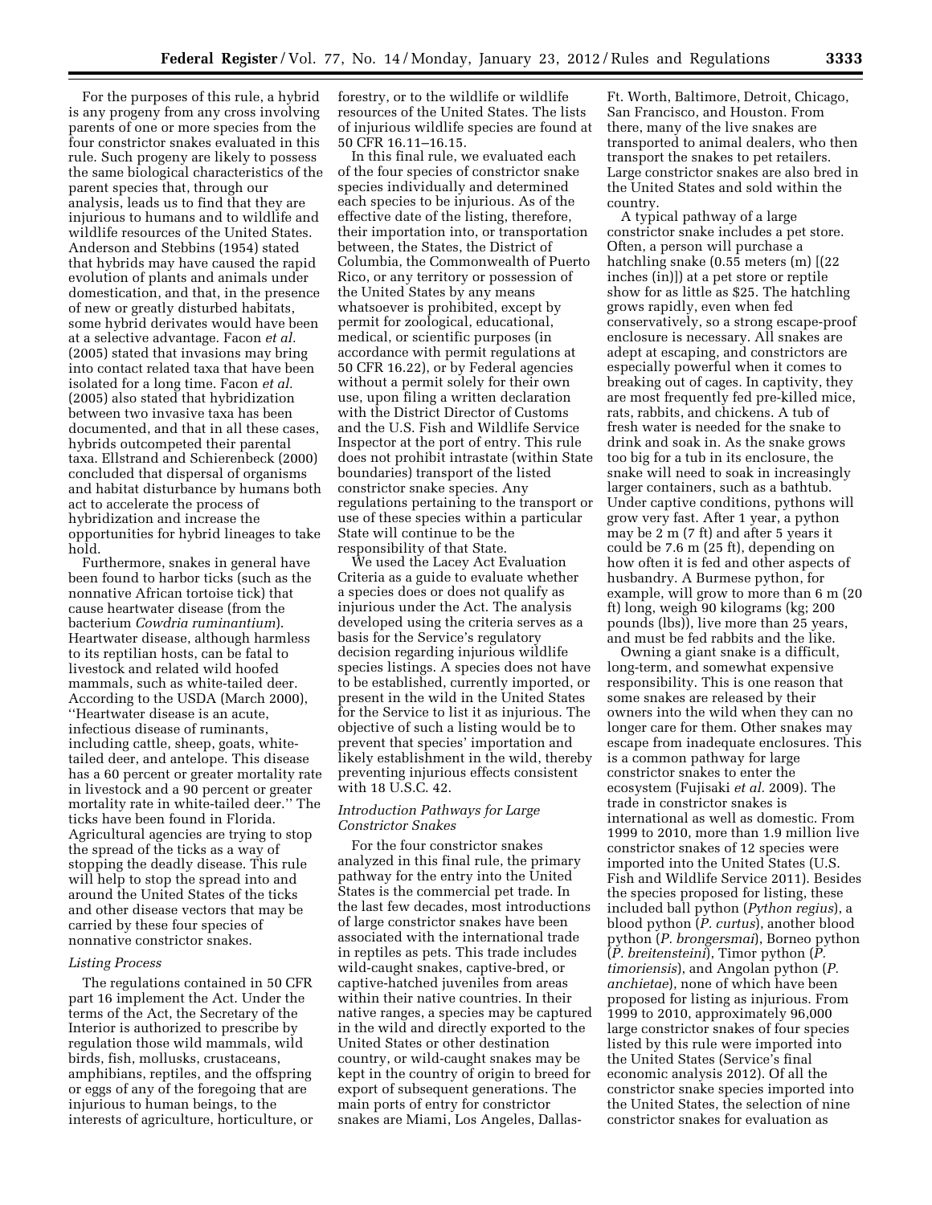For the purposes of this rule, a hybrid is any progeny from any cross involving parents of one or more species from the four constrictor snakes evaluated in this rule. Such progeny are likely to possess the same biological characteristics of the parent species that, through our analysis, leads us to find that they are injurious to humans and to wildlife and wildlife resources of the United States. Anderson and Stebbins (1954) stated that hybrids may have caused the rapid evolution of plants and animals under domestication, and that, in the presence of new or greatly disturbed habitats, some hybrid derivates would have been at a selective advantage. Facon *et al.* (2005) stated that invasions may bring into contact related taxa that have been isolated for a long time. Facon *et al.* (2005) also stated that hybridization between two invasive taxa has been documented, and that in all these cases, hybrids outcompeted their parental taxa. Ellstrand and Schierenbeck (2000) concluded that dispersal of organisms and habitat disturbance by humans both act to accelerate the process of hybridization and increase the opportunities for hybrid lineages to take hold.

Furthermore, snakes in general have been found to harbor ticks (such as the nonnative African tortoise tick) that cause heartwater disease (from the bacterium *Cowdria ruminantium*). Heartwater disease, although harmless to its reptilian hosts, can be fatal to livestock and related wild hoofed mammals, such as white-tailed deer. According to the USDA (March 2000), ''Heartwater disease is an acute, infectious disease of ruminants, including cattle, sheep, goats, white-tailed deer, and antelope. This disease has a 60 percent or greater mortality rate in livestock and a 90 percent or greater mortality rate in white-tailed deer.'' The ticks have been found in Florida. Agricultural agencies are trying to stop the spread of the ticks as a way of stopping the deadly disease. This rule will help to stop the spread into and around the United States of the ticks and other disease vectors that may be carried by these four species of nonnative constrictor snakes.

*Listing Process*

The regulations contained in 50 CFR part 16 implement the Act. Under the terms of the Act, the Secretary of the Interior is authorized to prescribe by regulation those wild mammals, wild birds, fish, mollusks, crustaceans, amphibians, reptiles, and the offspring or eggs of any of the foregoing that are injurious to human beings, to the interests of agriculture, horticulture, or forestry, or to the wildlife or wildlife resources of the United States. The lists of injurious wildlife species are found at 50 CFR 16.11–16.15.

In this final rule, we evaluated each of the four species of constrictor snake species individually and determined each species to be injurious. As of the effective date of the listing, therefore, their importation into, or transportation between, the States, the District of Columbia, the Commonwealth of Puerto Rico, or any territory or possession of the United States by any means whatsoever is prohibited, except by permit for zoological, educational, medical, or scientific purposes (in accordance with permit regulations at 50 CFR 16.22), or by Federal agencies without a permit solely for their own use, upon filing a written declaration with the District Director of Customs and the U.S. Fish and Wildlife Service Inspector at the port of entry. This rule does not prohibit intrastate (within State boundaries) transport of the listed constrictor snake species. Any regulations pertaining to the transport or use of these species within a particular State will continue to be the responsibility of that State.

We used the Lacey Act Evaluation Criteria as a guide to evaluate whether a species does or does not qualify as injurious under the Act. The analysis developed using the criteria serves as a basis for the Service's regulatory decision regarding injurious wildlife species listings. A species does not have to be established, currently imported, or present in the wild in the United States for the Service to list it as injurious. The objective of such a listing would be to prevent that species' importation and likely establishment in the wild, thereby preventing injurious effects consistent with 18 U.S.C. 42.

*Introduction Pathways for Large Constrictor Snakes*

For the four constrictor snakes analyzed in this final rule, the primary pathway for the entry into the United States is the commercial pet trade. In the last few decades, most introductions of large constrictor snakes have been associated with the international trade in reptiles as pets. This trade includes wild-caught snakes, captive-bred, or captive-hatched juveniles from areas within their native countries. In their native ranges, a species may be captured in the wild and directly exported to the United States or other destination country, or wild-caught snakes may be kept in the country of origin to breed for export of subsequent generations. The main ports of entry for constrictor snakes are Miami, Los Angeles, Dallas-Ft. Worth, Baltimore, Detroit, Chicago, San Francisco, and Houston. From there, many of the live snakes are transported to animal dealers, who then transport the snakes to pet retailers. Large constrictor snakes are also bred in the United States and sold within the country.

A typical pathway of a large constrictor snake includes a pet store. Often, a person will purchase a hatchling snake (0.55 meters (m) [(22 inches (in)]) at a pet store or reptile show for as little as $25. The hatchling grows rapidly, even when fed conservatively, so a strong escape-proof enclosure is necessary. All snakes are adept at escaping, and constrictors are especially powerful when it comes to breaking out of cages. In captivity, they are most frequently fed pre-killed mice, rats, rabbits, and chickens. A tub of fresh water is needed for the snake to drink and soak in. As the snake grows too big for a tub in its enclosure, the snake will need to soak in increasingly larger containers, such as a bathtub. Under captive conditions, pythons will grow very fast. After 1 year, a python may be 2 m (7 ft) and after 5 years it could be 7.6 m (25 ft), depending on how often it is fed and other aspects of husbandry. A Burmese python, for example, will grow to more than 6 m (20 ft) long, weigh 90 kilograms (kg; 200 pounds (lbs)), live more than 25 years, and must be fed rabbits and the like.

Owning a giant snake is a difficult, long-term, and somewhat expensive responsibility. This is one reason that some snakes are released by their owners into the wild when they can no longer care for them. Other snakes may escape from inadequate enclosures. This is a common pathway for large constrictor snakes to enter the ecosystem (Fujisaki *et al.* 2009). The trade in constrictor snakes is international as well as domestic. From 1999 to 2010, more than 1.9 million live constrictor snakes of 12 species were imported into the United States (U.S. Fish and Wildlife Service 2011). Besides the species proposed for listing, these included ball python (*Python regius*), a blood python (*P. curtus*), another blood python (*P. brongersmai*), Borneo python (*P. breitensteini*), Timor python (*P. timoriensis*), and Angolan python (*P. anchietae*), none of which have been proposed for listing as injurious. From 1999 to 2010, approximately 96,000 large constrictor snakes of four species listed by this rule were imported into the United States (Service's final economic analysis 2012). Of all the constrictor snake species imported into the United States, the selection of nine constrictor snakes for evaluation as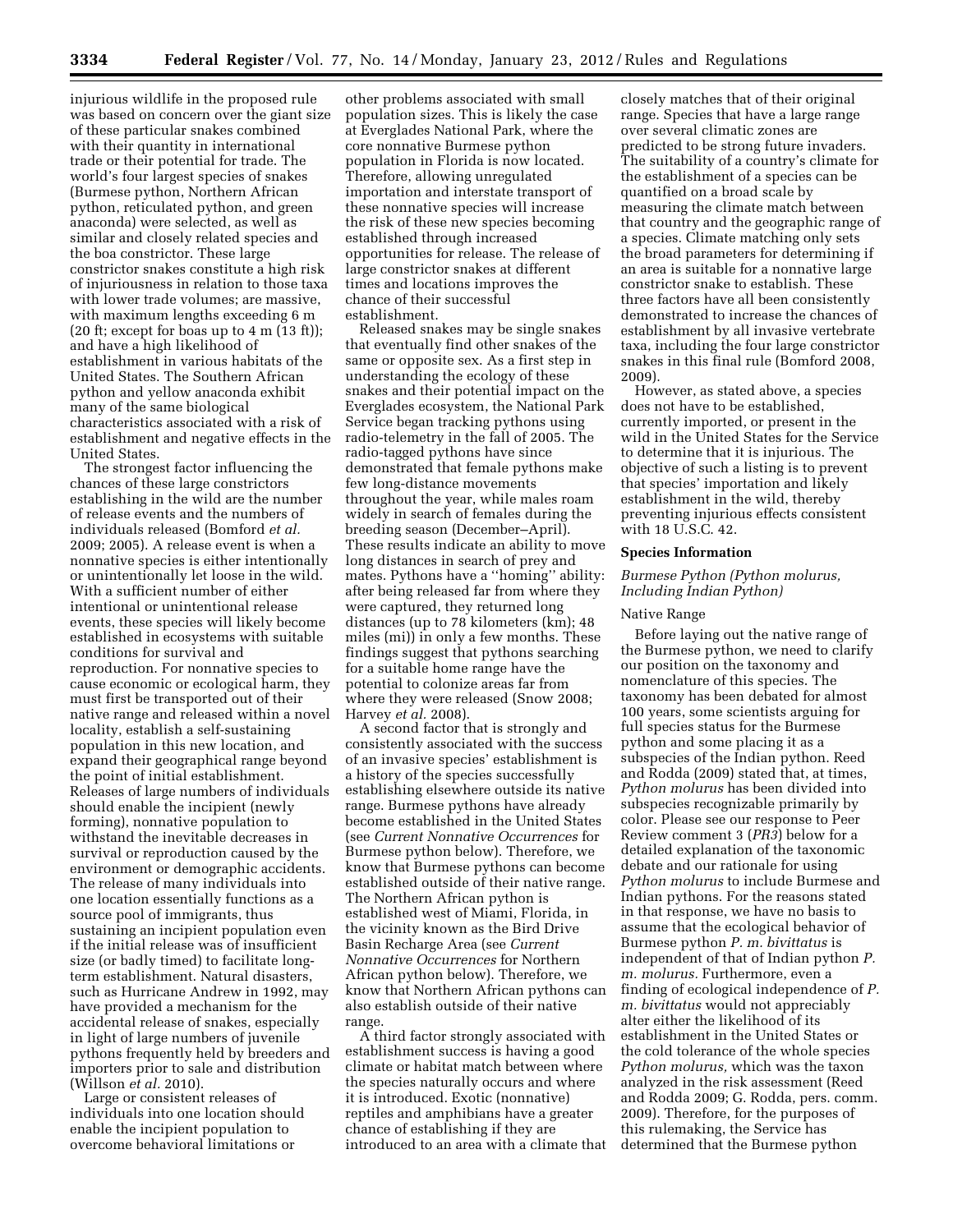injurious wildlife in the proposed rule was based on concern over the giant size of these particular snakes combined with their quantity in international trade or their potential for trade. The world's four largest species of snakes (Burmese python, Northern African python, reticulated python, and green anaconda) were selected, as well as similar and closely related species and the boa constrictor. These large constrictor snakes constitute a high risk of injuriousness in relation to those taxa with lower trade volumes; are massive, with maximum lengths exceeding 6 m (20 ft; except for boas up to 4 m (13 ft)); and have a high likelihood of establishment in various habitats of the United States. The Southern African python and yellow anaconda exhibit many of the same biological characteristics associated with a risk of establishment and negative effects in the United States.

The strongest factor influencing the chances of these large constrictors establishing in the wild are the number of release events and the numbers of individuals released (Bomford *et al.* 2009; 2005). A release event is when a nonnative species is either intentionally or unintentionally let loose in the wild. With a sufficient number of either intentional or unintentional release events, these species will likely become established in ecosystems with suitable conditions for survival and reproduction. For nonnative species to cause economic or ecological harm, they must first be transported out of their native range and released within a novel locality, establish a self-sustaining population in this new location, and expand their geographical range beyond the point of initial establishment. Releases of large numbers of individuals should enable the incipient (newly forming), nonnative population to withstand the inevitable decreases in survival or reproduction caused by the environment or demographic accidents. The release of many individuals into one location essentially functions as a source pool of immigrants, thus sustaining an incipient population even if the initial release was of insufficient size (or badly timed) to facilitate long-term establishment. Natural disasters, such as Hurricane Andrew in 1992, may have provided a mechanism for the accidental release of snakes, especially in light of large numbers of juvenile pythons frequently held by breeders and importers prior to sale and distribution (Willson *et al.* 2010).

Large or consistent releases of individuals into one location should enable the incipient population to overcome behavioral limitations or other problems associated with small population sizes. This is likely the case at Everglades National Park, where the core nonnative Burmese python population in Florida is now located. Therefore, allowing unregulated importation and interstate transport of these nonnative species will increase the risk of these new species becoming established through increased opportunities for release. The release of large constrictor snakes at different times and locations improves the chance of their successful establishment.

Released snakes may be single snakes that eventually find other snakes of the same or opposite sex. As a first step in understanding the ecology of these snakes and their potential impact on the Everglades ecosystem, the National Park Service began tracking pythons using radio-telemetry in the fall of 2005. The radio-tagged pythons have since demonstrated that female pythons make few long-distance movements throughout the year, while males roam widely in search of females during the breeding season (December–April). These results indicate an ability to move long distances in search of prey and mates. Pythons have a "homing" ability: after being released far from where they were captured, they returned long distances (up to 78 kilometers (km); 48 miles (mi)) in only a few months. These findings suggest that pythons searching for a suitable home range have the potential to colonize areas far from where they were released (Snow 2008; Harvey *et al.* 2008).

A second factor that is strongly and consistently associated with the success of an invasive species' establishment is a history of the species successfully establishing elsewhere outside its native range. Burmese pythons have already become established in the United States (see *Current Nonnative Occurrences* for Burmese python below). Therefore, we know that Burmese pythons can become established outside of their native range. The Northern African python is established west of Miami, Florida, in the vicinity known as the Bird Drive Basin Recharge Area (see *Current Nonnative Occurrences* for Northern African python below). Therefore, we know that Northern African pythons can also establish outside of their native range.

A third factor strongly associated with establishment success is having a good climate or habitat match between where the species naturally occurs and where it is introduced. Exotic (nonnative) reptiles and amphibians have a greater chance of establishing if they are introduced to an area with a climate that closely matches that of their original range. Species that have a large range over several climatic zones are predicted to be strong future invaders. The suitability of a country's climate for the establishment of a species can be quantified on a broad scale by measuring the climate match between that country and the geographic range of a species. Climate matching only sets the broad parameters for determining if an area is suitable for a nonnative large constrictor snake to establish. These three factors have all been consistently demonstrated to increase the chances of establishment by all invasive vertebrate taxa, including the four large constrictor snakes in this final rule (Bomford 2008, 2009).

However, as stated above, a species does not have to be established, currently imported, or present in the wild in the United States for the Service to determine that it is injurious. The objective of such a listing is to prevent that species' importation and likely establishment in the wild, thereby preventing injurious effects consistent with 18 U.S.C. 42.

## Species Information

### *Burmese Python (Python molurus, Including Indian Python)*

#### Native Range

Before laying out the native range of the Burmese python, we need to clarify our position on the taxonomy and nomenclature of this species. The taxonomy has been debated for almost 100 years, some scientists arguing for full species status for the Burmese python and some placing it as a subspecies of the Indian python. Reed and Rodda (2009) stated that, at times, *Python molurus* has been divided into subspecies recognizable primarily by color. Please see our response to Peer Review comment 3 (*PR3*) below for a detailed explanation of the taxonomic debate and our rationale for using *Python molurus* to include Burmese and Indian pythons. For the reasons stated in that response, we have no basis to assume that the ecological behavior of Burmese python *P. m. bivittatus* is independent of that of Indian python *P. m. molurus.* Furthermore, even a finding of ecological independence of *P. m. bivittatus* would not appreciably alter either the likelihood of its establishment in the United States or the cold tolerance of the whole species *Python molurus,* which was the taxon analyzed in the risk assessment (Reed and Rodda 2009; G. Rodda, pers. comm. 2009). Therefore, for the purposes of this rulemaking, the Service has determined that the Burmese python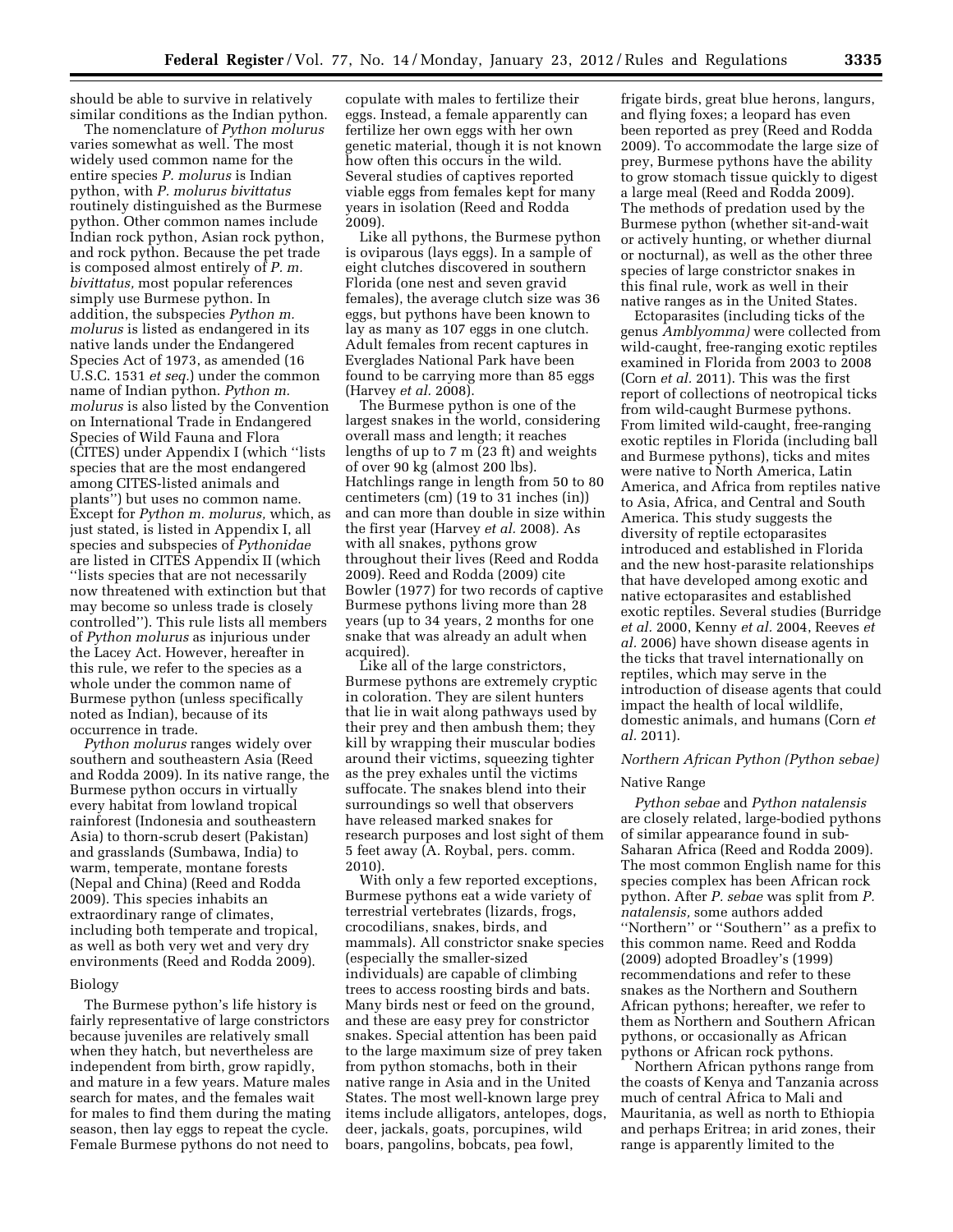should be able to survive in relatively similar conditions as the Indian python.

The nomenclature of *Python molurus* varies somewhat as well. The most widely used common name for the entire species *P. molurus* is Indian python, with *P. molurus bivittatus* routinely distinguished as the Burmese python. Other common names include Indian rock python, Asian rock python, and rock python. Because the pet trade is composed almost entirely of *P. m. bivittatus,* most popular references simply use Burmese python. In addition, the subspecies *Python m. molurus* is listed as endangered in its native lands under the Endangered Species Act of 1973, as amended (16 U.S.C. 1531 *et seq.*) under the common name of Indian python. *Python m. molurus* is also listed by the Convention on International Trade in Endangered Species of Wild Fauna and Flora (CITES) under Appendix I (which ''lists species that are the most endangered among CITES-listed animals and plants'') but uses no common name. Except for *Python m. molurus,* which, as just stated, is listed in Appendix I, all species and subspecies of *Pythonidae* are listed in CITES Appendix II (which ''lists species that are not necessarily now threatened with extinction but that may become so unless trade is closely controlled''). This rule lists all members of *Python molurus* as injurious under the Lacey Act. However, hereafter in this rule, we refer to the species as a whole under the common name of Burmese python (unless specifically noted as Indian), because of its occurrence in trade.

*Python molurus* ranges widely over southern and southeastern Asia (Reed and Rodda 2009). In its native range, the Burmese python occurs in virtually every habitat from lowland tropical rainforest (Indonesia and southeastern Asia) to thorn-scrub desert (Pakistan) and grasslands (Sumbawa, India) to warm, temperate, montane forests (Nepal and China) (Reed and Rodda 2009). This species inhabits an extraordinary range of climates, including both temperate and tropical, as well as both very wet and very dry environments (Reed and Rodda 2009).

Biology

The Burmese python's life history is fairly representative of large constrictors because juveniles are relatively small when they hatch, but nevertheless are independent from birth, grow rapidly, and mature in a few years. Mature males search for mates, and the females wait for males to find them during the mating season, then lay eggs to repeat the cycle. Female Burmese pythons do not need to copulate with males to fertilize their eggs. Instead, a female apparently can fertilize her own eggs with her own genetic material, though it is not known how often this occurs in the wild. Several studies of captives reported viable eggs from females kept for many years in isolation (Reed and Rodda 2009).

Like all pythons, the Burmese python is oviparous (lays eggs). In a sample of eight clutches discovered in southern Florida (one nest and seven gravid females), the average clutch size was 36 eggs, but pythons have been known to lay as many as 107 eggs in one clutch. Adult females from recent captures in Everglades National Park have been found to be carrying more than 85 eggs (Harvey *et al.* 2008).

The Burmese python is one of the largest snakes in the world, considering overall mass and length; it reaches lengths of up to 7 m (23 ft) and weights of over 90 kg (almost 200 lbs). Hatchlings range in length from 50 to 80 centimeters (cm) (19 to 31 inches (in)) and can more than double in size within the first year (Harvey *et al.* 2008). As with all snakes, pythons grow throughout their lives (Reed and Rodda 2009). Reed and Rodda (2009) cite Bowler (1977) for two records of captive Burmese pythons living more than 28 years (up to 34 years, 2 months for one snake that was already an adult when acquired).

Like all of the large constrictors, Burmese pythons are extremely cryptic in coloration. They are silent hunters that lie in wait along pathways used by their prey and then ambush them; they kill by wrapping their muscular bodies around their victims, squeezing tighter as the prey exhales until the victims suffocate. The snakes blend into their surroundings so well that observers have released marked snakes for research purposes and lost sight of them 5 feet away (A. Roybal, pers. comm. 2010).

With only a few reported exceptions, Burmese pythons eat a wide variety of terrestrial vertebrates (lizards, frogs, crocodilians, snakes, birds, and mammals). All constrictor snake species (especially the smaller-sized individuals) are capable of climbing trees to access roosting birds and bats. Many birds nest or feed on the ground, and these are easy prey for constrictor snakes. Special attention has been paid to the large maximum size of prey taken from python stomachs, both in their native range in Asia and in the United States. The most well-known large prey items include alligators, antelopes, dogs, deer, jackals, goats, porcupines, wild boars, pangolins, bobcats, pea fowl, frigate birds, great blue herons, langurs, and flying foxes; a leopard has even been reported as prey (Reed and Rodda 2009). To accommodate the large size of prey, Burmese pythons have the ability to grow stomach tissue quickly to digest a large meal (Reed and Rodda 2009). The methods of predation used by the Burmese python (whether sit-and-wait or actively hunting, or whether diurnal or nocturnal), as well as the other three species of large constrictor snakes in this final rule, work as well in their native ranges as in the United States.

Ectoparasites (including ticks of the genus *Amblyomma)* were collected from wild-caught, free-ranging exotic reptiles examined in Florida from 2003 to 2008 (Corn *et al.* 2011). This was the first report of collections of neotropical ticks from wild-caught Burmese pythons. From limited wild-caught, free-ranging exotic reptiles in Florida (including ball and Burmese pythons), ticks and mites were native to North America, Latin America, and Africa from reptiles native to Asia, Africa, and Central and South America. This study suggests the diversity of reptile ectoparasites introduced and established in Florida and the new host-parasite relationships that have developed among exotic and native ectoparasites and established exotic reptiles. Several studies (Burridge *et al.* 2000, Kenny *et al.* 2004, Reeves *et al.* 2006) have shown disease agents in the ticks that travel internationally on reptiles, which may serve in the introduction of disease agents that could impact the health of local wildlife, domestic animals, and humans (Corn *et al.* 2011).

*Northern African Python (Python sebae)*

Native Range

*Python sebae* and *Python natalensis* are closely related, large-bodied pythons of similar appearance found in sub-Saharan Africa (Reed and Rodda 2009). The most common English name for this species complex has been African rock python. After *P. sebae* was split from *P. natalensis,* some authors added ''Northern'' or ''Southern'' as a prefix to this common name. Reed and Rodda (2009) adopted Broadley's (1999) recommendations and refer to these snakes as the Northern and Southern African pythons; hereafter, we refer to them as Northern and Southern African pythons, or occasionally as African pythons or African rock pythons.

Northern African pythons range from the coasts of Kenya and Tanzania across much of central Africa to Mali and Mauritania, as well as north to Ethiopia and perhaps Eritrea; in arid zones, their range is apparently limited to the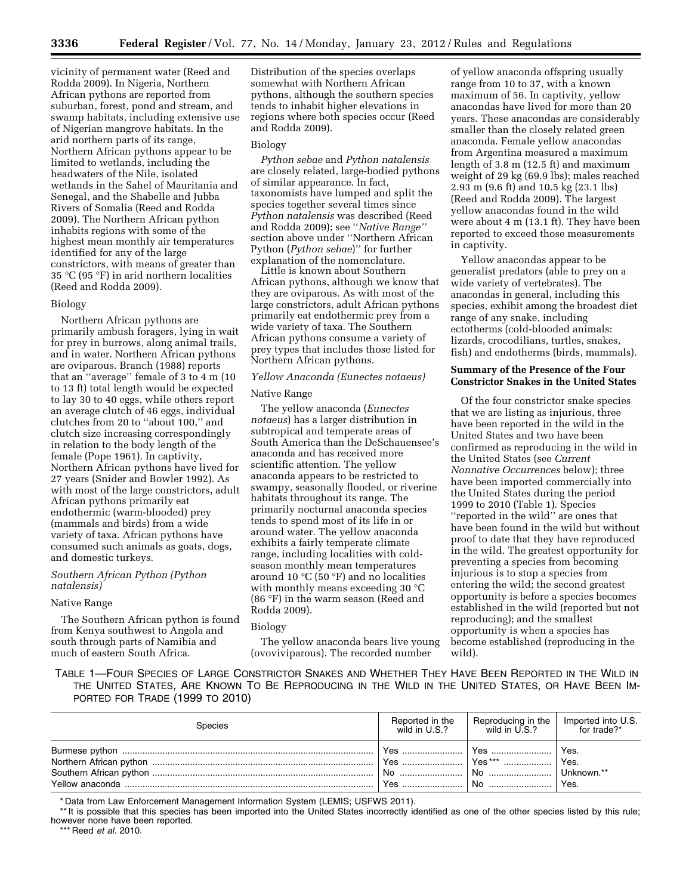vicinity of permanent water (Reed and Rodda 2009). In Nigeria, Northern African pythons are reported from suburban, forest, pond and stream, and swamp habitats, including extensive use of Nigerian mangrove habitats. In the arid northern parts of its range, Northern African pythons appear to be limited to wetlands, including the headwaters of the Nile, isolated wetlands in the Sahel of Mauritania and Senegal, and the Shabelle and Jubba Rivers of Somalia (Reed and Rodda 2009). The Northern African python inhabits regions with some of the highest mean monthly air temperatures identified for any of the large constrictors, with means of greater than 35 °C (95 °F) in arid northern localities (Reed and Rodda 2009).

Biology

Northern African pythons are primarily ambush foragers, lying in wait for prey in burrows, along animal trails, and in water. Northern African pythons are oviparous. Branch (1988) reports that an ''average'' female of 3 to 4 m (10 to 13 ft) total length would be expected to lay 30 to 40 eggs, while others report an average clutch of 46 eggs, individual clutches from 20 to ''about 100,'' and clutch size increasing correspondingly in relation to the body length of the female (Pope 1961). In captivity, Northern African pythons have lived for 27 years (Snider and Bowler 1992). As with most of the large constrictors, adult African pythons primarily eat endothermic (warm-blooded) prey (mammals and birds) from a wide variety of taxa. African pythons have consumed such animals as goats, dogs, and domestic turkeys.

*Southern African Python (Python natalensis)*

Native Range

The Southern African python is found from Kenya southwest to Angola and south through parts of Namibia and much of eastern South Africa. Distribution of the species overlaps somewhat with Northern African pythons, although the southern species tends to inhabit higher elevations in regions where both species occur (Reed and Rodda 2009).

Biology

*Python sebae* and *Python natalensis* are closely related, large-bodied pythons of similar appearance. In fact, taxonomists have lumped and split the species together several times since *Python natalensis* was described (Reed and Rodda 2009); see ''*Native Range*'' section above under ''Northern African Python (*Python sebae*)'' for further explanation of the nomenclature.

Little is known about Southern African pythons, although we know that they are oviparous. As with most of the large constrictors, adult African pythons primarily eat endothermic prey from a wide variety of taxa. The Southern African pythons consume a variety of prey types that includes those listed for Northern African pythons.

*Yellow Anaconda (Eunectes notaeus)*

Native Range

The yellow anaconda (*Eunectes notaeus*) has a larger distribution in subtropical and temperate areas of South America than the DeSchauensee's anaconda and has received more scientific attention. The yellow anaconda appears to be restricted to swampy, seasonally flooded, or riverine habitats throughout its range. The primarily nocturnal anaconda species tends to spend most of its life in or around water. The yellow anaconda exhibits a fairly temperate climate range, including localities with cold-season monthly mean temperatures around 10 °C (50 °F) and no localities with monthly means exceeding 30 °C (86 °F) in the warm season (Reed and Rodda 2009).

Biology

The yellow anaconda bears live young (ovoviviparous). The recorded number of yellow anaconda offspring usually range from 10 to 37, with a known maximum of 56. In captivity, yellow anacondas have lived for more than 20 years. These anacondas are considerably smaller than the closely related green anaconda. Female yellow anacondas from Argentina measured a maximum length of 3.8 m (12.5 ft) and maximum weight of 29 kg (69.9 lbs); males reached 2.93 m (9.6 ft) and 10.5 kg (23.1 lbs) (Reed and Rodda 2009). The largest yellow anacondas found in the wild were about 4 m (13.1 ft). They have been reported to exceed those measurements in captivity.

Yellow anacondas appear to be generalist predators (able to prey on a wide variety of vertebrates). The anacondas in general, including this species, exhibit among the broadest diet range of any snake, including ectotherms (cold-blooded animals: lizards, crocodilians, turtles, snakes, fish) and endotherms (birds, mammals).

**Summary of the Presence of the Four Constrictor Snakes in the United States**

Of the four constrictor snake species that we are listing as injurious, three have been reported in the wild in the United States and two have been confirmed as reproducing in the wild in the United States (see *Current Nonnative Occurrences* below); three have been imported commercially into the United States during the period 1999 to 2010 (Table 1). Species ''reported in the wild'' are ones that have been found in the wild but without proof to date that they have reproduced in the wild. The greatest opportunity for preventing a species from becoming injurious is to stop a species from entering the wild; the second greatest opportunity is before a species becomes established in the wild (reported but not reproducing); and the smallest opportunity is when a species has become established (reproducing in the wild).

TABLE 1—FOUR SPECIES OF LARGE CONSTRICTOR SNAKES AND WHETHER THEY HAVE BEEN REPORTED IN THE WILD IN THE UNITED STATES, ARE KNOWN TO BE REPRODUCING IN THE WILD IN THE UNITED STATES, OR HAVE BEEN IMPORTED FOR TRADE (1999 TO 2010)

| Species | Reported in the wild in U.S.? | Reproducing in the wild in U.S.? | Imported into U.S. for trade?* |
|---|---|---|---|
| Burmese python | Yes | Yes | Yes. |
| Northern African python | Yes | Yes*** | Yes. |
| Southern African python | No | No | Unknown.** |
| Yellow anaconda | Yes | No | Yes. |

\* Data from Law Enforcement Management Information System (LEMIS; USFWS 2011).

\*\* It is possible that this species has been imported into the United States incorrectly identified as one of the other species listed by this rule; however none have been reported.

\*\*\* Reed *et al.* 2010.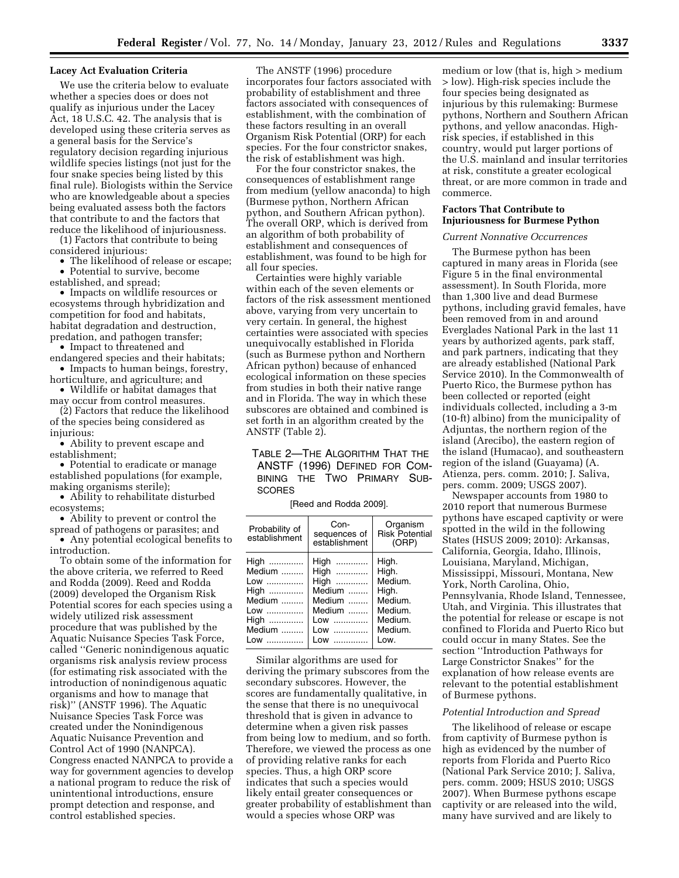### Lacey Act Evaluation Criteria

We use the criteria below to evaluate whether a species does or does not qualify as injurious under the Lacey Act, 18 U.S.C. 42. The analysis that is developed using these criteria serves as a general basis for the Service's regulatory decision regarding injurious wildlife species listings (not just for the four snake species being listed by this final rule). Biologists within the Service who are knowledgeable about a species being evaluated assess both the factors that contribute to and the factors that reduce the likelihood of injuriousness.

(1) Factors that contribute to being considered injurious:

- The likelihood of release or escape;
- Potential to survive, become established, and spread;
- Impacts on wildlife resources or ecosystems through hybridization and competition for food and habitats, habitat degradation and destruction, predation, and pathogen transfer;
- Impact to threatened and endangered species and their habitats;
- Impacts to human beings, forestry, horticulture, and agriculture; and
- Wildlife or habitat damages that may occur from control measures.

(2) Factors that reduce the likelihood of the species being considered as injurious:

- Ability to prevent escape and establishment;
- Potential to eradicate or manage established populations (for example, making organisms sterile);
- Ability to rehabilitate disturbed ecosystems;
- Ability to prevent or control the spread of pathogens or parasites; and
- Any potential ecological benefits to introduction.

To obtain some of the information for the above criteria, we referred to Reed and Rodda (2009). Reed and Rodda (2009) developed the Organism Risk Potential scores for each species using a widely utilized risk assessment procedure that was published by the Aquatic Nuisance Species Task Force, called ''Generic nonindigenous aquatic organisms risk analysis review process (for estimating risk associated with the introduction of nonindigenous aquatic organisms and how to manage that risk)'' (ANSTF 1996). The Aquatic Nuisance Species Task Force was created under the Nonindigenous Aquatic Nuisance Prevention and Control Act of 1990 (NANPCA). Congress enacted NANPCA to provide a way for government agencies to develop a national program to reduce the risk of unintentional introductions, ensure prompt detection and response, and control established species.

The ANSTF (1996) procedure incorporates four factors associated with probability of establishment and three factors associated with consequences of establishment, with the combination of these factors resulting in an overall Organism Risk Potential (ORP) for each species. For the four constrictor snakes, the risk of establishment was high.

For the four constrictor snakes, the consequences of establishment range from medium (yellow anaconda) to high (Burmese python, Northern African python, and Southern African python). The overall ORP, which is derived from an algorithm of both probability of establishment and consequences of establishment, was found to be high for all four species.

Certainties were highly variable within each of the seven elements or factors of the risk assessment mentioned above, varying from very uncertain to very certain. In general, the highest certainties were associated with species unequivocally established in Florida (such as Burmese python and Northern African python) because of enhanced ecological information on these species from studies in both their native range and in Florida. The way in which these subscores are obtained and combined is set forth in an algorithm created by the ANSTF (Table 2).

TABLE 2—THE ALGORITHM THAT THE ANSTF (1996) DEFINED FOR COMBINING THE TWO PRIMARY SUBSCORES

[Reed and Rodda 2009].

| Probability of establishment | Consequences of establishment | Organism Risk Potential (ORP) |
|---|---|---|
| High | High | High. |
| Medium | High | High. |
| Low | High | Medium. |
| High | Medium | High. |
| Medium | Medium | Medium. |
| Low | Medium | Medium. |
| High | Low | Medium. |
| Medium | Low | Medium. |
| Low | Low | Low. |

Similar algorithms are used for deriving the primary subscores from the secondary subscores. However, the scores are fundamentally qualitative, in the sense that there is no unequivocal threshold that is given in advance to determine when a given risk passes from being low to medium, and so forth. Therefore, we viewed the process as one of providing relative ranks for each species. Thus, a high ORP score indicates that such a species would likely entail greater consequences or greater probability of establishment than would a species whose ORP was medium or low (that is, high > medium > low). High-risk species include the four species being designated as injurious by this rulemaking: Burmese pythons, Northern and Southern African pythons, and yellow anacondas. High-risk species, if established in this country, would put larger portions of the U.S. mainland and insular territories at risk, constitute a greater ecological threat, or are more common in trade and commerce.

### Factors That Contribute to Injuriousness for Burmese Python

*Current Nonnative Occurrences*

The Burmese python has been captured in many areas in Florida (see Figure 5 in the final environmental assessment). In South Florida, more than 1,300 live and dead Burmese pythons, including gravid females, have been removed from in and around Everglades National Park in the last 11 years by authorized agents, park staff, and park partners, indicating that they are already established (National Park Service 2010). In the Commonwealth of Puerto Rico, the Burmese python has been collected or reported (eight individuals collected, including a 3-m (10-ft) albino) from the municipality of Adjuntas, the northern region of the island (Arecibo), the eastern region of the island (Humacao), and southeastern region of the island (Guayama) (A. Atienza, pers. comm. 2010; J. Saliva, pers. comm. 2009; USGS 2007).

Newspaper accounts from 1980 to 2010 report that numerous Burmese pythons have escaped captivity or were spotted in the wild in the following States (HSUS 2009; 2010): Arkansas, California, Georgia, Idaho, Illinois, Louisiana, Maryland, Michigan, Mississippi, Missouri, Montana, New York, North Carolina, Ohio, Pennsylvania, Rhode Island, Tennessee, Utah, and Virginia. This illustrates that the potential for release or escape is not confined to Florida and Puerto Rico but could occur in many States. See the section ''Introduction Pathways for Large Constrictor Snakes'' for the explanation of how release events are relevant to the potential establishment of Burmese pythons.

*Potential Introduction and Spread*

The likelihood of release or escape from captivity of Burmese python is high as evidenced by the number of reports from Florida and Puerto Rico (National Park Service 2010; J. Saliva, pers. comm. 2009; HSUS 2010; USGS 2007). When Burmese pythons escape captivity or are released into the wild, many have survived and are likely to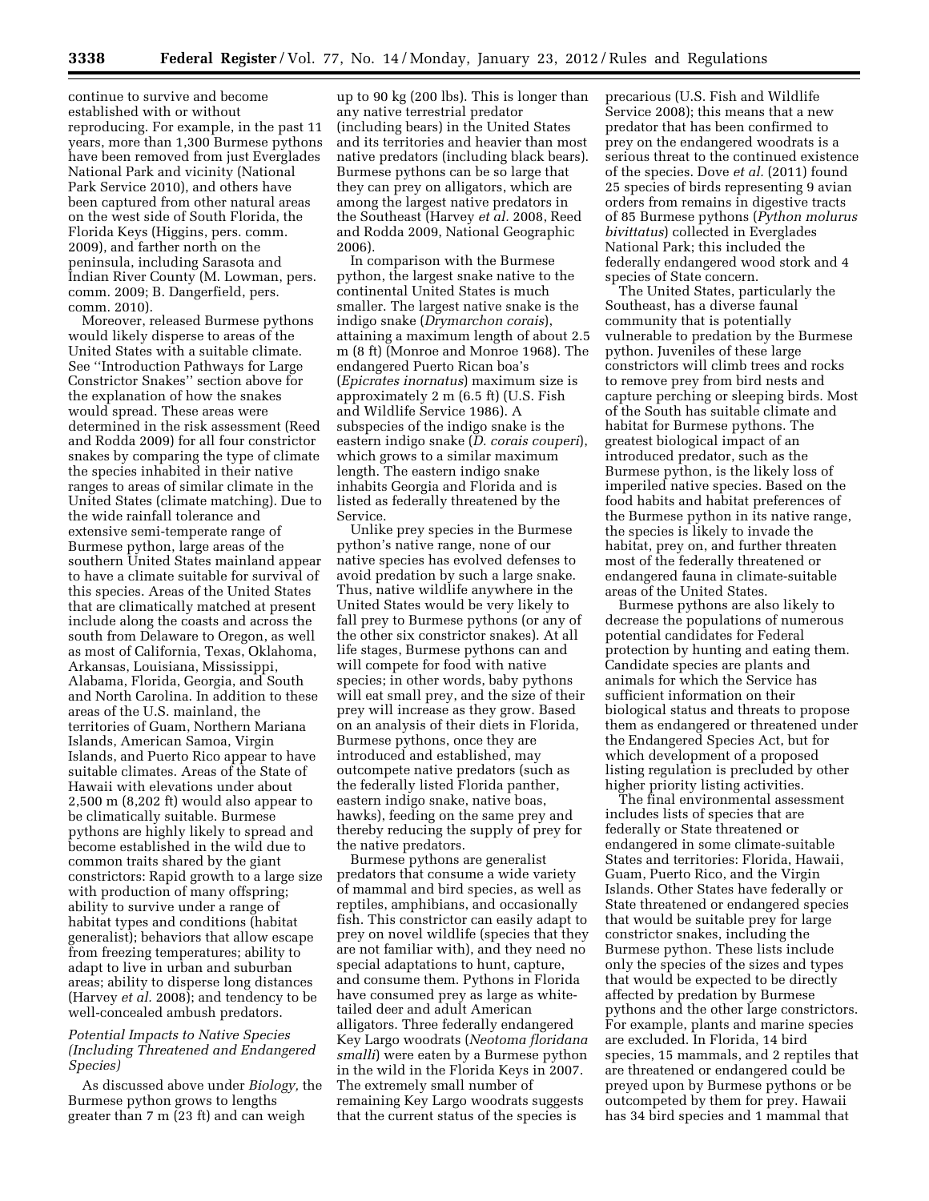continue to survive and become established with or without reproducing. For example, in the past 11 years, more than 1,300 Burmese pythons have been removed from just Everglades National Park and vicinity (National Park Service 2010), and others have been captured from other natural areas on the west side of South Florida, the Florida Keys (Higgins, pers. comm. 2009), and farther north on the peninsula, including Sarasota and Indian River County (M. Lowman, pers. comm. 2009; B. Dangerfield, pers. comm. 2010).

Moreover, released Burmese pythons would likely disperse to areas of the United States with a suitable climate. See ''Introduction Pathways for Large Constrictor Snakes'' section above for the explanation of how the snakes would spread. These areas were determined in the risk assessment (Reed and Rodda 2009) for all four constrictor snakes by comparing the type of climate the species inhabited in their native ranges to areas of similar climate in the United States (climate matching). Due to the wide rainfall tolerance and extensive semi-temperate range of Burmese python, large areas of the southern United States mainland appear to have a climate suitable for survival of this species. Areas of the United States that are climatically matched at present include along the coasts and across the south from Delaware to Oregon, as well as most of California, Texas, Oklahoma, Arkansas, Louisiana, Mississippi, Alabama, Florida, Georgia, and South and North Carolina. In addition to these areas of the U.S. mainland, the territories of Guam, Northern Mariana Islands, American Samoa, Virgin Islands, and Puerto Rico appear to have suitable climates. Areas of the State of Hawaii with elevations under about 2,500 m (8,202 ft) would also appear to be climatically suitable. Burmese pythons are highly likely to spread and become established in the wild due to common traits shared by the giant constrictors: Rapid growth to a large size with production of many offspring; ability to survive under a range of habitat types and conditions (habitat generalist); behaviors that allow escape from freezing temperatures; ability to adapt to live in urban and suburban areas; ability to disperse long distances (Harvey *et al.* 2008); and tendency to be well-concealed ambush predators.

*Potential Impacts to Native Species (Including Threatened and Endangered Species)*

As discussed above under *Biology,* the Burmese python grows to lengths greater than 7 m (23 ft) and can weigh up to 90 kg (200 lbs). This is longer than any native terrestrial predator (including bears) in the United States and its territories and heavier than most native predators (including black bears). Burmese pythons can be so large that they can prey on alligators, which are among the largest native predators in the Southeast (Harvey *et al.* 2008, Reed and Rodda 2009, National Geographic 2006).

In comparison with the Burmese python, the largest snake native to the continental United States is much smaller. The largest native snake is the indigo snake (*Drymarchon corais*), attaining a maximum length of about 2.5 m (8 ft) (Monroe and Monroe 1968). The endangered Puerto Rican boa's (*Epicrates inornatus*) maximum size is approximately 2 m (6.5 ft) (U.S. Fish and Wildlife Service 1986). A subspecies of the indigo snake is the eastern indigo snake (*D. corais couperi*), which grows to a similar maximum length. The eastern indigo snake inhabits Georgia and Florida and is listed as federally threatened by the Service.

Unlike prey species in the Burmese python's native range, none of our native species has evolved defenses to avoid predation by such a large snake. Thus, native wildlife anywhere in the United States would be very likely to fall prey to Burmese pythons (or any of the other six constrictor snakes). At all life stages, Burmese pythons can and will compete for food with native species; in other words, baby pythons will eat small prey, and the size of their prey will increase as they grow. Based on an analysis of their diets in Florida, Burmese pythons, once they are introduced and established, may outcompete native predators (such as the federally listed Florida panther, eastern indigo snake, native boas, hawks), feeding on the same prey and thereby reducing the supply of prey for the native predators.

Burmese pythons are generalist predators that consume a wide variety of mammal and bird species, as well as reptiles, amphibians, and occasionally fish. This constrictor can easily adapt to prey on novel wildlife (species that they are not familiar with), and they need no special adaptations to hunt, capture, and consume them. Pythons in Florida have consumed prey as large as white-tailed deer and adult American alligators. Three federally endangered Key Largo woodrats (*Neotoma floridana smalli*) were eaten by a Burmese python in the wild in the Florida Keys in 2007. The extremely small number of remaining Key Largo woodrats suggests that the current status of the species is precarious (U.S. Fish and Wildlife Service 2008); this means that a new predator that has been confirmed to prey on the endangered woodrats is a serious threat to the continued existence of the species. Dove *et al.* (2011) found 25 species of birds representing 9 avian orders from remains in digestive tracts of 85 Burmese pythons (*Python molurus bivittatus*) collected in Everglades National Park; this included the federally endangered wood stork and 4 species of State concern.

The United States, particularly the Southeast, has a diverse faunal community that is potentially vulnerable to predation by the Burmese python. Juveniles of these large constrictors will climb trees and rocks to remove prey from bird nests and capture perching or sleeping birds. Most of the South has suitable climate and habitat for Burmese pythons. The greatest biological impact of an introduced predator, such as the Burmese python, is the likely loss of imperiled native species. Based on the food habits and habitat preferences of the Burmese python in its native range, the species is likely to invade the habitat, prey on, and further threaten most of the federally threatened or endangered fauna in climate-suitable areas of the United States.

Burmese pythons are also likely to decrease the populations of numerous potential candidates for Federal protection by hunting and eating them. Candidate species are plants and animals for which the Service has sufficient information on their biological status and threats to propose them as endangered or threatened under the Endangered Species Act, but for which development of a proposed listing regulation is precluded by other higher priority listing activities.

The final environmental assessment includes lists of species that are federally or State threatened or endangered in some climate-suitable States and territories: Florida, Hawaii, Guam, Puerto Rico, and the Virgin Islands. Other States have federally or State threatened or endangered species that would be suitable prey for large constrictor snakes, including the Burmese python. These lists include only the species of the sizes and types that would be expected to be directly affected by predation by Burmese pythons and the other large constrictors. For example, plants and marine species are excluded. In Florida, 14 bird species, 15 mammals, and 2 reptiles that are threatened or endangered could be preyed upon by Burmese pythons or be outcompeted by them for prey. Hawaii has 34 bird species and 1 mammal that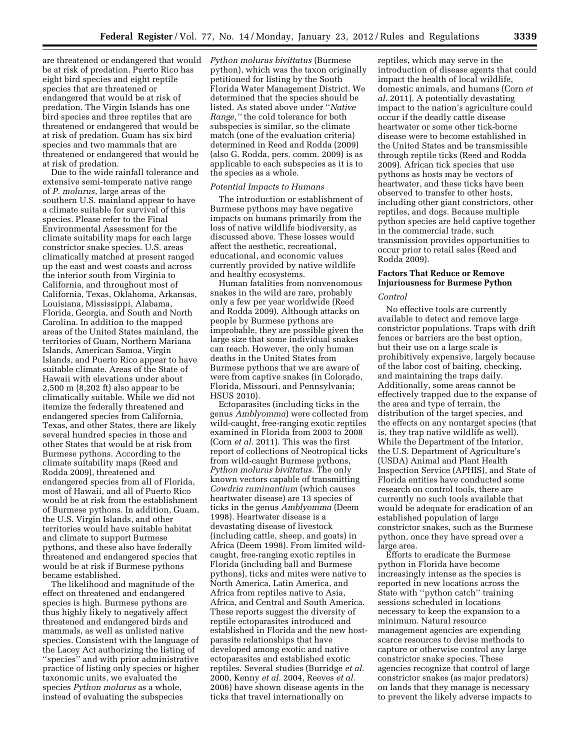are threatened or endangered that would be at risk of predation. Puerto Rico has eight bird species and eight reptile species that are threatened or endangered that would be at risk of predation. The Virgin Islands has one bird species and three reptiles that are threatened or endangered that would be at risk of predation. Guam has six bird species and two mammals that are threatened or endangered that would be at risk of predation.

Due to the wide rainfall tolerance and extensive semi-temperate native range of *P. molurus,* large areas of the southern U.S. mainland appear to have a climate suitable for survival of this species. Please refer to the Final Environmental Assessment for the climate suitability maps for each large constrictor snake species. U.S. areas climatically matched at present ranged up the east and west coasts and across the interior south from Virginia to California, and throughout most of California, Texas, Oklahoma, Arkansas, Louisiana, Mississippi, Alabama, Florida, Georgia, and South and North Carolina. In addition to the mapped areas of the United States mainland, the territories of Guam, Northern Mariana Islands, American Samoa, Virgin Islands, and Puerto Rico appear to have suitable climate. Areas of the State of Hawaii with elevations under about 2,500 m (8,202 ft) also appear to be climatically suitable. While we did not itemize the federally threatened and endangered species from California, Texas, and other States, there are likely several hundred species in those and other States that would be at risk from Burmese pythons. According to the climate suitability maps (Reed and Rodda 2009), threatened and endangered species from all of Florida, most of Hawaii, and all of Puerto Rico would be at risk from the establishment of Burmese pythons. In addition, Guam, the U.S. Virgin Islands, and other territories would have suitable habitat and climate to support Burmese pythons, and these also have federally threatened and endangered species that would be at risk if Burmese pythons became established.

The likelihood and magnitude of the effect on threatened and endangered species is high. Burmese pythons are thus highly likely to negatively affect threatened and endangered birds and mammals, as well as unlisted native species. Consistent with the language of the Lacey Act authorizing the listing of "species" and with prior administrative practice of listing only species or higher taxonomic units, we evaluated the species *Python molurus* as a whole, instead of evaluating the subspecies *Python molurus bivittatus* (Burmese python), which was the taxon originally petitioned for listing by the South Florida Water Management District. We determined that the species should be listed. As stated above under "*Native Range,*" the cold tolerance for both subspecies is similar, so the climate match (one of the evaluation criteria) determined in Reed and Rodda (2009) (also G. Rodda, pers. comm. 2009) is as applicable to each subspecies as it is to the species as a whole.

*Potential Impacts to Humans*

The introduction or establishment of Burmese pythons may have negative impacts on humans primarily from the loss of native wildlife biodiversity, as discussed above. These losses would affect the aesthetic, recreational, educational, and economic values currently provided by native wildlife and healthy ecosystems.

Human fatalities from nonvenomous snakes in the wild are rare, probably only a few per year worldwide (Reed and Rodda 2009). Although attacks on people by Burmese pythons are improbable, they are possible given the large size that some individual snakes can reach. However, the only human deaths in the United States from Burmese pythons that we are aware of were from captive snakes (in Colorado, Florida, Missouri, and Pennsylvania; HSUS 2010).

Ectoparasites (including ticks in the genus *Amblyomma*) were collected from wild-caught, free-ranging exotic reptiles examined in Florida from 2003 to 2008 (Corn *et al.* 2011). This was the first report of collections of Neotropical ticks from wild-caught Burmese pythons, *Python molurus bivittatus.* The only known vectors capable of transmitting *Cowdria ruminantium* (which causes heartwater disease) are 13 species of ticks in the genus *Amblyomma* (Deem 1998). Heartwater disease is a devastating disease of livestock (including cattle, sheep, and goats) in Africa (Deem 1998). From limited wild-caught, free-ranging exotic reptiles in Florida (including ball and Burmese pythons), ticks and mites were native to North America, Latin America, and Africa from reptiles native to Asia, Africa, and Central and South America. These reports suggest the diversity of reptile ectoparasites introduced and established in Florida and the new host-parasite relationships that have developed among exotic and native ectoparasites and established exotic reptiles. Several studies (Burridge *et al.* 2000, Kenny *et al.* 2004, Reeves *et al.* 2006) have shown disease agents in the ticks that travel internationally on reptiles, which may serve in the introduction of disease agents that could impact the health of local wildlife, domestic animals, and humans (Corn *et al.* 2011). A potentially devastating impact to the nation's agriculture could occur if the deadly cattle disease heartwater or some other tick-borne disease were to become established in the United States and be transmissible through reptile ticks (Reed and Rodda 2009). African tick species that use pythons as hosts may be vectors of heartwater, and these ticks have been observed to transfer to other hosts, including other giant constrictors, other reptiles, and dogs. Because multiple python species are held captive together in the commercial trade, such transmission provides opportunities to occur prior to retail sales (Reed and Rodda 2009).

## Factors That Reduce or Remove Injuriousness for Burmese Python

*Control*

No effective tools are currently available to detect and remove large constrictor populations. Traps with drift fences or barriers are the best option, but their use on a large scale is prohibitively expensive, largely because of the labor cost of baiting, checking, and maintaining the traps daily. Additionally, some areas cannot be effectively trapped due to the expanse of the area and type of terrain, the distribution of the target species, and the effects on any nontarget species (that is, they trap native wildlife as well). While the Department of the Interior, the U.S. Department of Agriculture's (USDA) Animal and Plant Health Inspection Service (APHIS), and State of Florida entities have conducted some research on control tools, there are currently no such tools available that would be adequate for eradication of an established population of large constrictor snakes, such as the Burmese python, once they have spread over a large area.

Efforts to eradicate the Burmese python in Florida have become increasingly intense as the species is reported in new locations across the State with "python catch" training sessions scheduled in locations necessary to keep the expansion to a minimum. Natural resource management agencies are expending scarce resources to devise methods to capture or otherwise control any large constrictor snake species. These agencies recognize that control of large constrictor snakes (as major predators) on lands that they manage is necessary to prevent the likely adverse impacts to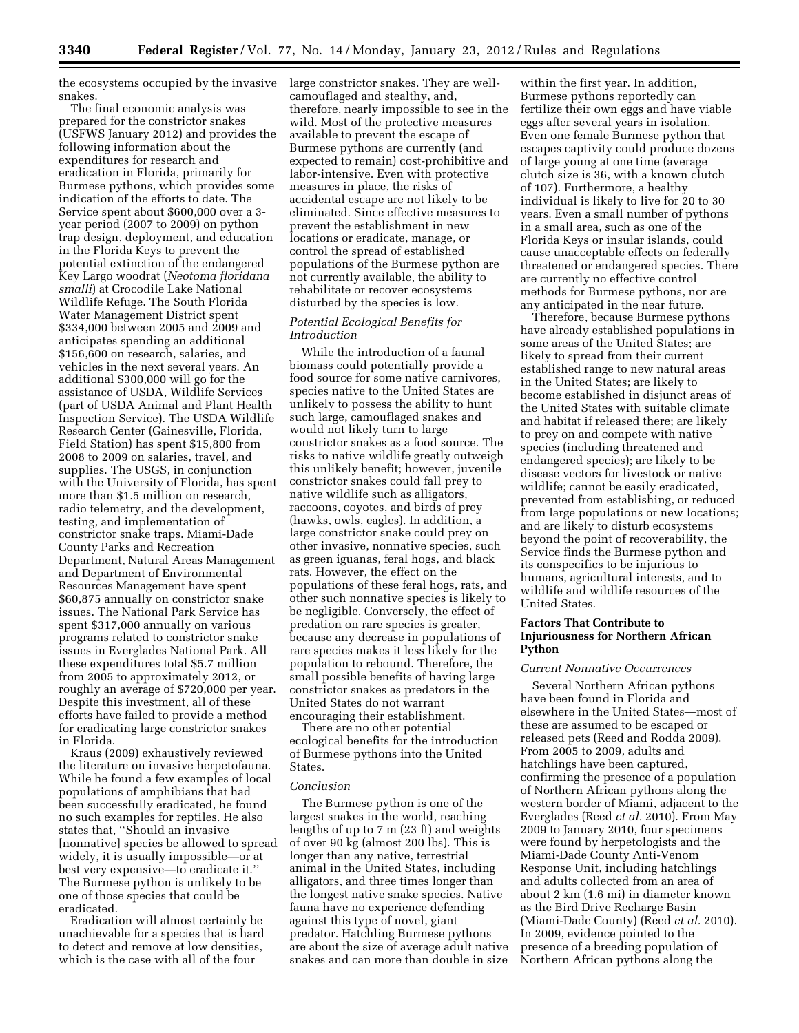the ecosystems occupied by the invasive snakes.

The final economic analysis was prepared for the constrictor snakes (USFWS January 2012) and provides the following information about the expenditures for research and eradication in Florida, primarily for Burmese pythons, which provides some indication of the efforts to date. The Service spent about $600,000 over a 3-year period (2007 to 2009) on python trap design, deployment, and education in the Florida Keys to prevent the potential extinction of the endangered Key Largo woodrat (*Neotoma floridana smalli*) at Crocodile Lake National Wildlife Refuge. The South Florida Water Management District spent $334,000 between 2005 and 2009 and anticipates spending an additional $156,600 on research, salaries, and vehicles in the next several years. An additional $300,000 will go for the assistance of USDA, Wildlife Services (part of USDA Animal and Plant Health Inspection Service). The USDA Wildlife Research Center (Gainesville, Florida, Field Station) has spent $15,800 from 2008 to 2009 on salaries, travel, and supplies. The USGS, in conjunction with the University of Florida, has spent more than $1.5 million on research, radio telemetry, and the development, testing, and implementation of constrictor snake traps. Miami-Dade County Parks and Recreation Department, Natural Areas Management and Department of Environmental Resources Management have spent $60,875 annually on constrictor snake issues. The National Park Service has spent $317,000 annually on various programs related to constrictor snake issues in Everglades National Park. All these expenditures total $5.7 million from 2005 to approximately 2012, or roughly an average of $720,000 per year. Despite this investment, all of these efforts have failed to provide a method for eradicating large constrictor snakes in Florida.

Kraus (2009) exhaustively reviewed the literature on invasive herpetofauna. While he found a few examples of local populations of amphibians that had been successfully eradicated, he found no such examples for reptiles. He also states that, ''Should an invasive [nonnative] species be allowed to spread widely, it is usually impossible—or at best very expensive—to eradicate it.'' The Burmese python is unlikely to be one of those species that could be eradicated.

Eradication will almost certainly be unachievable for a species that is hard to detect and remove at low densities, which is the case with all of the four large constrictor snakes. They are well-camouflaged and stealthy, and, therefore, nearly impossible to see in the wild. Most of the protective measures available to prevent the escape of Burmese pythons are currently (and expected to remain) cost-prohibitive and labor-intensive. Even with protective measures in place, the risks of accidental escape are not likely to be eliminated. Since effective measures to prevent the establishment in new locations or eradicate, manage, or control the spread of established populations of the Burmese python are not currently available, the ability to rehabilitate or recover ecosystems disturbed by the species is low.

*Potential Ecological Benefits for Introduction*

While the introduction of a faunal biomass could potentially provide a food source for some native carnivores, species native to the United States are unlikely to possess the ability to hunt such large, camouflaged snakes and would not likely turn to large constrictor snakes as a food source. The risks to native wildlife greatly outweigh this unlikely benefit; however, juvenile constrictor snakes could fall prey to native wildlife such as alligators, raccoons, coyotes, and birds of prey (hawks, owls, eagles). In addition, a large constrictor snake could prey on other invasive, nonnative species, such as green iguanas, feral hogs, and black rats. However, the effect on the populations of these feral hogs, rats, and other such nonnative species is likely to be negligible. Conversely, the effect of predation on rare species is greater, because any decrease in populations of rare species makes it less likely for the population to rebound. Therefore, the small possible benefits of having large constrictor snakes as predators in the United States do not warrant encouraging their establishment.

There are no other potential ecological benefits for the introduction of Burmese pythons into the United States.

*Conclusion*

The Burmese python is one of the largest snakes in the world, reaching lengths of up to 7 m (23 ft) and weights of over 90 kg (almost 200 lbs). This is longer than any native, terrestrial animal in the United States, including alligators, and three times longer than the longest native snake species. Native fauna have no experience defending against this type of novel, giant predator. Hatchling Burmese pythons are about the size of average adult native snakes and can more than double in size within the first year. In addition, Burmese pythons reportedly can fertilize their own eggs and have viable eggs after several years in isolation. Even one female Burmese python that escapes captivity could produce dozens of large young at one time (average clutch size is 36, with a known clutch of 107). Furthermore, a healthy individual is likely to live for 20 to 30 years. Even a small number of pythons in a small area, such as one of the Florida Keys or insular islands, could cause unacceptable effects on federally threatened or endangered species. There are currently no effective control methods for Burmese pythons, nor are any anticipated in the near future.

Therefore, because Burmese pythons have already established populations in some areas of the United States; are likely to spread from their current established range to new natural areas in the United States; are likely to become established in disjunct areas of the United States with suitable climate and habitat if released there; are likely to prey on and compete with native species (including threatened and endangered species); are likely to be disease vectors for livestock or native wildlife; cannot be easily eradicated, prevented from establishing, or reduced from large populations or new locations; and are likely to disturb ecosystems beyond the point of recoverability, the Service finds the Burmese python and its conspecifics to be injurious to humans, agricultural interests, and to wildlife and wildlife resources of the United States.

## Factors That Contribute to Injuriousness for Northern African Python

*Current Nonnative Occurrences*

Several Northern African pythons have been found in Florida and elsewhere in the United States—most of these are assumed to be escaped or released pets (Reed and Rodda 2009). From 2005 to 2009, adults and hatchlings have been captured, confirming the presence of a population of Northern African pythons along the western border of Miami, adjacent to the Everglades (Reed *et al.* 2010). From May 2009 to January 2010, four specimens were found by herpetologists and the Miami-Dade County Anti-Venom Response Unit, including hatchlings and adults collected from an area of about 2 km (1.6 mi) in diameter known as the Bird Drive Recharge Basin (Miami-Dade County) (Reed *et al.* 2010). In 2009, evidence pointed to the presence of a breeding population of Northern African pythons along the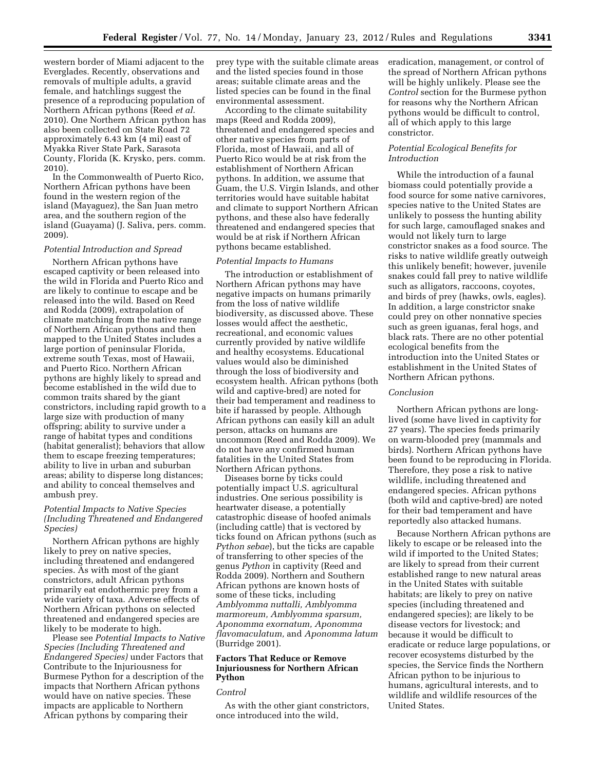western border of Miami adjacent to the Everglades. Recently, observations and removals of multiple adults, a gravid female, and hatchlings suggest the presence of a reproducing population of Northern African pythons (Reed *et al.* 2010). One Northern African python has also been collected on State Road 72 approximately 6.43 km (4 mi) east of Myakka River State Park, Sarasota County, Florida (K. Krysko, pers. comm. 2010).

In the Commonwealth of Puerto Rico, Northern African pythons have been found in the western region of the island (Mayaguez), the San Juan metro area, and the southern region of the island (Guayama) (J. Saliva, pers. comm. 2009).

*Potential Introduction and Spread*

Northern African pythons have escaped captivity or been released into the wild in Florida and Puerto Rico and are likely to continue to escape and be released into the wild. Based on Reed and Rodda (2009), extrapolation of climate matching from the native range of Northern African pythons and then mapped to the United States includes a large portion of peninsular Florida, extreme south Texas, most of Hawaii, and Puerto Rico. Northern African pythons are highly likely to spread and become established in the wild due to common traits shared by the giant constrictors, including rapid growth to a large size with production of many offspring; ability to survive under a range of habitat types and conditions (habitat generalist); behaviors that allow them to escape freezing temperatures; ability to live in urban and suburban areas; ability to disperse long distances; and ability to conceal themselves and ambush prey.

*Potential Impacts to Native Species (Including Threatened and Endangered Species)*

Northern African pythons are highly likely to prey on native species, including threatened and endangered species. As with most of the giant constrictors, adult African pythons primarily eat endothermic prey from a wide variety of taxa. Adverse effects of Northern African pythons on selected threatened and endangered species are likely to be moderate to high.

Please see *Potential Impacts to Native Species (Including Threatened and Endangered Species)* under Factors that Contribute to the Injuriousness for Burmese Python for a description of the impacts that Northern African pythons would have on native species. These impacts are applicable to Northern African pythons by comparing their prey type with the suitable climate areas and the listed species found in those areas; suitable climate areas and the listed species can be found in the final environmental assessment.

According to the climate suitability maps (Reed and Rodda 2009), threatened and endangered species and other native species from parts of Florida, most of Hawaii, and all of Puerto Rico would be at risk from the establishment of Northern African pythons. In addition, we assume that Guam, the U.S. Virgin Islands, and other territories would have suitable habitat and climate to support Northern African pythons, and these also have federally threatened and endangered species that would be at risk if Northern African pythons became established.

*Potential Impacts to Humans*

The introduction or establishment of Northern African pythons may have negative impacts on humans primarily from the loss of native wildlife biodiversity, as discussed above. These losses would affect the aesthetic, recreational, and economic values currently provided by native wildlife and healthy ecosystems. Educational values would also be diminished through the loss of biodiversity and ecosystem health. African pythons (both wild and captive-bred) are noted for their bad temperament and readiness to bite if harassed by people. Although African pythons can easily kill an adult person, attacks on humans are uncommon (Reed and Rodda 2009). We do not have any confirmed human fatalities in the United States from Northern African pythons.

Diseases borne by ticks could potentially impact U.S. agricultural industries. One serious possibility is heartwater disease, a potentially catastrophic disease of hoofed animals (including cattle) that is vectored by ticks found on African pythons (such as *Python sebae*), but the ticks are capable of transferring to other species of the genus *Python* in captivity (Reed and Rodda 2009). Northern and Southern African pythons are known hosts of some of these ticks, including *Amblyomma nuttalli, Amblyomma marmoreum, Amblyomma sparsum, Aponomma exornatum, Aponomma flavomaculatum,* and *Aponomma latum* (Burridge 2001).

### Factors That Reduce or Remove Injuriousness for Northern African Python

*Control*

As with the other giant constrictors, once introduced into the wild, eradication, management, or control of the spread of Northern African pythons will be highly unlikely. Please see the *Control* section for the Burmese python for reasons why the Northern African pythons would be difficult to control, all of which apply to this large constrictor.

*Potential Ecological Benefits for Introduction*

While the introduction of a faunal biomass could potentially provide a food source for some native carnivores, species native to the United States are unlikely to possess the hunting ability for such large, camouflaged snakes and would not likely turn to large constrictor snakes as a food source. The risks to native wildlife greatly outweigh this unlikely benefit; however, juvenile snakes could fall prey to native wildlife such as alligators, raccoons, coyotes, and birds of prey (hawks, owls, eagles). In addition, a large constrictor snake could prey on other nonnative species such as green iguanas, feral hogs, and black rats. There are no other potential ecological benefits from the introduction into the United States or establishment in the United States of Northern African pythons.

*Conclusion*

Northern African pythons are long-lived (some have lived in captivity for 27 years). The species feeds primarily on warm-blooded prey (mammals and birds). Northern African pythons have been found to be reproducing in Florida. Therefore, they pose a risk to native wildlife, including threatened and endangered species. African pythons (both wild and captive-bred) are noted for their bad temperament and have reportedly also attacked humans.

Because Northern African pythons are likely to escape or be released into the wild if imported to the United States; are likely to spread from their current established range to new natural areas in the United States with suitable habitats; are likely to prey on native species (including threatened and endangered species); are likely to be disease vectors for livestock; and because it would be difficult to eradicate or reduce large populations, or recover ecosystems disturbed by the species, the Service finds the Northern African python to be injurious to humans, agricultural interests, and to wildlife and wildlife resources of the United States.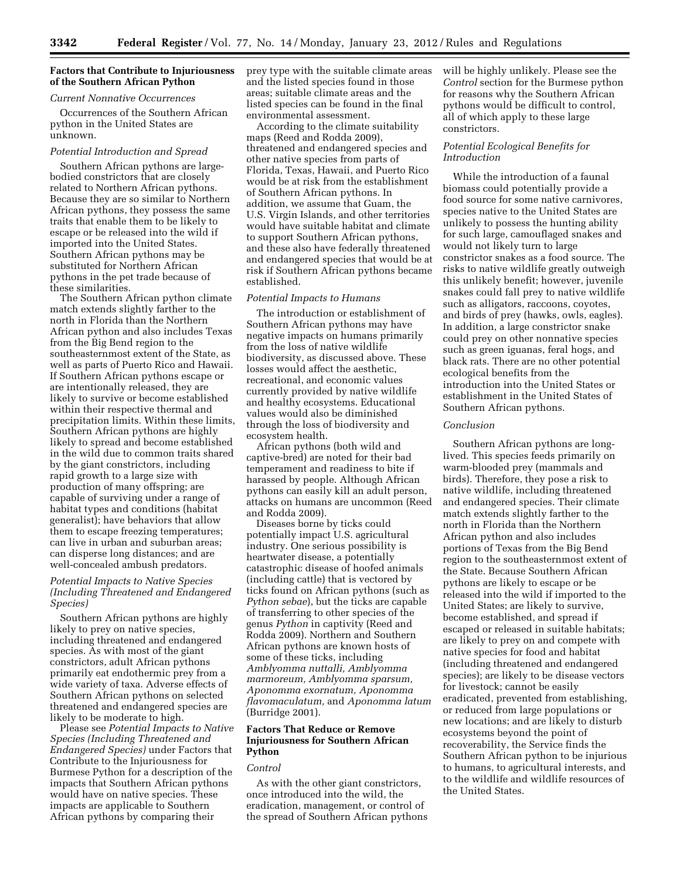### Factors that Contribute to Injuriousness of the Southern African Python

*Current Nonnative Occurrences*

Occurrences of the Southern African python in the United States are unknown.

*Potential Introduction and Spread*

Southern African pythons are large-bodied constrictors that are closely related to Northern African pythons. Because they are so similar to Northern African pythons, they possess the same traits that enable them to be likely to escape or be released into the wild if imported into the United States. Southern African pythons may be substituted for Northern African pythons in the pet trade because of these similarities.

The Southern African python climate match extends slightly farther to the north in Florida than the Northern African python and also includes Texas from the Big Bend region to the southeasternmost extent of the State, as well as parts of Puerto Rico and Hawaii. If Southern African pythons escape or are intentionally released, they are likely to survive or become established within their respective thermal and precipitation limits. Within these limits, Southern African pythons are highly likely to spread and become established in the wild due to common traits shared by the giant constrictors, including rapid growth to a large size with production of many offspring; are capable of surviving under a range of habitat types and conditions (habitat generalist); have behaviors that allow them to escape freezing temperatures; can live in urban and suburban areas; can disperse long distances; and are well-concealed ambush predators.

*Potential Impacts to Native Species (Including Threatened and Endangered Species)*

Southern African pythons are highly likely to prey on native species, including threatened and endangered species. As with most of the giant constrictors, adult African pythons primarily eat endothermic prey from a wide variety of taxa. Adverse effects of Southern African pythons on selected threatened and endangered species are likely to be moderate to high.

Please see *Potential Impacts to Native Species (Including Threatened and Endangered Species)* under Factors that Contribute to the Injuriousness for Burmese Python for a description of the impacts that Southern African pythons would have on native species. These impacts are applicable to Southern African pythons by comparing their prey type with the suitable climate areas and the listed species found in those areas; suitable climate areas and the listed species can be found in the final environmental assessment.

According to the climate suitability maps (Reed and Rodda 2009), threatened and endangered species and other native species from parts of Florida, Texas, Hawaii, and Puerto Rico would be at risk from the establishment of Southern African pythons. In addition, we assume that Guam, the U.S. Virgin Islands, and other territories would have suitable habitat and climate to support Southern African pythons, and these also have federally threatened and endangered species that would be at risk if Southern African pythons became established.

*Potential Impacts to Humans*

The introduction or establishment of Southern African pythons may have negative impacts on humans primarily from the loss of native wildlife biodiversity, as discussed above. These losses would affect the aesthetic, recreational, and economic values currently provided by native wildlife and healthy ecosystems. Educational values would also be diminished through the loss of biodiversity and ecosystem health.

African pythons (both wild and captive-bred) are noted for their bad temperament and readiness to bite if harassed by people. Although African pythons can easily kill an adult person, attacks on humans are uncommon (Reed and Rodda 2009).

Diseases borne by ticks could potentially impact U.S. agricultural industry. One serious possibility is heartwater disease, a potentially catastrophic disease of hoofed animals (including cattle) that is vectored by ticks found on African pythons (such as *Python sebae*), but the ticks are capable of transferring to other species of the genus *Python* in captivity (Reed and Rodda 2009). Northern and Southern African pythons are known hosts of some of these ticks, including *Amblyomma nuttalli, Amblyomma marmoreum, Amblyomma sparsum, Aponomma exornatum, Aponomma flavomaculatum,* and *Aponomma latum* (Burridge 2001).

### Factors That Reduce or Remove Injuriousness for Southern African Python

*Control*

As with the other giant constrictors, once introduced into the wild, the eradication, management, or control of the spread of Southern African pythons will be highly unlikely. Please see the *Control* section for the Burmese python for reasons why the Southern African pythons would be difficult to control, all of which apply to these large constrictors.

*Potential Ecological Benefits for Introduction*

While the introduction of a faunal biomass could potentially provide a food source for some native carnivores, species native to the United States are unlikely to possess the hunting ability for such large, camouflaged snakes and would not likely turn to large constrictor snakes as a food source. The risks to native wildlife greatly outweigh this unlikely benefit; however, juvenile snakes could fall prey to native wildlife such as alligators, raccoons, coyotes, and birds of prey (hawks, owls, eagles). In addition, a large constrictor snake could prey on other nonnative species such as green iguanas, feral hogs, and black rats. There are no other potential ecological benefits from the introduction into the United States or establishment in the United States of Southern African pythons.

*Conclusion*

Southern African pythons are long-lived. This species feeds primarily on warm-blooded prey (mammals and birds). Therefore, they pose a risk to native wildlife, including threatened and endangered species. Their climate match extends slightly farther to the north in Florida than the Northern African python and also includes portions of Texas from the Big Bend region to the southeasternmost extent of the State. Because Southern African pythons are likely to escape or be released into the wild if imported to the United States; are likely to survive, become established, and spread if escaped or released in suitable habitats; are likely to prey on and compete with native species for food and habitat (including threatened and endangered species); are likely to be disease vectors for livestock; cannot be easily eradicated, prevented from establishing, or reduced from large populations or new locations; and are likely to disturb ecosystems beyond the point of recoverability, the Service finds the Southern African python to be injurious to humans, to agricultural interests, and to the wildlife and wildlife resources of the United States.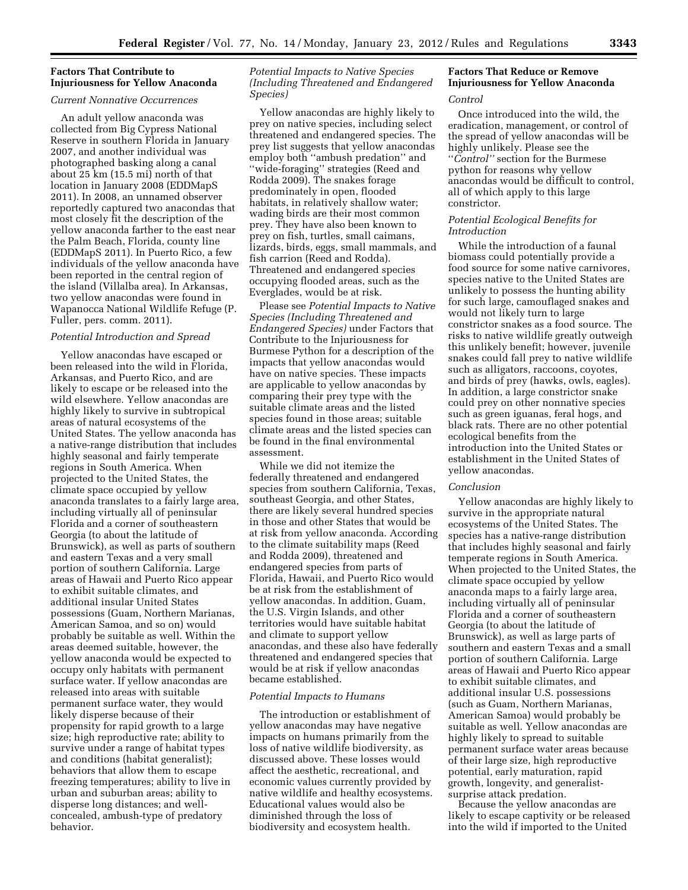### Factors That Contribute to Injuriousness for Yellow Anaconda

*Current Nonnative Occurrences*

An adult yellow anaconda was collected from Big Cypress National Reserve in southern Florida in January 2007, and another individual was photographed basking along a canal about 25 km (15.5 mi) north of that location in January 2008 (EDDMapS 2011). In 2008, an unnamed observer reportedly captured two anacondas that most closely fit the description of the yellow anaconda farther to the east near the Palm Beach, Florida, county line (EDDMapS 2011). In Puerto Rico, a few individuals of the yellow anaconda have been reported in the central region of the island (Villalba area). In Arkansas, two yellow anacondas were found in Wapanocca National Wildlife Refuge (P. Fuller, pers. comm. 2011).

*Potential Introduction and Spread*

Yellow anacondas have escaped or been released into the wild in Florida, Arkansas, and Puerto Rico, and are likely to escape or be released into the wild elsewhere. Yellow anacondas are highly likely to survive in subtropical areas of natural ecosystems of the United States. The yellow anaconda has a native-range distribution that includes highly seasonal and fairly temperate regions in South America. When projected to the United States, the climate space occupied by yellow anaconda translates to a fairly large area, including virtually all of peninsular Florida and a corner of southeastern Georgia (to about the latitude of Brunswick), as well as parts of southern and eastern Texas and a very small portion of southern California. Large areas of Hawaii and Puerto Rico appear to exhibit suitable climates, and additional insular United States possessions (Guam, Northern Marianas, American Samoa, and so on) would probably be suitable as well. Within the areas deemed suitable, however, the yellow anaconda would be expected to occupy only habitats with permanent surface water. If yellow anacondas are released into areas with suitable permanent surface water, they would likely disperse because of their propensity for rapid growth to a large size; high reproductive rate; ability to survive under a range of habitat types and conditions (habitat generalist); behaviors that allow them to escape freezing temperatures; ability to live in urban and suburban areas; ability to disperse long distances; and well-concealed, ambush-type of predatory behavior.

*Potential Impacts to Native Species (Including Threatened and Endangered Species)*

Yellow anacondas are highly likely to prey on native species, including select threatened and endangered species. The prey list suggests that yellow anacondas employ both ''ambush predation'' and ''wide-foraging'' strategies (Reed and Rodda 2009). The snakes forage predominately in open, flooded habitats, in relatively shallow water; wading birds are their most common prey. They have also been known to prey on fish, turtles, small caimans, lizards, birds, eggs, small mammals, and fish carrion (Reed and Rodda). Threatened and endangered species occupying flooded areas, such as the Everglades, would be at risk.

Please see *Potential Impacts to Native Species (Including Threatened and Endangered Species)* under Factors that Contribute to the Injuriousness for Burmese Python for a description of the impacts that yellow anacondas would have on native species. These impacts are applicable to yellow anacondas by comparing their prey type with the suitable climate areas and the listed species found in those areas; suitable climate areas and the listed species can be found in the final environmental assessment.

While we did not itemize the federally threatened and endangered species from southern California, Texas, southeast Georgia, and other States, there are likely several hundred species in those and other States that would be at risk from yellow anaconda. According to the climate suitability maps (Reed and Rodda 2009), threatened and endangered species from parts of Florida, Hawaii, and Puerto Rico would be at risk from the establishment of yellow anacondas. In addition, Guam, the U.S. Virgin Islands, and other territories would have suitable habitat and climate to support yellow anacondas, and these also have federally threatened and endangered species that would be at risk if yellow anacondas became established.

*Potential Impacts to Humans*

The introduction or establishment of yellow anacondas may have negative impacts on humans primarily from the loss of native wildlife biodiversity, as discussed above. These losses would affect the aesthetic, recreational, and economic values currently provided by native wildlife and healthy ecosystems. Educational values would also be diminished through the loss of biodiversity and ecosystem health.

### Factors That Reduce or Remove Injuriousness for Yellow Anaconda

*Control*

Once introduced into the wild, the eradication, management, or control of the spread of yellow anacondas will be highly unlikely. Please see the ''*Control''* section for the Burmese python for reasons why yellow anacondas would be difficult to control, all of which apply to this large constrictor.

*Potential Ecological Benefits for Introduction*

While the introduction of a faunal biomass could potentially provide a food source for some native carnivores, species native to the United States are unlikely to possess the hunting ability for such large, camouflaged snakes and would not likely turn to large constrictor snakes as a food source. The risks to native wildlife greatly outweigh this unlikely benefit; however, juvenile snakes could fall prey to native wildlife such as alligators, raccoons, coyotes, and birds of prey (hawks, owls, eagles). In addition, a large constrictor snake could prey on other nonnative species such as green iguanas, feral hogs, and black rats. There are no other potential ecological benefits from the introduction into the United States or establishment in the United States of yellow anacondas.

*Conclusion*

Yellow anacondas are highly likely to survive in the appropriate natural ecosystems of the United States. The species has a native-range distribution that includes highly seasonal and fairly temperate regions in South America. When projected to the United States, the climate space occupied by yellow anaconda maps to a fairly large area, including virtually all of peninsular Florida and a corner of southeastern Georgia (to about the latitude of Brunswick), as well as large parts of southern and eastern Texas and a small portion of southern California. Large areas of Hawaii and Puerto Rico appear to exhibit suitable climates, and additional insular U.S. possessions (such as Guam, Northern Marianas, American Samoa) would probably be suitable as well. Yellow anacondas are highly likely to spread to suitable permanent surface water areas because of their large size, high reproductive potential, early maturation, rapid growth, longevity, and generalist-surprise attack predation.

Because the yellow anacondas are likely to escape captivity or be released into the wild if imported to the United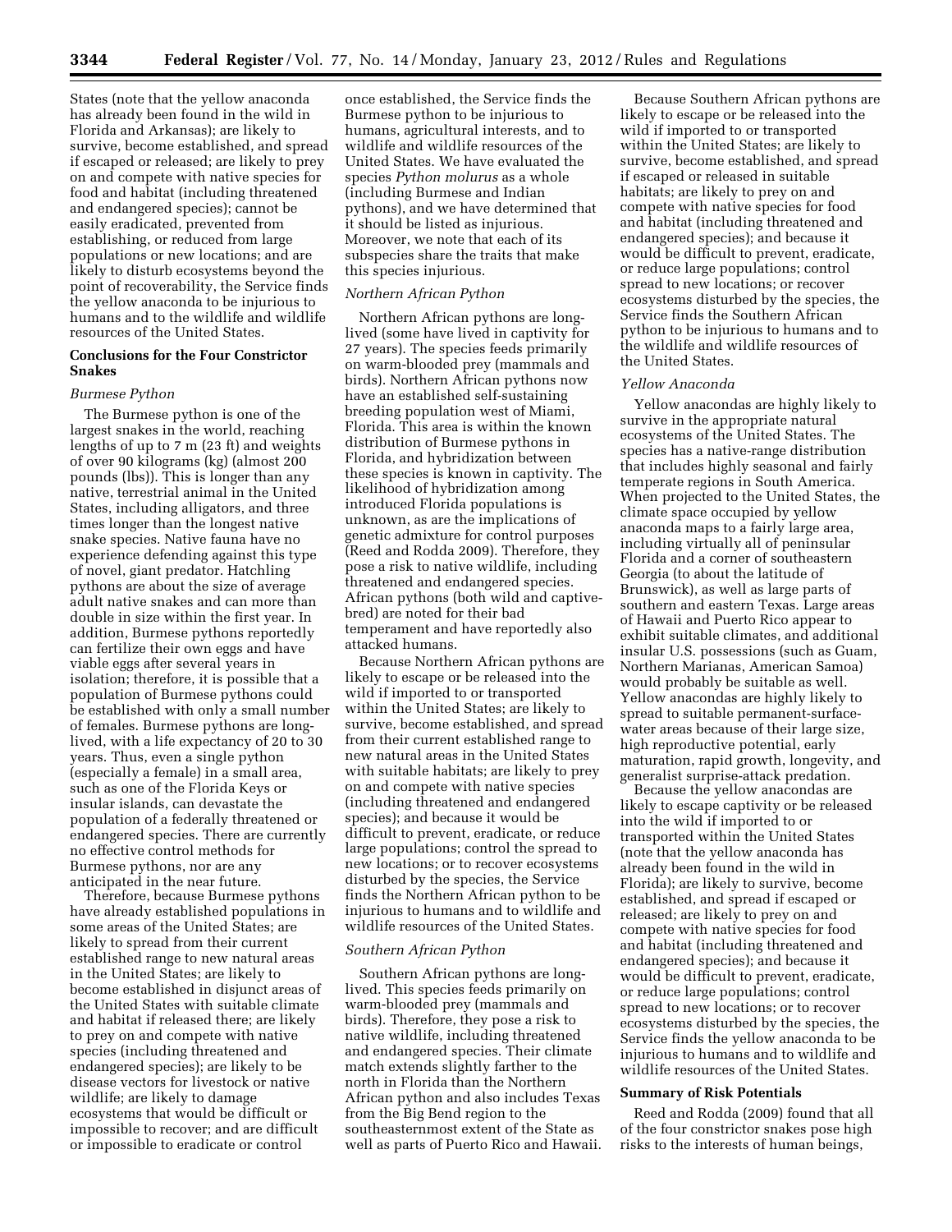States (note that the yellow anaconda has already been found in the wild in Florida and Arkansas); are likely to survive, become established, and spread if escaped or released; are likely to prey on and compete with native species for food and habitat (including threatened and endangered species); cannot be easily eradicated, prevented from establishing, or reduced from large populations or new locations; and are likely to disturb ecosystems beyond the point of recoverability, the Service finds the yellow anaconda to be injurious to humans and to the wildlife and wildlife resources of the United States.

**Conclusions for the Four Constrictor Snakes**

*Burmese Python*

The Burmese python is one of the largest snakes in the world, reaching lengths of up to 7 m (23 ft) and weights of over 90 kilograms (kg) (almost 200 pounds (lbs)). This is longer than any native, terrestrial animal in the United States, including alligators, and three times longer than the longest native snake species. Native fauna have no experience defending against this type of novel, giant predator. Hatchling pythons are about the size of average adult native snakes and can more than double in size within the first year. In addition, Burmese pythons reportedly can fertilize their own eggs and have viable eggs after several years in isolation; therefore, it is possible that a population of Burmese pythons could be established with only a small number of females. Burmese pythons are long-lived, with a life expectancy of 20 to 30 years. Thus, even a single python (especially a female) in a small area, such as one of the Florida Keys or insular islands, can devastate the population of a federally threatened or endangered species. There are currently no effective control methods for Burmese pythons, nor are any anticipated in the near future.

Therefore, because Burmese pythons have already established populations in some areas of the United States; are likely to spread from their current established range to new natural areas in the United States; are likely to become established in disjunct areas of the United States with suitable climate and habitat if released there; are likely to prey on and compete with native species (including threatened and endangered species); are likely to be disease vectors for livestock or native wildlife; are likely to damage ecosystems that would be difficult or impossible to recover; and are difficult or impossible to eradicate or control once established, the Service finds the Burmese python to be injurious to humans, agricultural interests, and to wildlife and wildlife resources of the United States. We have evaluated the species *Python molurus* as a whole (including Burmese and Indian pythons), and we have determined that it should be listed as injurious. Moreover, we note that each of its subspecies share the traits that make this species injurious.

*Northern African Python*

Northern African pythons are long-lived (some have lived in captivity for 27 years). The species feeds primarily on warm-blooded prey (mammals and birds). Northern African pythons now have an established self-sustaining breeding population west of Miami, Florida. This area is within the known distribution of Burmese pythons in Florida, and hybridization between these species is known in captivity. The likelihood of hybridization among introduced Florida populations is unknown, as are the implications of genetic admixture for control purposes (Reed and Rodda 2009). Therefore, they pose a risk to native wildlife, including threatened and endangered species. African pythons (both wild and captive-bred) are noted for their bad temperament and have reportedly also attacked humans.

Because Northern African pythons are likely to escape or be released into the wild if imported to or transported within the United States; are likely to survive, become established, and spread from their current established range to new natural areas in the United States with suitable habitats; are likely to prey on and compete with native species (including threatened and endangered species); and because it would be difficult to prevent, eradicate, or reduce large populations; control the spread to new locations; or to recover ecosystems disturbed by the species, the Service finds the Northern African python to be injurious to humans and to wildlife and wildlife resources of the United States.

*Southern African Python*

Southern African pythons are long-lived. This species feeds primarily on warm-blooded prey (mammals and birds). Therefore, they pose a risk to native wildlife, including threatened and endangered species. Their climate match extends slightly farther to the north in Florida than the Northern African python and also includes Texas from the Big Bend region to the southeasternmost extent of the State as well as parts of Puerto Rico and Hawaii.

Because Southern African pythons are likely to escape or be released into the wild if imported to or transported within the United States; are likely to survive, become established, and spread if escaped or released in suitable habitats; are likely to prey on and compete with native species for food and habitat (including threatened and endangered species); and because it would be difficult to prevent, eradicate, or reduce large populations; control spread to new locations; or recover ecosystems disturbed by the species, the Service finds the Southern African python to be injurious to humans and to the wildlife and wildlife resources of the United States.

*Yellow Anaconda*

Yellow anacondas are highly likely to survive in the appropriate natural ecosystems of the United States. The species has a native-range distribution that includes highly seasonal and fairly temperate regions in South America. When projected to the United States, the climate space occupied by yellow anaconda maps to a fairly large area, including virtually all of peninsular Florida and a corner of southeastern Georgia (to about the latitude of Brunswick), as well as large parts of southern and eastern Texas. Large areas of Hawaii and Puerto Rico appear to exhibit suitable climates, and additional insular U.S. possessions (such as Guam, Northern Marianas, American Samoa) would probably be suitable as well. Yellow anacondas are highly likely to spread to suitable permanent-surface-water areas because of their large size, high reproductive potential, early maturation, rapid growth, longevity, and generalist surprise-attack predation.

Because the yellow anacondas are likely to escape captivity or be released into the wild if imported to or transported within the United States (note that the yellow anaconda has already been found in the wild in Florida); are likely to survive, become established, and spread if escaped or released; are likely to prey on and compete with native species for food and habitat (including threatened and endangered species); and because it would be difficult to prevent, eradicate, or reduce large populations; control spread to new locations; or to recover ecosystems disturbed by the species, the Service finds the yellow anaconda to be injurious to humans and to wildlife and wildlife resources of the United States.

**Summary of Risk Potentials**

Reed and Rodda (2009) found that all of the four constrictor snakes pose high risks to the interests of human beings,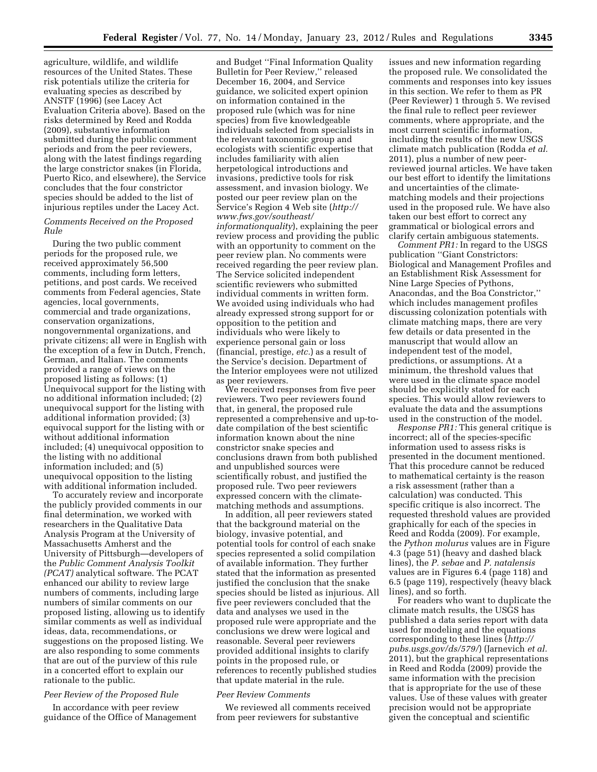agriculture, wildlife, and wildlife resources of the United States. These risk potentials utilize the criteria for evaluating species as described by ANSTF (1996) (see Lacey Act Evaluation Criteria above). Based on the risks determined by Reed and Rodda (2009), substantive information submitted during the public comment periods and from the peer reviewers, along with the latest findings regarding the large constrictor snakes (in Florida, Puerto Rico, and elsewhere), the Service concludes that the four constrictor species should be added to the list of injurious reptiles under the Lacey Act.

### *Comments Received on the Proposed Rule*

During the two public comment periods for the proposed rule, we received approximately 56,500 comments, including form letters, petitions, and post cards. We received comments from Federal agencies, State agencies, local governments, commercial and trade organizations, conservation organizations, nongovernmental organizations, and private citizens; all were in English with the exception of a few in Dutch, French, German, and Italian. The comments provided a range of views on the proposed listing as follows: (1) Unequivocal support for the listing with no additional information included; (2) unequivocal support for the listing with additional information provided; (3) equivocal support for the listing with or without additional information included; (4) unequivocal opposition to the listing with no additional information included; and (5) unequivocal opposition to the listing with additional information included.

To accurately review and incorporate the publicly provided comments in our final determination, we worked with researchers in the Qualitative Data Analysis Program at the University of Massachusetts Amherst and the University of Pittsburgh—developers of the *Public Comment Analysis Toolkit (PCAT)* analytical software. The PCAT enhanced our ability to review large numbers of comments, including large numbers of similar comments on our proposed listing, allowing us to identify similar comments as well as individual ideas, data, recommendations, or suggestions on the proposed listing. We are also responding to some comments that are out of the purview of this rule in a concerted effort to explain our rationale to the public.

### *Peer Review of the Proposed Rule*

In accordance with peer review guidance of the Office of Management and Budget ''Final Information Quality Bulletin for Peer Review,'' released December 16, 2004, and Service guidance, we solicited expert opinion on information contained in the proposed rule (which was for nine species) from five knowledgeable individuals selected from specialists in the relevant taxonomic group and ecologists with scientific expertise that includes familiarity with alien herpetological introductions and invasions, predictive tools for risk assessment, and invasion biology. We posted our peer review plan on the Service's Region 4 Web site (*http://www.fws.gov/southeast/informationquality*), explaining the peer review process and providing the public with an opportunity to comment on the peer review plan. No comments were received regarding the peer review plan. The Service solicited independent scientific reviewers who submitted individual comments in written form. We avoided using individuals who had already expressed strong support for or opposition to the petition and individuals who were likely to experience personal gain or loss (financial, prestige, *etc.*) as a result of the Service's decision. Department of the Interior employees were not utilized as peer reviewers.

We received responses from five peer reviewers. Two peer reviewers found that, in general, the proposed rule represented a comprehensive and up-to-date compilation of the best scientific information known about the nine constrictor snake species and conclusions drawn from both published and unpublished sources were scientifically robust, and justified the proposed rule. Two peer reviewers expressed concern with the climate-matching methods and assumptions.

In addition, all peer reviewers stated that the background material on the biology, invasive potential, and potential tools for control of each snake species represented a solid compilation of available information. They further stated that the information as presented justified the conclusion that the snake species should be listed as injurious. All five peer reviewers concluded that the data and analyses we used in the proposed rule were appropriate and the conclusions we drew were logical and reasonable. Several peer reviewers provided additional insights to clarify points in the proposed rule, or references to recently published studies that update material in the rule.

### *Peer Review Comments*

We reviewed all comments received from peer reviewers for substantive issues and new information regarding the proposed rule. We consolidated the comments and responses into key issues in this section. We refer to them as PR (Peer Reviewer) 1 through 5. We revised the final rule to reflect peer reviewer comments, where appropriate, and the most current scientific information, including the results of the new USGS climate match publication (Rodda *et al.* 2011), plus a number of new peer-reviewed journal articles. We have taken our best effort to identify the limitations and uncertainties of the climate-matching models and their projections used in the proposed rule. We have also taken our best effort to correct any grammatical or biological errors and clarify certain ambiguous statements.

*Comment PR1:* In regard to the USGS publication ''Giant Constrictors: Biological and Management Profiles and an Establishment Risk Assessment for Nine Large Species of Pythons, Anacondas, and the Boa Constrictor,'' which includes management profiles discussing colonization potentials with climate matching maps, there are very few details or data presented in the manuscript that would allow an independent test of the model, predictions, or assumptions. At a minimum, the threshold values that were used in the climate space model should be explicitly stated for each species. This would allow reviewers to evaluate the data and the assumptions used in the construction of the model.

*Response PR1:* This general critique is incorrect; all of the species-specific information used to assess risks is presented in the document mentioned. That this procedure cannot be reduced to mathematical certainty is the reason a risk assessment (rather than a calculation) was conducted. This specific critique is also incorrect. The requested threshold values are provided graphically for each of the species in Reed and Rodda (2009). For example, the *Python molurus* values are in Figure 4.3 (page 51) (heavy and dashed black lines), the *P. sebae* and *P. natalensis* values are in Figures 6.4 (page 118) and 6.5 (page 119), respectively (heavy black lines), and so forth.

For readers who want to duplicate the climate match results, the USGS has published a data series report with data used for modeling and the equations corresponding to these lines (*http://pubs.usgs.gov/ds/579/*) (Jarnevich *et al.* 2011), but the graphical representations in Reed and Rodda (2009) provide the same information with the precision that is appropriate for the use of these values. Use of these values with greater precision would not be appropriate given the conceptual and scientific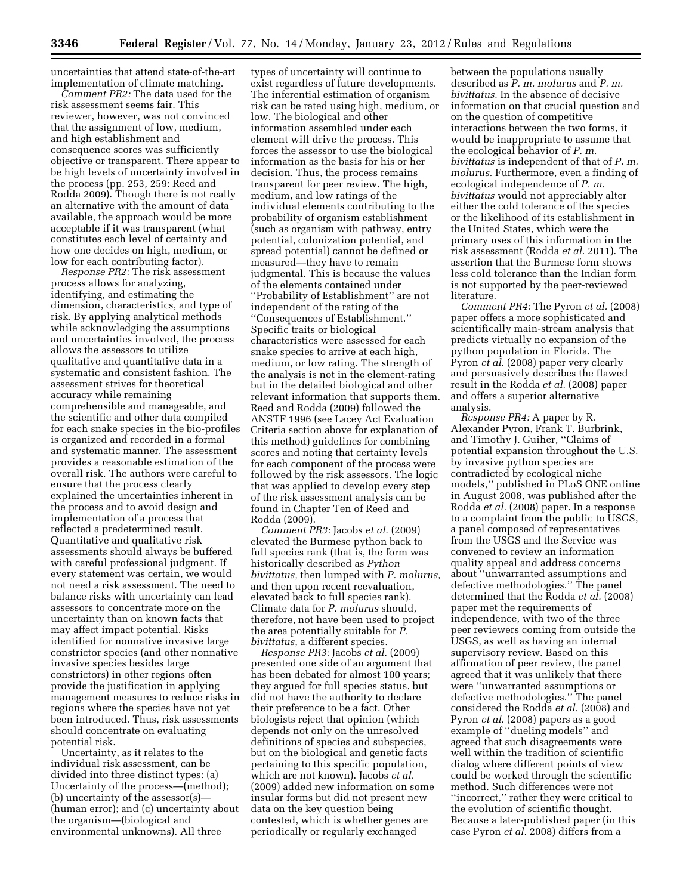uncertainties that attend state-of-the-art implementation of climate matching.

*Comment PR2:* The data used for the risk assessment seems fair. This reviewer, however, was not convinced that the assignment of low, medium, and high establishment and consequence scores was sufficiently objective or transparent. There appear to be high levels of uncertainty involved in the process (pp. 253, 259: Reed and Rodda 2009). Though there is not really an alternative with the amount of data available, the approach would be more acceptable if it was transparent (what constitutes each level of certainty and how one decides on high, medium, or low for each contributing factor).

*Response PR2:* The risk assessment process allows for analyzing, identifying, and estimating the dimension, characteristics, and type of risk. By applying analytical methods while acknowledging the assumptions and uncertainties involved, the process allows the assessors to utilize qualitative and quantitative data in a systematic and consistent fashion. The assessment strives for theoretical accuracy while remaining comprehensible and manageable, and the scientific and other data compiled for each snake species in the bio-profiles is organized and recorded in a formal and systematic manner. The assessment provides a reasonable estimation of the overall risk. The authors were careful to ensure that the process clearly explained the uncertainties inherent in the process and to avoid design and implementation of a process that reflected a predetermined result. Quantitative and qualitative risk assessments should always be buffered with careful professional judgment. If every statement was certain, we would not need a risk assessment. The need to balance risks with uncertainty can lead assessors to concentrate more on the uncertainty than on known facts that may affect impact potential. Risks identified for nonnative invasive large constrictor species (and other nonnative invasive species besides large constrictors) in other regions often provide the justification in applying management measures to reduce risks in regions where the species have not yet been introduced. Thus, risk assessments should concentrate on evaluating potential risk.

Uncertainty, as it relates to the individual risk assessment, can be divided into three distinct types: (a) Uncertainty of the process—(method); (b) uncertainty of the assessor(s)—(human error); and (c) uncertainty about the organism—(biological and environmental unknowns). All three types of uncertainty will continue to exist regardless of future developments. The inferential estimation of organism risk can be rated using high, medium, or low. The biological and other information assembled under each element will drive the process. This forces the assessor to use the biological information as the basis for his or her decision. Thus, the process remains transparent for peer review. The high, medium, and low ratings of the individual elements contributing to the probability of organism establishment (such as organism with pathway, entry potential, colonization potential, and spread potential) cannot be defined or measured—they have to remain judgmental. This is because the values of the elements contained under "Probability of Establishment" are not independent of the rating of the "Consequences of Establishment." Specific traits or biological characteristics were assessed for each snake species to arrive at each high, medium, or low rating. The strength of the analysis is not in the element-rating but in the detailed biological and other relevant information that supports them. Reed and Rodda (2009) followed the ANSTF 1996 (see Lacey Act Evaluation Criteria section above for explanation of this method) guidelines for combining scores and noting that certainty levels for each component of the process were followed by the risk assessors. The logic that was applied to develop every step of the risk assessment analysis can be found in Chapter Ten of Reed and Rodda (2009).

*Comment PR3:* Jacobs *et al.* (2009) elevated the Burmese python back to full species rank (that is, the form was historically described as *Python bivittatus,* then lumped with *P. molurus,* and then upon recent reevaluation, elevated back to full species rank). Climate data for *P. molurus* should, therefore, not have been used to project the area potentially suitable for *P. bivittatus,* a different species.

*Response PR3:* Jacobs *et al.* (2009) presented one side of an argument that has been debated for almost 100 years; they argued for full species status, but did not have the authority to declare their preference to be a fact. Other biologists reject that opinion (which depends not only on the unresolved definitions of species and subspecies, but on the biological and genetic facts pertaining to this specific population, which are not known). Jacobs *et al.* (2009) added new information on some insular forms but did not present new data on the key question being contested, which is whether genes are periodically or regularly exchanged between the populations usually described as *P. m. molurus* and *P. m. bivittatus.* In the absence of decisive information on that crucial question and on the question of competitive interactions between the two forms, it would be inappropriate to assume that the ecological behavior of *P. m. bivittatus* is independent of that of *P. m. molurus.* Furthermore, even a finding of ecological independence of *P. m. bivittatus* would not appreciably alter either the cold tolerance of the species or the likelihood of its establishment in the United States, which were the primary uses of this information in the risk assessment (Rodda *et al.* 2011). The assertion that the Burmese form shows less cold tolerance than the Indian form is not supported by the peer-reviewed literature.

*Comment PR4:* The Pyron *et al.* (2008) paper offers a more sophisticated and scientifically main-stream analysis that predicts virtually no expansion of the python population in Florida. The Pyron *et al.* (2008) paper very clearly and persuasively describes the flawed result in the Rodda *et al.* (2008) paper and offers a superior alternative analysis.

*Response PR4:* A paper by R. Alexander Pyron, Frank T. Burbrink, and Timothy J. Guiher, "Claims of potential expansion throughout the U.S. by invasive python species are contradicted by ecological niche models," published in PLoS ONE online in August 2008, was published after the Rodda *et al.* (2008) paper. In a response to a complaint from the public to USGS, a panel composed of representatives from the USGS and the Service was convened to review an information quality appeal and address concerns about "unwarranted assumptions and defective methodologies." The panel determined that the Rodda *et al.* (2008) paper met the requirements of independence, with two of the three peer reviewers coming from outside the USGS, as well as having an internal supervisory review. Based on this affirmation of peer review, the panel agreed that it was unlikely that there were "unwarranted assumptions or defective methodologies." The panel considered the Rodda *et al.* (2008) and Pyron *et al.* (2008) papers as a good example of "dueling models" and agreed that such disagreements were well within the tradition of scientific dialog where different points of view could be worked through the scientific method. Such differences were not "incorrect," rather they were critical to the evolution of scientific thought. Because a later-published paper (in this case Pyron *et al.* 2008) differs from a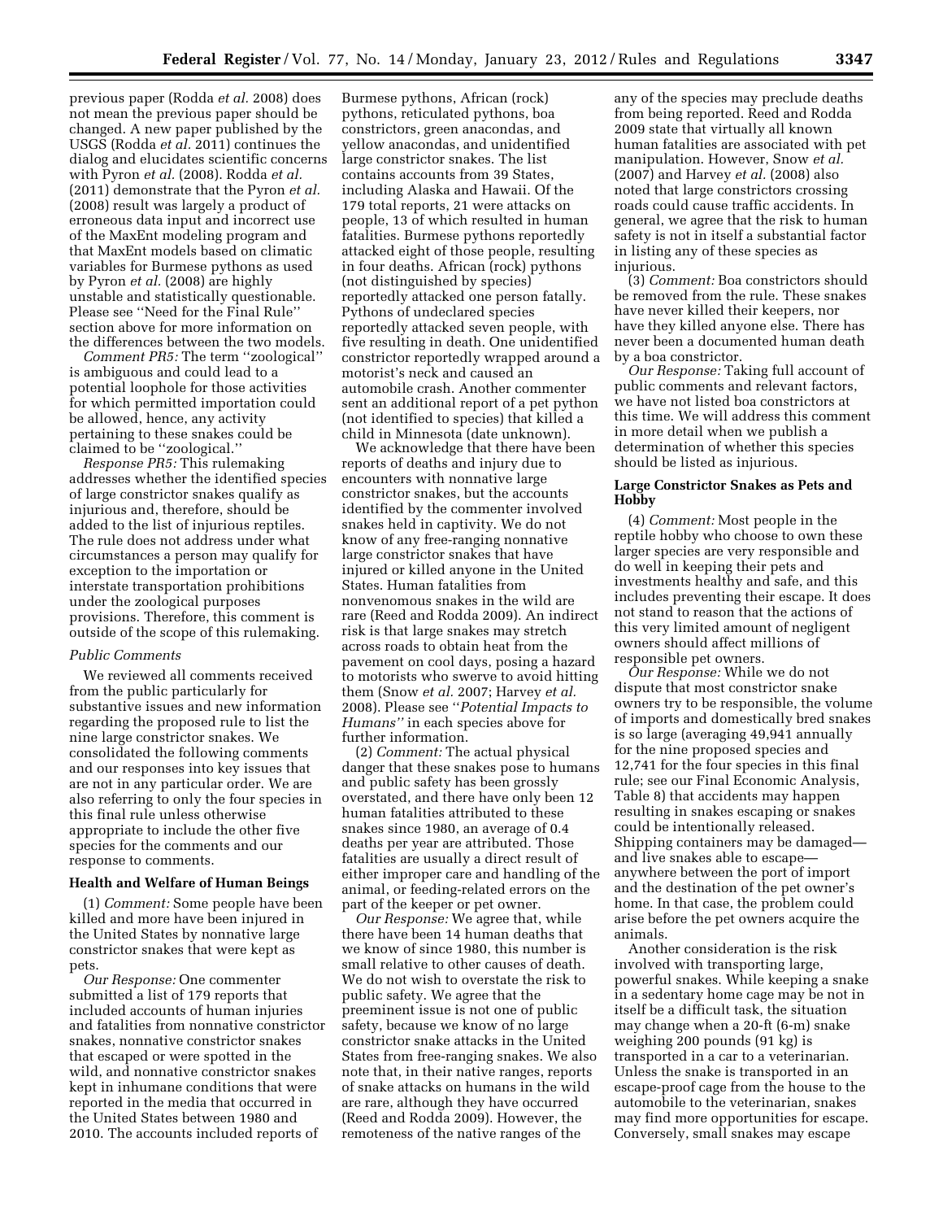previous paper (Rodda *et al.* 2008) does not mean the previous paper should be changed. A new paper published by the USGS (Rodda *et al.* 2011) continues the dialog and elucidates scientific concerns with Pyron *et al.* (2008). Rodda *et al.* (2011) demonstrate that the Pyron *et al.* (2008) result was largely a product of erroneous data input and incorrect use of the MaxEnt modeling program and that MaxEnt models based on climatic variables for Burmese pythons as used by Pyron *et al.* (2008) are highly unstable and statistically questionable. Please see ''Need for the Final Rule'' section above for more information on the differences between the two models.

*Comment PR5:* The term ''zoological'' is ambiguous and could lead to a potential loophole for those activities for which permitted importation could be allowed, hence, any activity pertaining to these snakes could be claimed to be ''zoological.''

*Response PR5:* This rulemaking addresses whether the identified species of large constrictor snakes qualify as injurious and, therefore, should be added to the list of injurious reptiles. The rule does not address under what circumstances a person may qualify for exception to the importation or interstate transportation prohibitions under the zoological purposes provisions. Therefore, this comment is outside of the scope of this rulemaking.

*Public Comments*

We reviewed all comments received from the public particularly for substantive issues and new information regarding the proposed rule to list the nine large constrictor snakes. We consolidated the following comments and our responses into key issues that are not in any particular order. We are also referring to only the four species in this final rule unless otherwise appropriate to include the other five species for the comments and our response to comments.

**Health and Welfare of Human Beings**

(1) *Comment:* Some people have been killed and more have been injured in the United States by nonnative large constrictor snakes that were kept as pets.

*Our Response:* One commenter submitted a list of 179 reports that included accounts of human injuries and fatalities from nonnative constrictor snakes, nonnative constrictor snakes that escaped or were spotted in the wild, and nonnative constrictor snakes kept in inhumane conditions that were reported in the media that occurred in the United States between 1980 and 2010. The accounts included reports of Burmese pythons, African (rock) pythons, reticulated pythons, boa constrictors, green anacondas, and yellow anacondas, and unidentified large constrictor snakes. The list contains accounts from 39 States, including Alaska and Hawaii. Of the 179 total reports, 21 were attacks on people, 13 of which resulted in human fatalities. Burmese pythons reportedly attacked eight of those people, resulting in four deaths. African (rock) pythons (not distinguished by species) reportedly attacked one person fatally. Pythons of undeclared species reportedly attacked seven people, with five resulting in death. One unidentified constrictor reportedly wrapped around a motorist's neck and caused an automobile crash. Another commenter sent an additional report of a pet python (not identified to species) that killed a child in Minnesota (date unknown).

We acknowledge that there have been reports of deaths and injury due to encounters with nonnative large constrictor snakes, but the accounts identified by the commenter involved snakes held in captivity. We do not know of any free-ranging nonnative large constrictor snakes that have injured or killed anyone in the United States. Human fatalities from nonvenomous snakes in the wild are rare (Reed and Rodda 2009). An indirect risk is that large snakes may stretch across roads to obtain heat from the pavement on cool days, posing a hazard to motorists who swerve to avoid hitting them (Snow *et al.* 2007; Harvey *et al.* 2008). Please see ''*Potential Impacts to Humans''* in each species above for further information.

(2) *Comment:* The actual physical danger that these snakes pose to humans and public safety has been grossly overstated, and there have only been 12 human fatalities attributed to these snakes since 1980, an average of 0.4 deaths per year are attributed. Those fatalities are usually a direct result of either improper care and handling of the animal, or feeding-related errors on the part of the keeper or pet owner.

*Our Response:* We agree that, while there have been 14 human deaths that we know of since 1980, this number is small relative to other causes of death. We do not wish to overstate the risk to public safety. We agree that the preeminent issue is not one of public safety, because we know of no large constrictor snake attacks in the United States from free-ranging snakes. We also note that, in their native ranges, reports of snake attacks on humans in the wild are rare, although they have occurred (Reed and Rodda 2009). However, the remoteness of the native ranges of the any of the species may preclude deaths from being reported. Reed and Rodda 2009 state that virtually all known human fatalities are associated with pet manipulation. However, Snow *et al.* (2007) and Harvey *et al.* (2008) also noted that large constrictors crossing roads could cause traffic accidents. In general, we agree that the risk to human safety is not in itself a substantial factor in listing any of these species as injurious.

(3) *Comment:* Boa constrictors should be removed from the rule. These snakes have never killed their keepers, nor have they killed anyone else. There has never been a documented human death by a boa constrictor.

*Our Response:* Taking full account of public comments and relevant factors, we have not listed boa constrictors at this time. We will address this comment in more detail when we publish a determination of whether this species should be listed as injurious.

**Large Constrictor Snakes as Pets and Hobby**

(4) *Comment:* Most people in the reptile hobby who choose to own these larger species are very responsible and do well in keeping their pets and investments healthy and safe, and this includes preventing their escape. It does not stand to reason that the actions of this very limited amount of negligent owners should affect millions of responsible pet owners.

*Our Response:* While we do not dispute that most constrictor snake owners try to be responsible, the volume of imports and domestically bred snakes is so large (averaging 49,941 annually for the nine proposed species and 12,741 for the four species in this final rule; see our Final Economic Analysis, Table 8) that accidents may happen resulting in snakes escaping or snakes could be intentionally released. Shipping containers may be damaged— and live snakes able to escape— anywhere between the port of import and the destination of the pet owner's home. In that case, the problem could arise before the pet owners acquire the animals.

Another consideration is the risk involved with transporting large, powerful snakes. While keeping a snake in a sedentary home cage may be not in itself be a difficult task, the situation may change when a 20-ft (6-m) snake weighing 200 pounds (91 kg) is transported in a car to a veterinarian. Unless the snake is transported in an escape-proof cage from the house to the automobile to the veterinarian, snakes may find more opportunities for escape. Conversely, small snakes may escape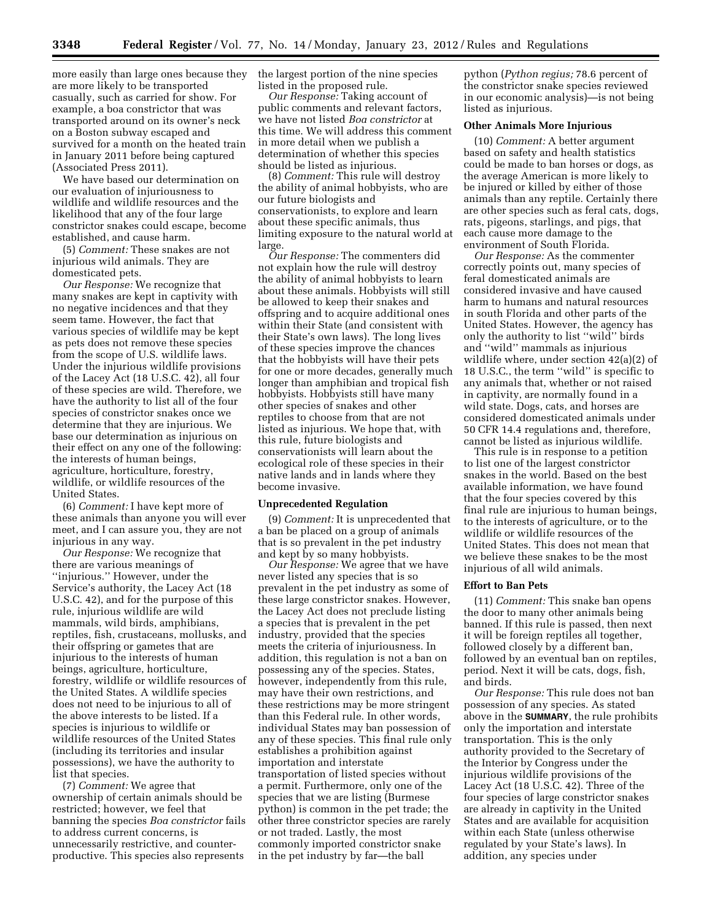more easily than large ones because they are more likely to be transported casually, such as carried for show. For example, a boa constrictor that was transported around on its owner's neck on a Boston subway escaped and survived for a month on the heated train in January 2011 before being captured (Associated Press 2011).

We have based our determination on our evaluation of injuriousness to wildlife and wildlife resources and the likelihood that any of the four large constrictor snakes could escape, become established, and cause harm.

(5) *Comment:* These snakes are not injurious wild animals. They are domesticated pets.

*Our Response:* We recognize that many snakes are kept in captivity with no negative incidences and that they seem tame. However, the fact that various species of wildlife may be kept as pets does not remove these species from the scope of U.S. wildlife laws. Under the injurious wildlife provisions of the Lacey Act (18 U.S.C. 42), all four of these species are wild. Therefore, we have the authority to list all of the four species of constrictor snakes once we determine that they are injurious. We base our determination as injurious on their effect on any one of the following: the interests of human beings, agriculture, horticulture, forestry, wildlife, or wildlife resources of the United States.

(6) *Comment:* I have kept more of these animals than anyone you will ever meet, and I can assure you, they are not injurious in any way.

*Our Response:* We recognize that there are various meanings of "injurious." However, under the Service's authority, the Lacey Act (18 U.S.C. 42), and for the purpose of this rule, injurious wildlife are wild mammals, wild birds, amphibians, reptiles, fish, crustaceans, mollusks, and their offspring or gametes that are injurious to the interests of human beings, agriculture, horticulture, forestry, wildlife or wildlife resources of the United States. A wildlife species does not need to be injurious to all of the above interests to be listed. If a species is injurious to wildlife or wildlife resources of the United States (including its territories and insular possessions), we have the authority to list that species.

(7) *Comment:* We agree that ownership of certain animals should be restricted; however, we feel that banning the species *Boa constrictor* fails to address current concerns, is unnecessarily restrictive, and counter-productive. This species also represents the largest portion of the nine species listed in the proposed rule.

*Our Response:* Taking account of public comments and relevant factors, we have not listed *Boa constrictor* at this time. We will address this comment in more detail when we publish a determination of whether this species should be listed as injurious.

(8) *Comment:* This rule will destroy the ability of animal hobbyists, who are our future biologists and conservationists, to explore and learn about these specific animals, thus limiting exposure to the natural world at large.

*Our Response:* The commenters did not explain how the rule will destroy the ability of animal hobbyists to learn about these animals. Hobbyists will still be allowed to keep their snakes and offspring and to acquire additional ones within their State (and consistent with their State's own laws). The long lives of these species improve the chances that the hobbyists will have their pets for one or more decades, generally much longer than amphibian and tropical fish hobbyists. Hobbyists still have many other species of snakes and other reptiles to choose from that are not listed as injurious. We hope that, with this rule, future biologists and conservationists will learn about the ecological role of these species in their native lands and in lands where they become invasive.

### Unprecedented Regulation

(9) *Comment:* It is unprecedented that a ban be placed on a group of animals that is so prevalent in the pet industry and kept by so many hobbyists.

*Our Response:* We agree that we have never listed any species that is so prevalent in the pet industry as some of these large constrictor snakes. However, the Lacey Act does not preclude listing a species that is prevalent in the pet industry, provided that the species meets the criteria of injuriousness. In addition, this regulation is not a ban on possessing any of the species. States, however, independently from this rule, may have their own restrictions, and these restrictions may be more stringent than this Federal rule. In other words, individual States may ban possession of any of these species. This final rule only establishes a prohibition against importation and interstate transportation of listed species without a permit. Furthermore, only one of the species that we are listing (Burmese python) is common in the pet trade; the other three constrictor species are rarely or not traded. Lastly, the most commonly imported constrictor snake in the pet industry by far—the ball python (*Python regius;* 78.6 percent of the constrictor snake species reviewed in our economic analysis)—is not being listed as injurious.

### Other Animals More Injurious

(10) *Comment:* A better argument based on safety and health statistics could be made to ban horses or dogs, as the average American is more likely to be injured or killed by either of those animals than any reptile. Certainly there are other species such as feral cats, dogs, rats, pigeons, starlings, and pigs, that each cause more damage to the environment of South Florida.

*Our Response:* As the commenter correctly points out, many species of feral domesticated animals are considered invasive and have caused harm to humans and natural resources in south Florida and other parts of the United States. However, the agency has only the authority to list "wild" birds and "wild" mammals as injurious wildlife where, under section 42(a)(2) of 18 U.S.C., the term "wild" is specific to any animals that, whether or not raised in captivity, are normally found in a wild state. Dogs, cats, and horses are considered domesticated animals under 50 CFR 14.4 regulations and, therefore, cannot be listed as injurious wildlife.

This rule is in response to a petition to list one of the largest constrictor snakes in the world. Based on the best available information, we have found that the four species covered by this final rule are injurious to human beings, to the interests of agriculture, or to the wildlife or wildlife resources of the United States. This does not mean that we believe these snakes to be the most injurious of all wild animals.

### Effort to Ban Pets

(11) *Comment:* This snake ban opens the door to many other animals being banned. If this rule is passed, then next it will be foreign reptiles all together, followed closely by a different ban, followed by an eventual ban on reptiles, period. Next it will be cats, dogs, fish, and birds.

*Our Response:* This rule does not ban possession of any species. As stated above in the **SUMMARY**, the rule prohibits only the importation and interstate transportation. This is the only authority provided to the Secretary of the Interior by Congress under the injurious wildlife provisions of the Lacey Act (18 U.S.C. 42). Three of the four species of large constrictor snakes are already in captivity in the United States and are available for acquisition within each State (unless otherwise regulated by your State's laws). In addition, any species under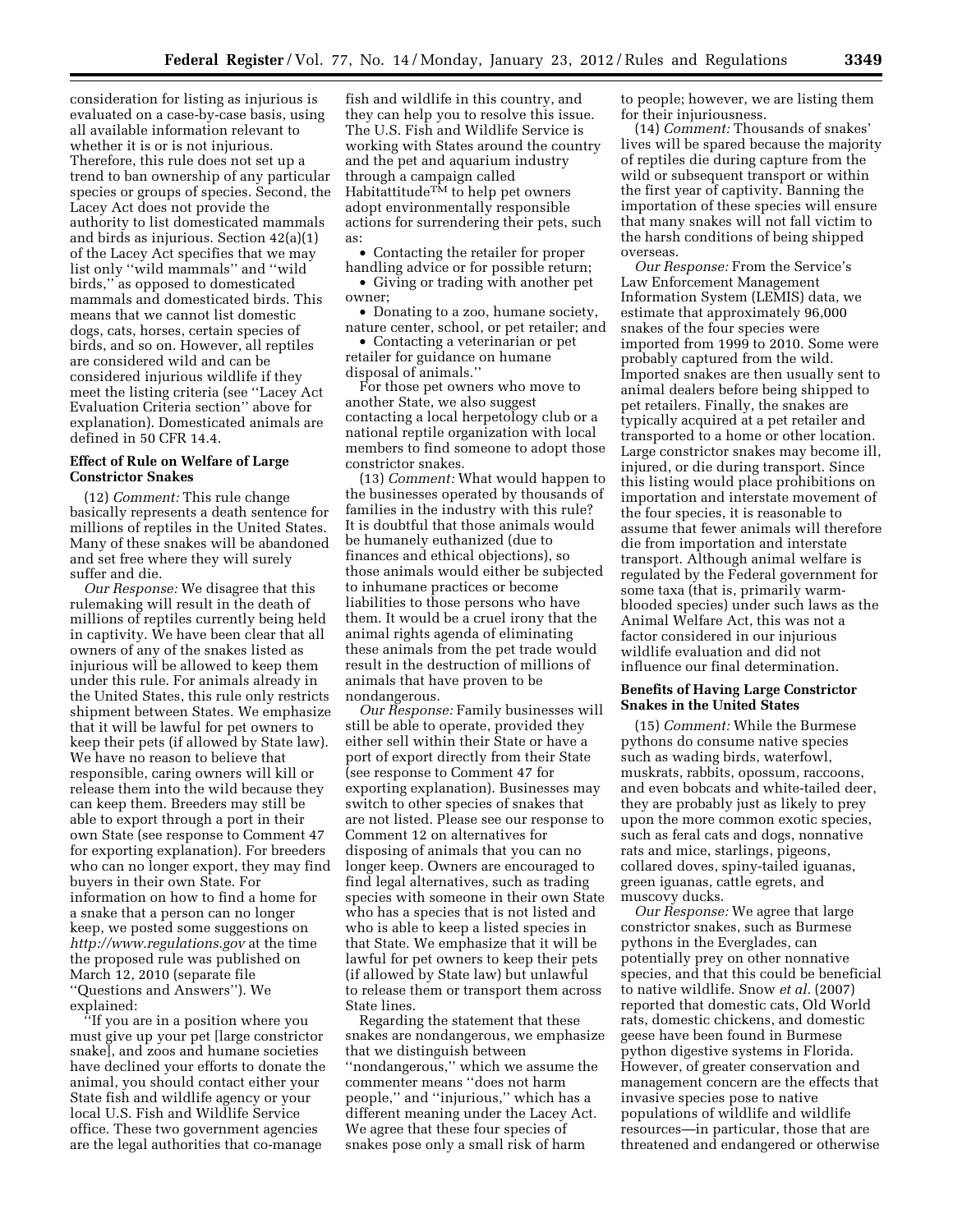consideration for listing as injurious is evaluated on a case-by-case basis, using all available information relevant to whether it is or is not injurious. Therefore, this rule does not set up a trend to ban ownership of any particular species or groups of species. Second, the Lacey Act does not provide the authority to list domesticated mammals and birds as injurious. Section 42(a)(1) of the Lacey Act specifies that we may list only ''wild mammals'' and ''wild birds,'' as opposed to domesticated mammals and domesticated birds. This means that we cannot list domestic dogs, cats, horses, certain species of birds, and so on. However, all reptiles are considered wild and can be considered injurious wildlife if they meet the listing criteria (see ''Lacey Act Evaluation Criteria section'' above for explanation). Domesticated animals are defined in 50 CFR 14.4.

**Effect of Rule on Welfare of Large Constrictor Snakes**

(12) *Comment:* This rule change basically represents a death sentence for millions of reptiles in the United States. Many of these snakes will be abandoned and set free where they will surely suffer and die.

*Our Response:* We disagree that this rulemaking will result in the death of millions of reptiles currently being held in captivity. We have been clear that all owners of any of the snakes listed as injurious will be allowed to keep them under this rule. For animals already in the United States, this rule only restricts shipment between States. We emphasize that it will be lawful for pet owners to keep their pets (if allowed by State law). We have no reason to believe that responsible, caring owners will kill or release them into the wild because they can keep them. Breeders may still be able to export through a port in their own State (see response to Comment 47 for exporting explanation). For breeders who can no longer export, they may find buyers in their own State. For information on how to find a home for a snake that a person can no longer keep, we posted some suggestions on *http://www.regulations.gov* at the time the proposed rule was published on March 12, 2010 (separate file ''Questions and Answers''). We explained:

''If you are in a position where you must give up your pet [large constrictor snake], and zoos and humane societies have declined your efforts to donate the animal, you should contact either your State fish and wildlife agency or your local U.S. Fish and Wildlife Service office. These two government agencies are the legal authorities that co-manage fish and wildlife in this country, and they can help you to resolve this issue. The U.S. Fish and Wildlife Service is working with States around the country and the pet and aquarium industry through a campaign called Habitattitude™ to help pet owners adopt environmentally responsible actions for surrendering their pets, such as:

- Contacting the retailer for proper handling advice or for possible return;
- Giving or trading with another pet owner;
- Donating to a zoo, humane society, nature center, school, or pet retailer; and
- Contacting a veterinarian or pet retailer for guidance on humane disposal of animals.''

For those pet owners who move to another State, we also suggest contacting a local herpetology club or a national reptile organization with local members to find someone to adopt those constrictor snakes.

(13) *Comment:* What would happen to the businesses operated by thousands of families in the industry with this rule? It is doubtful that those animals would be humanely euthanized (due to finances and ethical objections), so those animals would either be subjected to inhumane practices or become liabilities to those persons who have them. It would be a cruel irony that the animal rights agenda of eliminating these animals from the pet trade would result in the destruction of millions of animals that have proven to be nondangerous.

*Our Response:* Family businesses will still be able to operate, provided they either sell within their State or have a port of export directly from their State (see response to Comment 47 for exporting explanation). Businesses may switch to other species of snakes that are not listed. Please see our response to Comment 12 on alternatives for disposing of animals that you can no longer keep. Owners are encouraged to find legal alternatives, such as trading species with someone in their own State who has a species that is not listed and who is able to keep a listed species in that State. We emphasize that it will be lawful for pet owners to keep their pets (if allowed by State law) but unlawful to release them or transport them across State lines.

Regarding the statement that these snakes are nondangerous, we emphasize that we distinguish between ''nondangerous,'' which we assume the commenter means ''does not harm people,'' and ''injurious,'' which has a different meaning under the Lacey Act. We agree that these four species of snakes pose only a small risk of harm to people; however, we are listing them for their injuriousness.

(14) *Comment:* Thousands of snakes' lives will be spared because the majority of reptiles die during capture from the wild or subsequent transport or within the first year of captivity. Banning the importation of these species will ensure that many snakes will not fall victim to the harsh conditions of being shipped overseas.

*Our Response:* From the Service's Law Enforcement Management Information System (LEMIS) data, we estimate that approximately 96,000 snakes of the four species were imported from 1999 to 2010. Some were probably captured from the wild. Imported snakes are then usually sent to animal dealers before being shipped to pet retailers. Finally, the snakes are typically acquired at a pet retailer and transported to a home or other location. Large constrictor snakes may become ill, injured, or die during transport. Since this listing would place prohibitions on importation and interstate movement of the four species, it is reasonable to assume that fewer animals will therefore die from importation and interstate transport. Although animal welfare is regulated by the Federal government for some taxa (that is, primarily warm-blooded species) under such laws as the Animal Welfare Act, this was not a factor considered in our injurious wildlife evaluation and did not influence our final determination.

**Benefits of Having Large Constrictor Snakes in the United States**

(15) *Comment:* While the Burmese pythons do consume native species such as wading birds, waterfowl, muskrats, rabbits, opossum, raccoons, and even bobcats and white-tailed deer, they are probably just as likely to prey upon the more common exotic species, such as feral cats and dogs, nonnative rats and mice, starlings, pigeons, collared doves, spiny-tailed iguanas, green iguanas, cattle egrets, and muscovy ducks.

*Our Response:* We agree that large constrictor snakes, such as Burmese pythons in the Everglades, can potentially prey on other nonnative species, and that this could be beneficial to native wildlife. Snow *et al.* (2007) reported that domestic cats, Old World rats, domestic chickens, and domestic geese have been found in Burmese python digestive systems in Florida. However, of greater conservation and management concern are the effects that invasive species pose to native populations of wildlife and wildlife resources—in particular, those that are threatened and endangered or otherwise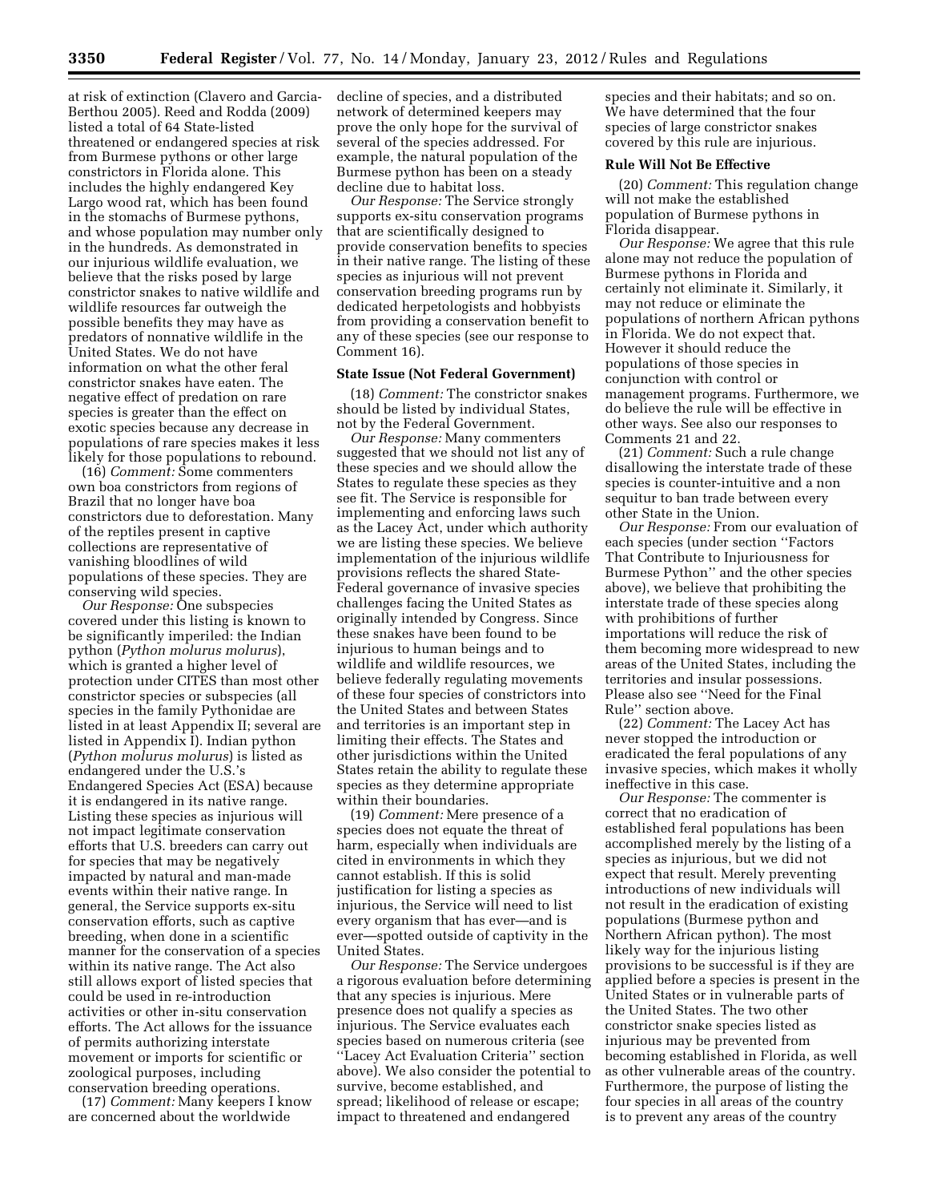at risk of extinction (Clavero and Garcia-Berthou 2005). Reed and Rodda (2009) listed a total of 64 State-listed threatened or endangered species at risk from Burmese pythons or other large constrictors in Florida alone. This includes the highly endangered Key Largo wood rat, which has been found in the stomachs of Burmese pythons, and whose population may number only in the hundreds. As demonstrated in our injurious wildlife evaluation, we believe that the risks posed by large constrictor snakes to native wildlife and wildlife resources far outweigh the possible benefits they may have as predators of nonnative wildlife in the United States. We do not have information on what the other feral constrictor snakes have eaten. The negative effect of predation on rare species is greater than the effect on exotic species because any decrease in populations of rare species makes it less likely for those populations to rebound.

(16) *Comment:* Some commenters own boa constrictors from regions of Brazil that no longer have boa constrictors due to deforestation. Many of the reptiles present in captive collections are representative of vanishing bloodlines of wild populations of these species. They are conserving wild species.

*Our Response:* One subspecies covered under this listing is known to be significantly imperiled: the Indian python (*Python molurus molurus*), which is granted a higher level of protection under CITES than most other constrictor species or subspecies (all species in the family Pythonidae are listed in at least Appendix II; several are listed in Appendix I). Indian python (*Python molurus molurus*) is listed as endangered under the U.S.'s Endangered Species Act (ESA) because it is endangered in its native range. Listing these species as injurious will not impact legitimate conservation efforts that U.S. breeders can carry out for species that may be negatively impacted by natural and man-made events within their native range. In general, the Service supports ex-situ conservation efforts, such as captive breeding, when done in a scientific manner for the conservation of a species within its native range. The Act also still allows export of listed species that could be used in re-introduction activities or other in-situ conservation efforts. The Act allows for the issuance of permits authorizing interstate movement or imports for scientific or zoological purposes, including conservation breeding operations.

(17) *Comment:* Many keepers I know are concerned about the worldwide decline of species, and a distributed network of determined keepers may prove the only hope for the survival of several of the species addressed. For example, the natural population of the Burmese python has been on a steady decline due to habitat loss.

*Our Response:* The Service strongly supports ex-situ conservation programs that are scientifically designed to provide conservation benefits to species in their native range. The listing of these species as injurious will not prevent conservation breeding programs run by dedicated herpetologists and hobbyists from providing a conservation benefit to any of these species (see our response to Comment 16).

**State Issue (Not Federal Government)**

(18) *Comment:* The constrictor snakes should be listed by individual States, not by the Federal Government.

*Our Response:* Many commenters suggested that we should not list any of these species and we should allow the States to regulate these species as they see fit. The Service is responsible for implementing and enforcing laws such as the Lacey Act, under which authority we are listing these species. We believe implementation of the injurious wildlife provisions reflects the shared State-Federal governance of invasive species challenges facing the United States as originally intended by Congress. Since these snakes have been found to be injurious to human beings and to wildlife and wildlife resources, we believe federally regulating movements of these four species of constrictors into the United States and between States and territories is an important step in limiting their effects. The States and other jurisdictions within the United States retain the ability to regulate these species as they determine appropriate within their boundaries.

(19) *Comment:* Mere presence of a species does not equate the threat of harm, especially when individuals are cited in environments in which they cannot establish. If this is solid justification for listing a species as injurious, the Service will need to list every organism that has ever—and is ever—spotted outside of captivity in the United States.

*Our Response:* The Service undergoes a rigorous evaluation before determining that any species is injurious. Mere presence does not qualify a species as injurious. The Service evaluates each species based on numerous criteria (see ''Lacey Act Evaluation Criteria'' section above). We also consider the potential to survive, become established, and spread; likelihood of release or escape; impact to threatened and endangered species and their habitats; and so on. We have determined that the four species of large constrictor snakes covered by this rule are injurious.

**Rule Will Not Be Effective**

(20) *Comment:* This regulation change will not make the established population of Burmese pythons in Florida disappear.

*Our Response:* We agree that this rule alone may not reduce the population of Burmese pythons in Florida and certainly not eliminate it. Similarly, it may not reduce or eliminate the populations of northern African pythons in Florida. We do not expect that. However it should reduce the populations of those species in conjunction with control or management programs. Furthermore, we do believe the rule will be effective in other ways. See also our responses to Comments 21 and 22.

(21) *Comment:* Such a rule change disallowing the interstate trade of these species is counter-intuitive and a non sequitur to ban trade between every other State in the Union.

*Our Response:* From our evaluation of each species (under section ''Factors That Contribute to Injuriousness for Burmese Python'' and the other species above), we believe that prohibiting the interstate trade of these species along with prohibitions of further importations will reduce the risk of them becoming more widespread to new areas of the United States, including the territories and insular possessions. Please also see ''Need for the Final Rule'' section above.

(22) *Comment:* The Lacey Act has never stopped the introduction or eradicated the feral populations of any invasive species, which makes it wholly ineffective in this case.

*Our Response:* The commenter is correct that no eradication of established feral populations has been accomplished merely by the listing of a species as injurious, but we did not expect that result. Merely preventing introductions of new individuals will not result in the eradication of existing populations (Burmese python and Northern African python). The most likely way for the injurious listing provisions to be successful is if they are applied before a species is present in the United States or in vulnerable parts of the United States. The two other constrictor snake species listed as injurious may be prevented from becoming established in Florida, as well as other vulnerable areas of the country. Furthermore, the purpose of listing the four species in all areas of the country is to prevent any areas of the country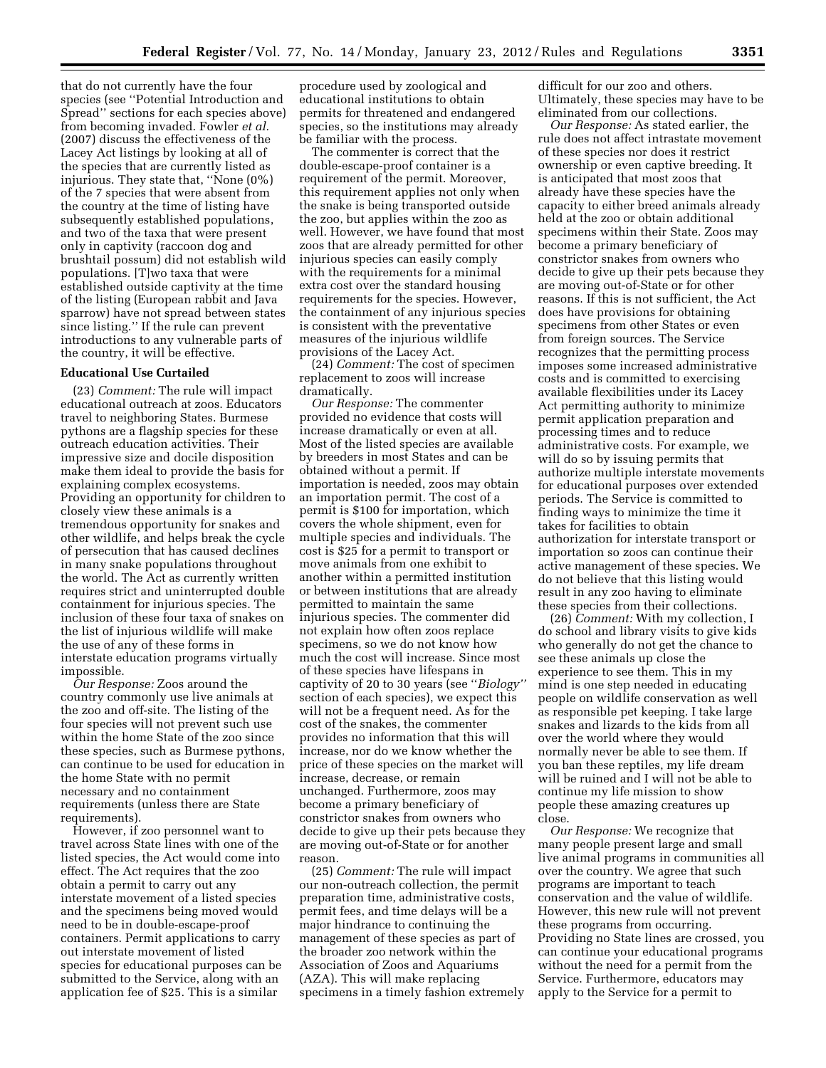that do not currently have the four species (see ''Potential Introduction and Spread'' sections for each species above) from becoming invaded. Fowler *et al.* (2007) discuss the effectiveness of the Lacey Act listings by looking at all of the species that are currently listed as injurious. They state that, ''None (0%) of the 7 species that were absent from the country at the time of listing have subsequently established populations, and two of the taxa that were present only in captivity (raccoon dog and brushtail possum) did not establish wild populations. [T]wo taxa that were established outside captivity at the time of the listing (European rabbit and Java sparrow) have not spread between states since listing.'' If the rule can prevent introductions to any vulnerable parts of the country, it will be effective.

**Educational Use Curtailed**

(23) *Comment:* The rule will impact educational outreach at zoos. Educators travel to neighboring States. Burmese pythons are a flagship species for these outreach education activities. Their impressive size and docile disposition make them ideal to provide the basis for explaining complex ecosystems. Providing an opportunity for children to closely view these animals is a tremendous opportunity for snakes and other wildlife, and helps break the cycle of persecution that has caused declines in many snake populations throughout the world. The Act as currently written requires strict and uninterrupted double containment for injurious species. The inclusion of these four taxa of snakes on the list of injurious wildlife will make the use of any of these forms in interstate education programs virtually impossible.

*Our Response:* Zoos around the country commonly use live animals at the zoo and off-site. The listing of the four species will not prevent such use within the home State of the zoo since these species, such as Burmese pythons, can continue to be used for education in the home State with no permit necessary and no containment requirements (unless there are State requirements).

However, if zoo personnel want to travel across State lines with one of the listed species, the Act would come into effect. The Act requires that the zoo obtain a permit to carry out any interstate movement of a listed species and the specimens being moved would need to be in double-escape-proof containers. Permit applications to carry out interstate movement of listed species for educational purposes can be submitted to the Service, along with an application fee of $25. This is a similar procedure used by zoological and educational institutions to obtain permits for threatened and endangered species, so the institutions may already be familiar with the process.

The commenter is correct that the double-escape-proof container is a requirement of the permit. Moreover, this requirement applies not only when the snake is being transported outside the zoo, but applies within the zoo as well. However, we have found that most zoos that are already permitted for other injurious species can easily comply with the requirements for a minimal extra cost over the standard housing requirements for the species. However, the containment of any injurious species is consistent with the preventative measures of the injurious wildlife provisions of the Lacey Act.

(24) *Comment:* The cost of specimen replacement to zoos will increase dramatically.

*Our Response:* The commenter provided no evidence that costs will increase dramatically or even at all. Most of the listed species are available by breeders in most States and can be obtained without a permit. If importation is needed, zoos may obtain an importation permit. The cost of a permit is $100 for importation, which covers the whole shipment, even for multiple species and individuals. The cost is $25 for a permit to transport or move animals from one exhibit to another within a permitted institution or between institutions that are already permitted to maintain the same injurious species. The commenter did not explain how often zoos replace specimens, so we do not know how much the cost will increase. Since most of these species have lifespans in captivity of 20 to 30 years (see ''*Biology*'' section of each species), we expect this will not be a frequent need. As for the cost of the snakes, the commenter provides no information that this will increase, nor do we know whether the price of these species on the market will increase, decrease, or remain unchanged. Furthermore, zoos may become a primary beneficiary of constrictor snakes from owners who decide to give up their pets because they are moving out-of-State or for another reason.

(25) *Comment:* The rule will impact our non-outreach collection, the permit preparation time, administrative costs, permit fees, and time delays will be a major hindrance to continuing the management of these species as part of the broader zoo network within the Association of Zoos and Aquariums (AZA). This will make replacing specimens in a timely fashion extremely difficult for our zoo and others. Ultimately, these species may have to be eliminated from our collections.

*Our Response:* As stated earlier, the rule does not affect intrastate movement of these species nor does it restrict ownership or even captive breeding. It is anticipated that most zoos that already have these species have the capacity to either breed animals already held at the zoo or obtain additional specimens within their State. Zoos may become a primary beneficiary of constrictor snakes from owners who decide to give up their pets because they are moving out-of-State or for other reasons. If this is not sufficient, the Act does have provisions for obtaining specimens from other States or even from foreign sources. The Service recognizes that the permitting process imposes some increased administrative costs and is committed to exercising available flexibilities under its Lacey Act permitting authority to minimize permit application preparation and processing times and to reduce administrative costs. For example, we will do so by issuing permits that authorize multiple interstate movements for educational purposes over extended periods. The Service is committed to finding ways to minimize the time it takes for facilities to obtain authorization for interstate transport or importation so zoos can continue their active management of these species. We do not believe that this listing would result in any zoo having to eliminate these species from their collections.

(26) *Comment:* With my collection, I do school and library visits to give kids who generally do not get the chance to see these animals up close the experience to see them. This in my mind is one step needed in educating people on wildlife conservation as well as responsible pet keeping. I take large snakes and lizards to the kids from all over the world where they would normally never be able to see them. If you ban these reptiles, my life dream will be ruined and I will not be able to continue my life mission to show people these amazing creatures up close.

*Our Response:* We recognize that many people present large and small live animal programs in communities all over the country. We agree that such programs are important to teach conservation and the value of wildlife. However, this new rule will not prevent these programs from occurring. Providing no State lines are crossed, you can continue your educational programs without the need for a permit from the Service. Furthermore, educators may apply to the Service for a permit to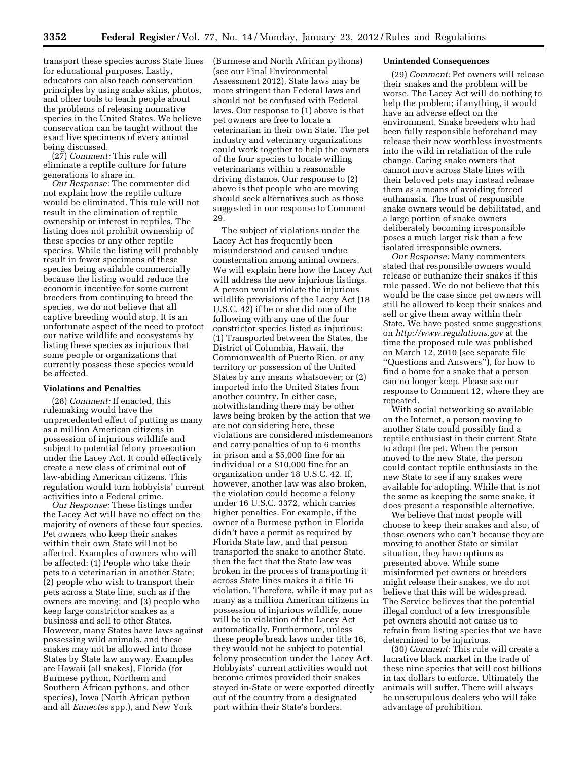transport these species across State lines for educational purposes. Lastly, educators can also teach conservation principles by using snake skins, photos, and other tools to teach people about the problems of releasing nonnative species in the United States. We believe conservation can be taught without the exact live specimens of every animal being discussed.

(27) *Comment:* This rule will eliminate a reptile culture for future generations to share in.

*Our Response:* The commenter did not explain how the reptile culture would be eliminated. This rule will not result in the elimination of reptile ownership or interest in reptiles. The listing does not prohibit ownership of these species or any other reptile species. While the listing will probably result in fewer specimens of these species being available commercially because the listing would reduce the economic incentive for some current breeders from continuing to breed the species, we do not believe that all captive breeding would stop. It is an unfortunate aspect of the need to protect our native wildlife and ecosystems by listing these species as injurious that some people or organizations that currently possess these species would be affected.

### Violations and Penalties

(28) *Comment:* If enacted, this rulemaking would have the unprecedented effect of putting as many as a million American citizens in possession of injurious wildlife and subject to potential felony prosecution under the Lacey Act. It could effectively create a new class of criminal out of law-abiding American citizens. This regulation would turn hobbyists' current activities into a Federal crime.

*Our Response:* These listings under the Lacey Act will have no effect on the majority of owners of these four species. Pet owners who keep their snakes within their own State will not be affected. Examples of owners who will be affected: (1) People who take their pets to a veterinarian in another State; (2) people who wish to transport their pets across a State line, such as if the owners are moving; and (3) people who keep large constrictor snakes as a business and sell to other States. However, many States have laws against possessing wild animals, and these snakes may not be allowed into those States by State law anyway. Examples are Hawaii (all snakes), Florida (for Burmese python, Northern and Southern African pythons, and other species), Iowa (North African python and all *Eunectes* spp.), and New York (Burmese and North African pythons) (see our Final Environmental Assessment 2012). State laws may be more stringent than Federal laws and should not be confused with Federal laws. Our response to (1) above is that pet owners are free to locate a veterinarian in their own State. The pet industry and veterinary organizations could work together to help the owners of the four species to locate willing veterinarians within a reasonable driving distance. Our response to (2) above is that people who are moving should seek alternatives such as those suggested in our response to Comment 29.

The subject of violations under the Lacey Act has frequently been misunderstood and caused undue consternation among animal owners. We will explain here how the Lacey Act will address the new injurious listings. A person would violate the injurious wildlife provisions of the Lacey Act (18 U.S.C. 42) if he or she did one of the following with any one of the four constrictor species listed as injurious: (1) Transported between the States, the District of Columbia, Hawaii, the Commonwealth of Puerto Rico, or any territory or possession of the United States by any means whatsoever; or (2) imported into the United States from another country. In either case, notwithstanding there may be other laws being broken by the action that we are not considering here, these violations are considered misdemeanors and carry penalties of up to 6 months in prison and a $5,000 fine for an individual or a $10,000 fine for an organization under 18 U.S.C. 42. If, however, another law was also broken, the violation could become a felony under 16 U.S.C. 3372, which carries higher penalties. For example, if the owner of a Burmese python in Florida didn't have a permit as required by Florida State law, and that person transported the snake to another State, then the fact that the State law was broken in the process of transporting it across State lines makes it a title 16 violation. Therefore, while it may put as many as a million American citizens in possession of injurious wildlife, none will be in violation of the Lacey Act automatically. Furthermore, unless these people break laws under title 16, they would not be subject to potential felony prosecution under the Lacey Act. Hobbyists' current activities would not become crimes provided their snakes stayed in-State or were exported directly out of the country from a designated port within their State's borders.

### Unintended Consequences

(29) *Comment:* Pet owners will release their snakes and the problem will be worse. The Lacey Act will do nothing to help the problem; if anything, it would have an adverse effect on the environment. Snake breeders who had been fully responsible beforehand may release their now worthless investments into the wild in retaliation of the rule change. Caring snake owners that cannot move across State lines with their beloved pets may instead release them as a means of avoiding forced euthanasia. The trust of responsible snake owners would be debilitated, and a large portion of snake owners deliberately becoming irresponsible poses a much larger risk than a few isolated irresponsible owners.

*Our Response:* Many commenters stated that responsible owners would release or euthanize their snakes if this rule passed. We do not believe that this would be the case since pet owners will still be allowed to keep their snakes and sell or give them away within their State. We have posted some suggestions on *http://www.regulations.gov* at the time the proposed rule was published on March 12, 2010 (see separate file "Questions and Answers"), for how to find a home for a snake that a person can no longer keep. Please see our response to Comment 12, where they are repeated.

With social networking so available on the Internet, a person moving to another State could possibly find a reptile enthusiast in their current State to adopt the pet. When the person moved to the new State, the person could contact reptile enthusiasts in the new State to see if any snakes were available for adopting. While that is not the same as keeping the same snake, it does present a responsible alternative.

We believe that most people will choose to keep their snakes and also, of those owners who can't because they are moving to another State or similar situation, they have options as presented above. While some misinformed pet owners or breeders might release their snakes, we do not believe that this will be widespread. The Service believes that the potential illegal conduct of a few irresponsible pet owners should not cause us to refrain from listing species that we have determined to be injurious.

(30) *Comment:* This rule will create a lucrative black market in the trade of these nine species that will cost billions in tax dollars to enforce. Ultimately the animals will suffer. There will always be unscrupulous dealers who will take advantage of prohibition.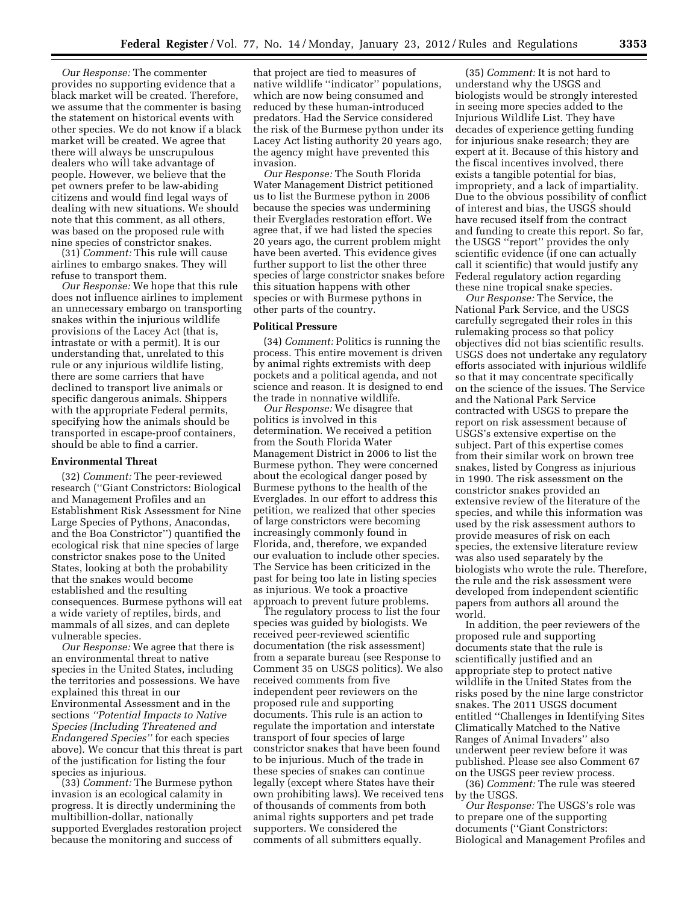*Our Response:* The commenter provides no supporting evidence that a black market will be created. Therefore, we assume that the commenter is basing the statement on historical events with other species. We do not know if a black market will be created. We agree that there will always be unscrupulous dealers who will take advantage of people. However, we believe that the pet owners prefer to be law-abiding citizens and would find legal ways of dealing with new situations. We should note that this comment, as all others, was based on the proposed rule with nine species of constrictor snakes.

(31) *Comment:* This rule will cause airlines to embargo snakes. They will refuse to transport them.

*Our Response:* We hope that this rule does not influence airlines to implement an unnecessary embargo on transporting snakes within the injurious wildlife provisions of the Lacey Act (that is, intrastate or with a permit). It is our understanding that, unrelated to this rule or any injurious wildlife listing, there are some carriers that have declined to transport live animals or specific dangerous animals. Shippers with the appropriate Federal permits, specifying how the animals should be transported in escape-proof containers, should be able to find a carrier.

**Environmental Threat**

(32) *Comment:* The peer-reviewed research (''Giant Constrictors: Biological and Management Profiles and an Establishment Risk Assessment for Nine Large Species of Pythons, Anacondas, and the Boa Constrictor'') quantified the ecological risk that nine species of large constrictor snakes pose to the United States, looking at both the probability that the snakes would become established and the resulting consequences. Burmese pythons will eat a wide variety of reptiles, birds, and mammals of all sizes, and can deplete vulnerable species.

*Our Response:* We agree that there is an environmental threat to native species in the United States, including the territories and possessions. We have explained this threat in our Environmental Assessment and in the sections *''Potential Impacts to Native Species (Including Threatened and Endangered Species''* for each species above). We concur that this threat is part of the justification for listing the four species as injurious.

(33) *Comment:* The Burmese python invasion is an ecological calamity in progress. It is directly undermining the multibillion-dollar, nationally supported Everglades restoration project because the monitoring and success of that project are tied to measures of native wildlife ''indicator'' populations, which are now being consumed and reduced by these human-introduced predators. Had the Service considered the risk of the Burmese python under its Lacey Act listing authority 20 years ago, the agency might have prevented this invasion.

*Our Response:* The South Florida Water Management District petitioned us to list the Burmese python in 2006 because the species was undermining their Everglades restoration effort. We agree that, if we had listed the species 20 years ago, the current problem might have been averted. This evidence gives further support to list the other three species of large constrictor snakes before this situation happens with other species or with Burmese pythons in other parts of the country.

**Political Pressure**

(34) *Comment:* Politics is running the process. This entire movement is driven by animal rights extremists with deep pockets and a political agenda, and not science and reason. It is designed to end the trade in nonnative wildlife.

*Our Response:* We disagree that politics is involved in this determination. We received a petition from the South Florida Water Management District in 2006 to list the Burmese python. They were concerned about the ecological danger posed by Burmese pythons to the health of the Everglades. In our effort to address this petition, we realized that other species of large constrictors were becoming increasingly commonly found in Florida, and, therefore, we expanded our evaluation to include other species. The Service has been criticized in the past for being too late in listing species as injurious. We took a proactive approach to prevent future problems.

The regulatory process to list the four species was guided by biologists. We received peer-reviewed scientific documentation (the risk assessment) from a separate bureau (see Response to Comment 35 on USGS politics). We also received comments from five independent peer reviewers on the proposed rule and supporting documents. This rule is an action to regulate the importation and interstate transport of four species of large constrictor snakes that have been found to be injurious. Much of the trade in these species of snakes can continue legally (except where States have their own prohibiting laws). We received tens of thousands of comments from both animal rights supporters and pet trade supporters. We considered the comments of all submitters equally.

(35) *Comment:* It is not hard to understand why the USGS and biologists would be strongly interested in seeing more species added to the Injurious Wildlife List. They have decades of experience getting funding for injurious snake research; they are expert at it. Because of this history and the fiscal incentives involved, there exists a tangible potential for bias, impropriety, and a lack of impartiality. Due to the obvious possibility of conflict of interest and bias, the USGS should have recused itself from the contract and funding to create this report. So far, the USGS ''report'' provides the only scientific evidence (if one can actually call it scientific) that would justify any Federal regulatory action regarding these nine tropical snake species.

*Our Response:* The Service, the National Park Service, and the USGS carefully segregated their roles in this rulemaking process so that policy objectives did not bias scientific results. USGS does not undertake any regulatory efforts associated with injurious wildlife so that it may concentrate specifically on the science of the issues. The Service and the National Park Service contracted with USGS to prepare the report on risk assessment because of USGS's extensive expertise on the subject. Part of this expertise comes from their similar work on brown tree snakes, listed by Congress as injurious in 1990. The risk assessment on the constrictor snakes provided an extensive review of the literature of the species, and while this information was used by the risk assessment authors to provide measures of risk on each species, the extensive literature review was also used separately by the biologists who wrote the rule. Therefore, the rule and the risk assessment were developed from independent scientific papers from authors all around the world.

In addition, the peer reviewers of the proposed rule and supporting documents state that the rule is scientifically justified and an appropriate step to protect native wildlife in the United States from the risks posed by the nine large constrictor snakes. The 2011 USGS document entitled ''Challenges in Identifying Sites Climatically Matched to the Native Ranges of Animal Invaders'' also underwent peer review before it was published. Please see also Comment 67 on the USGS peer review process.

(36) *Comment:* The rule was steered by the USGS.

*Our Response:* The USGS's role was to prepare one of the supporting documents (''Giant Constrictors: Biological and Management Profiles and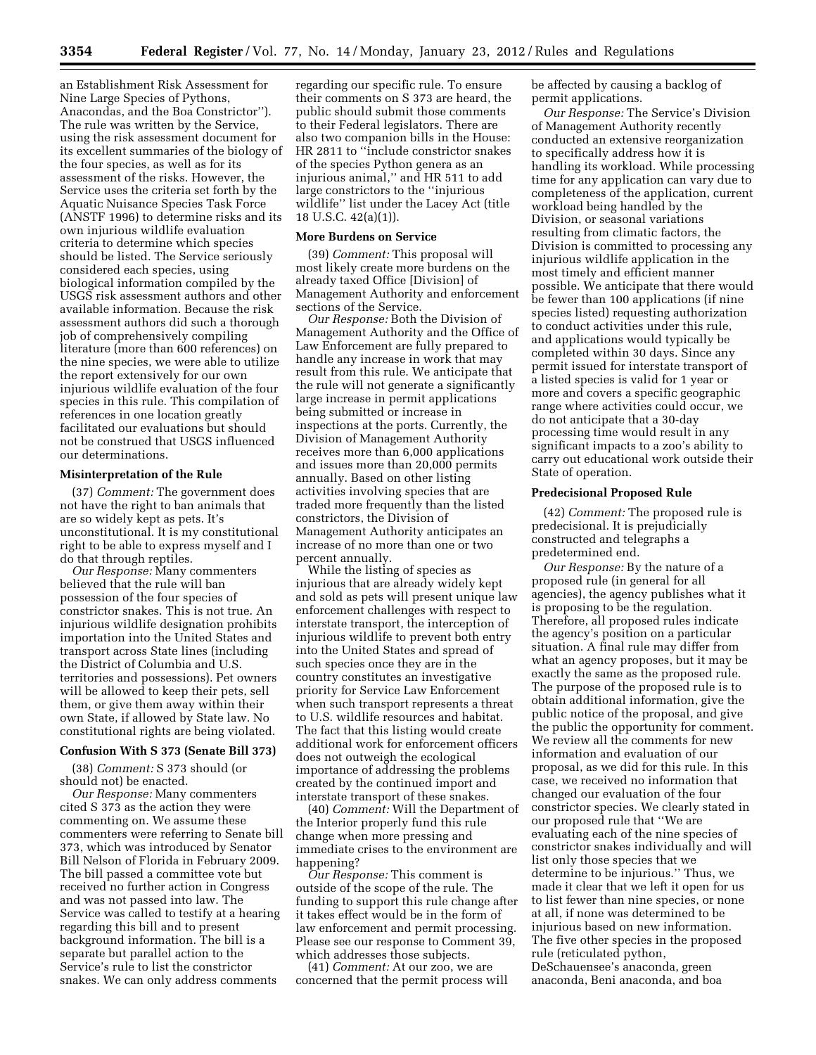an Establishment Risk Assessment for Nine Large Species of Pythons, Anacondas, and the Boa Constrictor''). The rule was written by the Service, using the risk assessment document for its excellent summaries of the biology of the four species, as well as for its assessment of the risks. However, the Service uses the criteria set forth by the Aquatic Nuisance Species Task Force (ANSTF 1996) to determine risks and its own injurious wildlife evaluation criteria to determine which species should be listed. The Service seriously considered each species, using biological information compiled by the USGS risk assessment authors and other available information. Because the risk assessment authors did such a thorough job of comprehensively compiling literature (more than 600 references) on the nine species, we were able to utilize the report extensively for our own injurious wildlife evaluation of the four species in this rule. This compilation of references in one location greatly facilitated our evaluations but should not be construed that USGS influenced our determinations.

**Misinterpretation of the Rule**

(37) *Comment:* The government does not have the right to ban animals that are so widely kept as pets. It's unconstitutional. It is my constitutional right to be able to express myself and I do that through reptiles.

*Our Response:* Many commenters believed that the rule will ban possession of the four species of constrictor snakes. This is not true. An injurious wildlife designation prohibits importation into the United States and transport across State lines (including the District of Columbia and U.S. territories and possessions). Pet owners will be allowed to keep their pets, sell them, or give them away within their own State, if allowed by State law. No constitutional rights are being violated.

**Confusion With S 373 (Senate Bill 373)**

(38) *Comment:* S 373 should (or should not) be enacted.

*Our Response:* Many commenters cited S 373 as the action they were commenting on. We assume these commenters were referring to Senate bill 373, which was introduced by Senator Bill Nelson of Florida in February 2009. The bill passed a committee vote but received no further action in Congress and was not passed into law. The Service was called to testify at a hearing regarding this bill and to present background information. The bill is a separate but parallel action to the Service's rule to list the constrictor snakes. We can only address comments regarding our specific rule. To ensure their comments on S 373 are heard, the public should submit those comments to their Federal legislators. There are also two companion bills in the House: HR 2811 to ''include constrictor snakes of the species Python genera as an injurious animal,'' and HR 511 to add large constrictors to the ''injurious wildlife'' list under the Lacey Act (title 18 U.S.C. 42(a)(1)).

**More Burdens on Service**

(39) *Comment:* This proposal will most likely create more burdens on the already taxed Office [Division] of Management Authority and enforcement sections of the Service.

*Our Response:* Both the Division of Management Authority and the Office of Law Enforcement are fully prepared to handle any increase in work that may result from this rule. We anticipate that the rule will not generate a significantly large increase in permit applications being submitted or increase in inspections at the ports. Currently, the Division of Management Authority receives more than 6,000 applications and issues more than 20,000 permits annually. Based on other listing activities involving species that are traded more frequently than the listed constrictors, the Division of Management Authority anticipates an increase of no more than one or two percent annually.

While the listing of species as injurious that are already widely kept and sold as pets will present unique law enforcement challenges with respect to interstate transport, the interception of injurious wildlife to prevent both entry into the United States and spread of such species once they are in the country constitutes an investigative priority for Service Law Enforcement when such transport represents a threat to U.S. wildlife resources and habitat. The fact that this listing would create additional work for enforcement officers does not outweigh the ecological importance of addressing the problems created by the continued import and interstate transport of these snakes.

(40) *Comment:* Will the Department of the Interior properly fund this rule change when more pressing and immediate crises to the environment are happening?

*Our Response:* This comment is outside of the scope of the rule. The funding to support this rule change after it takes effect would be in the form of law enforcement and permit processing. Please see our response to Comment 39, which addresses those subjects.

(41) *Comment:* At our zoo, we are concerned that the permit process will be affected by causing a backlog of permit applications.

*Our Response:* The Service's Division of Management Authority recently conducted an extensive reorganization to specifically address how it is handling its workload. While processing time for any application can vary due to completeness of the application, current workload being handled by the Division, or seasonal variations resulting from climatic factors, the Division is committed to processing any injurious wildlife application in the most timely and efficient manner possible. We anticipate that there would be fewer than 100 applications (if nine species listed) requesting authorization to conduct activities under this rule, and applications would typically be completed within 30 days. Since any permit issued for interstate transport of a listed species is valid for 1 year or more and covers a specific geographic range where activities could occur, we do not anticipate that a 30-day processing time would result in any significant impacts to a zoo's ability to carry out educational work outside their State of operation.

**Predecisional Proposed Rule**

(42) *Comment:* The proposed rule is predecisional. It is prejudicially constructed and telegraphs a predetermined end.

*Our Response:* By the nature of a proposed rule (in general for all agencies), the agency publishes what it is proposing to be the regulation. Therefore, all proposed rules indicate the agency's position on a particular situation. A final rule may differ from what an agency proposes, but it may be exactly the same as the proposed rule. The purpose of the proposed rule is to obtain additional information, give the public notice of the proposal, and give the public the opportunity for comment. We review all the comments for new information and evaluation of our proposal, as we did for this rule. In this case, we received no information that changed our evaluation of the four constrictor species. We clearly stated in our proposed rule that ''We are evaluating each of the nine species of constrictor snakes individually and will list only those species that we determine to be injurious.'' Thus, we made it clear that we left it open for us to list fewer than nine species, or none at all, if none was determined to be injurious based on new information. The five other species in the proposed rule (reticulated python, DeSchauensee's anaconda, green anaconda, Beni anaconda, and boa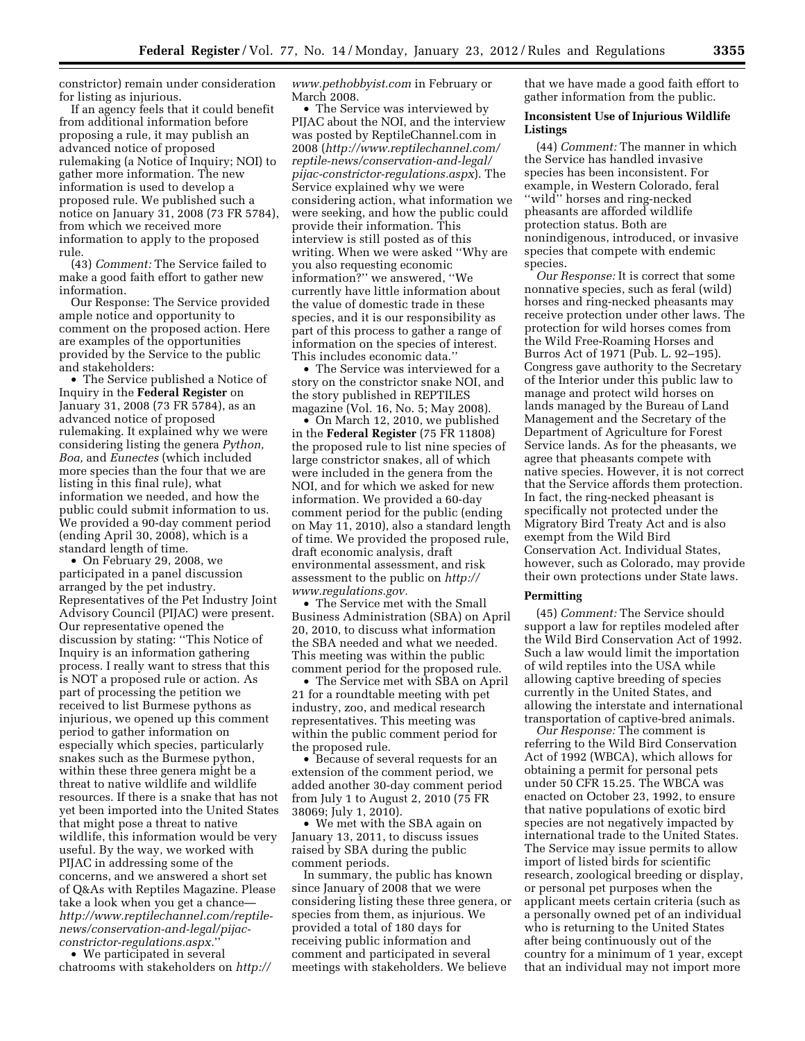constrictor) remain under consideration for listing as injurious.

If an agency feels that it could benefit from additional information before proposing a rule, it may publish an advanced notice of proposed rulemaking (a Notice of Inquiry; NOI) to gather more information. The new information is used to develop a proposed rule. We published such a notice on January 31, 2008 (73 FR 5784), from which we received more information to apply to the proposed rule.

(43) *Comment:* The Service failed to make a good faith effort to gather new information.

Our Response: The Service provided ample notice and opportunity to comment on the proposed action. Here are examples of the opportunities provided by the Service to the public and stakeholders:

- The Service published a Notice of Inquiry in the **Federal Register** on January 31, 2008 (73 FR 5784), as an advanced notice of proposed rulemaking. It explained why we were considering listing the genera *Python, Boa,* and *Eunectes* (which included more species than the four that we are listing in this final rule), what information we needed, and how the public could submit information to us. We provided a 90-day comment period (ending April 30, 2008), which is a standard length of time.
- On February 29, 2008, we participated in a panel discussion arranged by the pet industry. Representatives of the Pet Industry Joint Advisory Council (PIJAC) were present. Our representative opened the discussion by stating: ''This Notice of Inquiry is an information gathering process. I really want to stress that this is NOT a proposed rule or action. As part of processing the petition we received to list Burmese pythons as injurious, we opened up this comment period to gather information on especially which species, particularly snakes such as the Burmese python, within these three genera might be a threat to native wildlife and wildlife resources. If there is a snake that has not yet been imported into the United States that might pose a threat to native wildlife, this information would be very useful. By the way, we worked with PIJAC in addressing some of the concerns, and we answered a short set of Q&As with Reptiles Magazine. Please take a look when you get a chance—*http://www.reptilechannel.com/reptile-news/conservation-and-legal/pijac-constrictor-regulations.aspx.*''
- We participated in several chatrooms with stakeholders on *http://www.pethobbyist.com* in February or March 2008.
- The Service was interviewed by PIJAC about the NOI, and the interview was posted by ReptileChannel.com in 2008 (*http://www.reptilechannel.com/reptile-news/conservation-and-legal/pijac-constrictor-regulations.aspx*). The Service explained why we were considering action, what information we were seeking, and how the public could provide their information. This interview is still posted as of this writing. When we were asked ''Why are you also requesting economic information?'' we answered, ''We currently have little information about the value of domestic trade in these species, and it is our responsibility as part of this process to gather a range of information on the species of interest. This includes economic data.''
- The Service was interviewed for a story on the constrictor snake NOI, and the story published in REPTILES magazine (Vol. 16, No. 5; May 2008).
- On March 12, 2010, we published in the **Federal Register** (75 FR 11808) the proposed rule to list nine species of large constrictor snakes, all of which were included in the genera from the NOI, and for which we asked for new information. We provided a 60-day comment period for the public (ending on May 11, 2010), also a standard length of time. We provided the proposed rule, draft economic analysis, draft environmental assessment, and risk assessment to the public on *http://www.regulations.gov.*
- The Service met with the Small Business Administration (SBA) on April 20, 2010, to discuss what information the SBA needed and what we needed. This meeting was within the public comment period for the proposed rule.
- The Service met with SBA on April 21 for a roundtable meeting with pet industry, zoo, and medical research representatives. This meeting was within the public comment period for the proposed rule.
- Because of several requests for an extension of the comment period, we added another 30-day comment period from July 1 to August 2, 2010 (75 FR 38069; July 1, 2010).
- We met with the SBA again on January 13, 2011, to discuss issues raised by SBA during the public comment periods.

In summary, the public has known since January of 2008 that we were considering listing these three genera, or species from them, as injurious. We provided a total of 180 days for receiving public information and comment and participated in several meetings with stakeholders. We believe that we have made a good faith effort to gather information from the public.

### Inconsistent Use of Injurious Wildlife Listings

(44) *Comment:* The manner in which the Service has handled invasive species has been inconsistent. For example, in Western Colorado, feral ''wild'' horses and ring-necked pheasants are afforded wildlife protection status. Both are nonindigenous, introduced, or invasive species that compete with endemic species.

*Our Response:* It is correct that some nonnative species, such as feral (wild) horses and ring-necked pheasants may receive protection under other laws. The protection for wild horses comes from the Wild Free-Roaming Horses and Burros Act of 1971 (Pub. L. 92–195). Congress gave authority to the Secretary of the Interior under this public law to manage and protect wild horses on lands managed by the Bureau of Land Management and the Secretary of the Department of Agriculture for Forest Service lands. As for the pheasants, we agree that pheasants compete with native species. However, it is not correct that the Service affords them protection. In fact, the ring-necked pheasant is specifically not protected under the Migratory Bird Treaty Act and is also exempt from the Wild Bird Conservation Act. Individual States, however, such as Colorado, may provide their own protections under State laws.

### Permitting

(45) *Comment:* The Service should support a law for reptiles modeled after the Wild Bird Conservation Act of 1992. Such a law would limit the importation of wild reptiles into the USA while allowing captive breeding of species currently in the United States, and allowing the interstate and international transportation of captive-bred animals.

*Our Response:* The comment is referring to the Wild Bird Conservation Act of 1992 (WBCA), which allows for obtaining a permit for personal pets under 50 CFR 15.25. The WBCA was enacted on October 23, 1992, to ensure that native populations of exotic bird species are not negatively impacted by international trade to the United States. The Service may issue permits to allow import of listed birds for scientific research, zoological breeding or display, or personal pet purposes when the applicant meets certain criteria (such as a personally owned pet of an individual who is returning to the United States after being continuously out of the country for a minimum of 1 year, except that an individual may not import more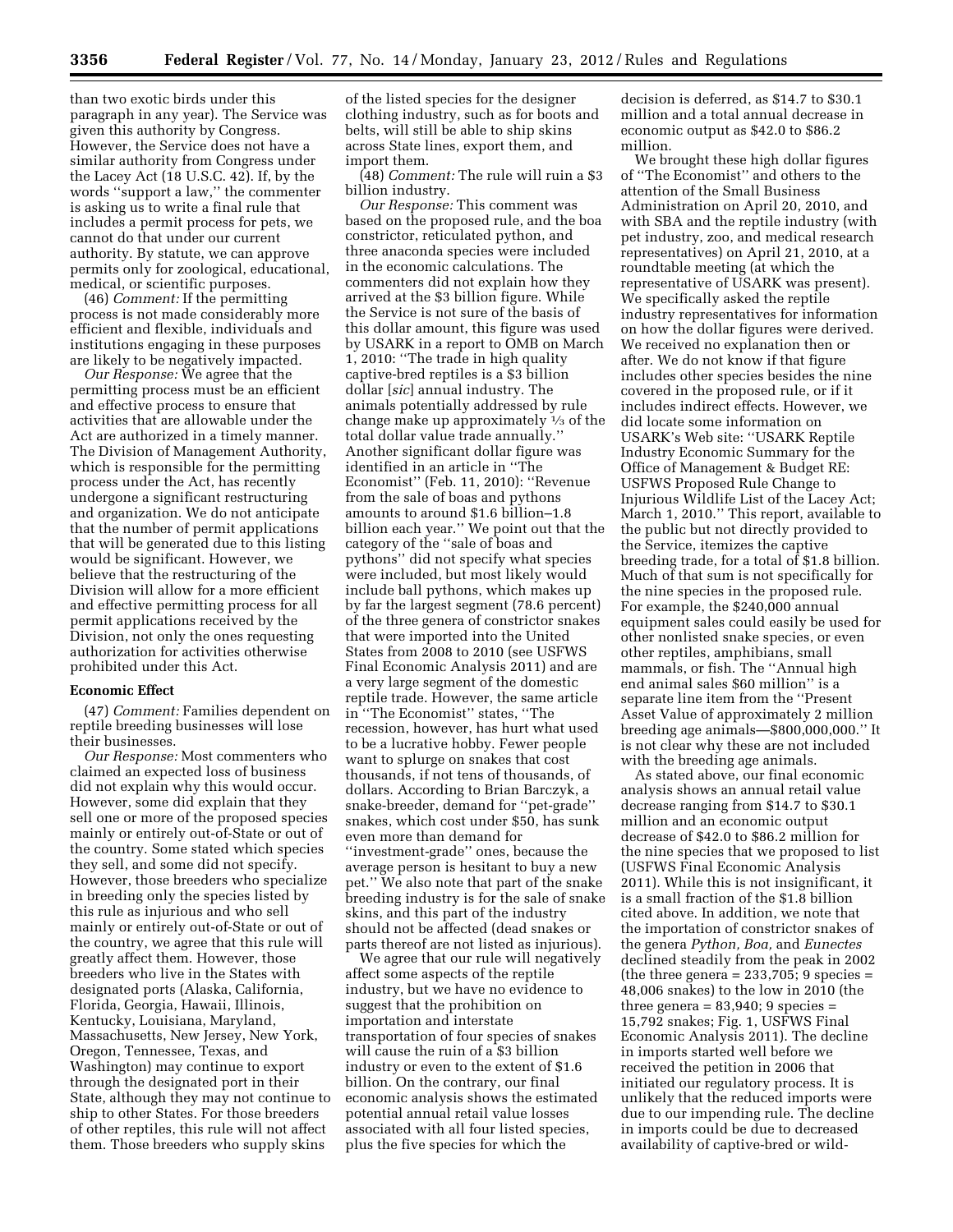than two exotic birds under this paragraph in any year). The Service was given this authority by Congress. However, the Service does not have a similar authority from Congress under the Lacey Act (18 U.S.C. 42). If, by the words ''support a law,'' the commenter is asking us to write a final rule that includes a permit process for pets, we cannot do that under our current authority. By statute, we can approve permits only for zoological, educational, medical, or scientific purposes.

(46) *Comment:* If the permitting process is not made considerably more efficient and flexible, individuals and institutions engaging in these purposes are likely to be negatively impacted.

*Our Response:* We agree that the permitting process must be an efficient and effective process to ensure that activities that are allowable under the Act are authorized in a timely manner. The Division of Management Authority, which is responsible for the permitting process under the Act, has recently undergone a significant restructuring and organization. We do not anticipate that the number of permit applications that will be generated due to this listing would be significant. However, we believe that the restructuring of the Division will allow for a more efficient and effective permitting process for all permit applications received by the Division, not only the ones requesting authorization for activities otherwise prohibited under this Act.

## Economic Effect

(47) *Comment:* Families dependent on reptile breeding businesses will lose their businesses.

*Our Response:* Most commenters who claimed an expected loss of business did not explain why this would occur. However, some did explain that they sell one or more of the proposed species mainly or entirely out-of-State or out of the country. Some stated which species they sell, and some did not specify. However, those breeders who specialize in breeding only the species listed by this rule as injurious and who sell mainly or entirely out-of-State or out of the country, we agree that this rule will greatly affect them. However, those breeders who live in the States with designated ports (Alaska, California, Florida, Georgia, Hawaii, Illinois, Kentucky, Louisiana, Maryland, Massachusetts, New Jersey, New York, Oregon, Tennessee, Texas, and Washington) may continue to export through the designated port in their State, although they may not continue to ship to other States. For those breeders of other reptiles, this rule will not affect them. Those breeders who supply skins of the listed species for the designer clothing industry, such as for boots and belts, will still be able to ship skins across State lines, export them, and import them.

(48) *Comment:* The rule will ruin a $3 billion industry.

*Our Response:* This comment was based on the proposed rule, and the boa constrictor, reticulated python, and three anaconda species were included in the economic calculations. The commenters did not explain how they arrived at the $3 billion figure. While the Service is not sure of the basis of this dollar amount, this figure was used by USARK in a report to OMB on March 1, 2010: ''The trade in high quality captive-bred reptiles is a $3 billion dollar [*sic*] annual industry. The animals potentially addressed by rule change make up approximately ⅓ of the total dollar value trade annually.'' Another significant dollar figure was identified in an article in ''The Economist'' (Feb. 11, 2010): ''Revenue from the sale of boas and pythons amounts to around $1.6 billion–1.8 billion each year.'' We point out that the category of the ''sale of boas and pythons'' did not specify what species were included, but most likely would include ball pythons, which makes up by far the largest segment (78.6 percent) of the three genera of constrictor snakes that were imported into the United States from 2008 to 2010 (see USFWS Final Economic Analysis 2011) and are a very large segment of the domestic reptile trade. However, the same article in ''The Economist'' states, ''The recession, however, has hurt what used to be a lucrative hobby. Fewer people want to splurge on snakes that cost thousands, if not tens of thousands, of dollars. According to Brian Barczyk, a snake-breeder, demand for ''pet-grade'' snakes, which cost under $50, has sunk even more than demand for ''investment-grade'' ones, because the average person is hesitant to buy a new pet.'' We also note that part of the snake breeding industry is for the sale of snake skins, and this part of the industry should not be affected (dead snakes or parts thereof are not listed as injurious).

We agree that our rule will negatively affect some aspects of the reptile industry, but we have no evidence to suggest that the prohibition on importation and interstate transportation of four species of snakes will cause the ruin of a $3 billion industry or even to the extent of $1.6 billion. On the contrary, our final economic analysis shows the estimated potential annual retail value losses associated with all four listed species, plus the five species for which the decision is deferred, as $14.7 to $30.1 million and a total annual decrease in economic output as $42.0 to $86.2 million.

We brought these high dollar figures of ''The Economist'' and others to the attention of the Small Business Administration on April 20, 2010, and with SBA and the reptile industry (with pet industry, zoo, and medical research representatives) on April 21, 2010, at a roundtable meeting (at which the representative of USARK was present). We specifically asked the reptile industry representatives for information on how the dollar figures were derived. We received no explanation then or after. We do not know if that figure includes other species besides the nine covered in the proposed rule, or if it includes indirect effects. However, we did locate some information on USARK's Web site: ''USARK Reptile Industry Economic Summary for the Office of Management & Budget RE: USFWS Proposed Rule Change to Injurious Wildlife List of the Lacey Act; March 1, 2010.'' This report, available to the public but not directly provided to the Service, itemizes the captive breeding trade, for a total of $1.8 billion. Much of that sum is not specifically for the nine species in the proposed rule. For example, the $240,000 annual equipment sales could easily be used for other nonlisted snake species, or even other reptiles, amphibians, small mammals, or fish. The ''Annual high end animal sales $60 million'' is a separate line item from the ''Present Asset Value of approximately 2 million breeding age animals—$800,000,000.'' It is not clear why these are not included with the breeding age animals.

As stated above, our final economic analysis shows an annual retail value decrease ranging from $14.7 to $30.1 million and an economic output decrease of $42.0 to $86.2 million for the nine species that we proposed to list (USFWS Final Economic Analysis 2011). While this is not insignificant, it is a small fraction of the $1.8 billion cited above. In addition, we note that the importation of constrictor snakes of the genera *Python, Boa,* and *Eunectes* declined steadily from the peak in 2002 (the three genera = 233,705; 9 species = 48,006 snakes) to the low in 2010 (the three genera = 83,940; 9 species = 15,792 snakes; Fig. 1, USFWS Final Economic Analysis 2011). The decline in imports started well before we received the petition in 2006 that initiated our regulatory process. It is unlikely that the reduced imports were due to our impending rule. The decline in imports could be due to decreased availability of captive-bred or wild-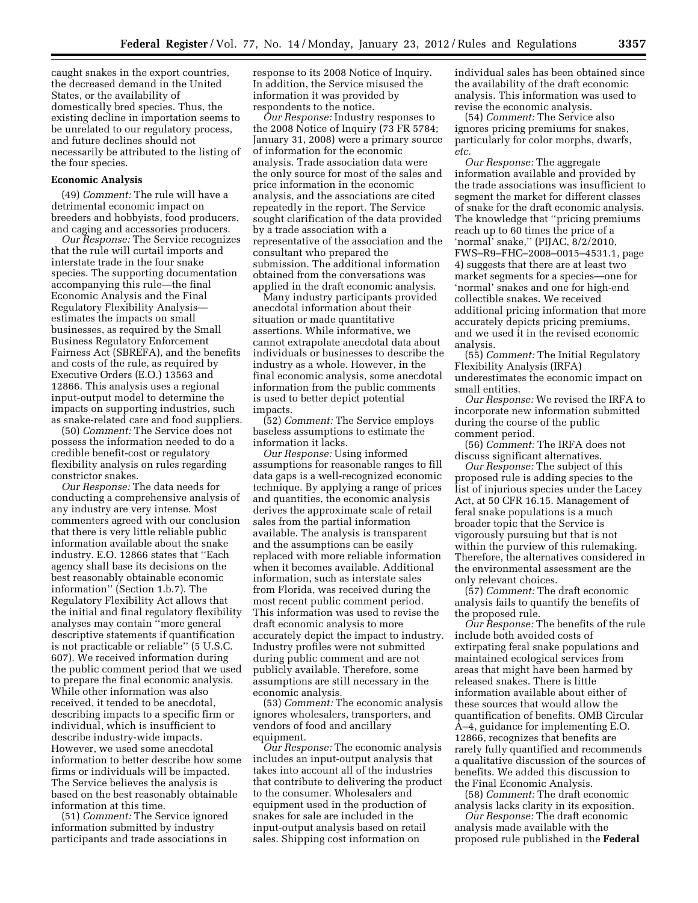caught snakes in the export countries, the decreased demand in the United States, or the availability of domestically bred species. Thus, the existing decline in importation seems to be unrelated to our regulatory process, and future declines should not necessarily be attributed to the listing of the four species.

**Economic Analysis**

(49) *Comment:* The rule will have a detrimental economic impact on breeders and hobbyists, food producers, and caging and accessories producers.

*Our Response:* The Service recognizes that the rule will curtail imports and interstate trade in the four snake species. The supporting documentation accompanying this rule—the final Economic Analysis and the Final Regulatory Flexibility Analysis—estimates the impacts on small businesses, as required by the Small Business Regulatory Enforcement Fairness Act (SBREFA), and the benefits and costs of the rule, as required by Executive Orders (E.O.) 13563 and 12866. This analysis uses a regional input-output model to determine the impacts on supporting industries, such as snake-related care and food suppliers.

(50) *Comment:* The Service does not possess the information needed to do a credible benefit-cost or regulatory flexibility analysis on rules regarding constrictor snakes.

*Our Response:* The data needs for conducting a comprehensive analysis of any industry are very intense. Most commenters agreed with our conclusion that there is very little reliable public information available about the snake industry. E.O. 12866 states that ''Each agency shall base its decisions on the best reasonably obtainable economic information'' (Section 1.b.7). The Regulatory Flexibility Act allows that the initial and final regulatory flexibility analyses may contain ''more general descriptive statements if quantification is not practicable or reliable'' (5 U.S.C. 607). We received information during the public comment period that we used to prepare the final economic analysis. While other information was also received, it tended to be anecdotal, describing impacts to a specific firm or individual, which is insufficient to describe industry-wide impacts. However, we used some anecdotal information to better describe how some firms or individuals will be impacted. The Service believes the analysis is based on the best reasonably obtainable information at this time.

(51) *Comment:* The Service ignored information submitted by industry participants and trade associations in response to its 2008 Notice of Inquiry. In addition, the Service misused the information it was provided by respondents to the notice.

*Our Response:* Industry responses to the 2008 Notice of Inquiry (73 FR 5784; January 31, 2008) were a primary source of information for the economic analysis. Trade association data were the only source for most of the sales and price information in the economic analysis, and the associations are cited repeatedly in the report. The Service sought clarification of the data provided by a trade association with a representative of the association and the consultant who prepared the submission. The additional information obtained from the conversations was applied in the draft economic analysis.

Many industry participants provided anecdotal information about their situation or made quantitative assertions. While informative, we cannot extrapolate anecdotal data about individuals or businesses to describe the industry as a whole. However, in the final economic analysis, some anecdotal information from the public comments is used to better depict potential impacts.

(52) *Comment:* The Service employs baseless assumptions to estimate the information it lacks.

*Our Response:* Using informed assumptions for reasonable ranges to fill data gaps is a well-recognized economic technique. By applying a range of prices and quantities, the economic analysis derives the approximate scale of retail sales from the partial information available. The analysis is transparent and the assumptions can be easily replaced with more reliable information when it becomes available. Additional information, such as interstate sales from Florida, was received during the most recent public comment period. This information was used to revise the draft economic analysis to more accurately depict the impact to industry. Industry profiles were not submitted during public comment and are not publicly available. Therefore, some assumptions are still necessary in the economic analysis.

(53) *Comment:* The economic analysis ignores wholesalers, transporters, and vendors of food and ancillary equipment.

*Our Response:* The economic analysis includes an input-output analysis that takes into account all of the industries that contribute to delivering the product to the consumer. Wholesalers and equipment used in the production of snakes for sale are included in the input-output analysis based on retail sales. Shipping cost information on individual sales has been obtained since the availability of the draft economic analysis. This information was used to revise the economic analysis.

(54) *Comment:* The Service also ignores pricing premiums for snakes, particularly for color morphs, dwarfs, *etc.*

*Our Response:* The aggregate information available and provided by the trade associations was insufficient to segment the market for different classes of snake for the draft economic analysis. The knowledge that ''pricing premiums reach up to 60 times the price of a 'normal' snake,'' (PIJAC, 8/2/2010, FWS–R9–FHC–2008–0015–4531.1, page 4) suggests that there are at least two market segments for a species—one for 'normal' snakes and one for high-end collectible snakes. We received additional pricing information that more accurately depicts pricing premiums, and we used it in the revised economic analysis.

(55) *Comment:* The Initial Regulatory Flexibility Analysis (IRFA) underestimates the economic impact on small entities.

*Our Response:* We revised the IRFA to incorporate new information submitted during the course of the public comment period.

(56) *Comment:* The IRFA does not discuss significant alternatives.

*Our Response:* The subject of this proposed rule is adding species to the list of injurious species under the Lacey Act, at 50 CFR 16.15. Management of feral snake populations is a much broader topic that the Service is vigorously pursuing but that is not within the purview of this rulemaking. Therefore, the alternatives considered in the environmental assessment are the only relevant choices.

(57) *Comment:* The draft economic analysis fails to quantify the benefits of the proposed rule.

*Our Response:* The benefits of the rule include both avoided costs of extirpating feral snake populations and maintained ecological services from areas that might have been harmed by released snakes. There is little information available about either of these sources that would allow the quantification of benefits. OMB Circular A–4, guidance for implementing E.O. 12866, recognizes that benefits are rarely fully quantified and recommends a qualitative discussion of the sources of benefits. We added this discussion to the Final Economic Analysis.

(58) *Comment:* The draft economic analysis lacks clarity in its exposition.

*Our Response:* The draft economic analysis made available with the proposed rule published in the **Federal**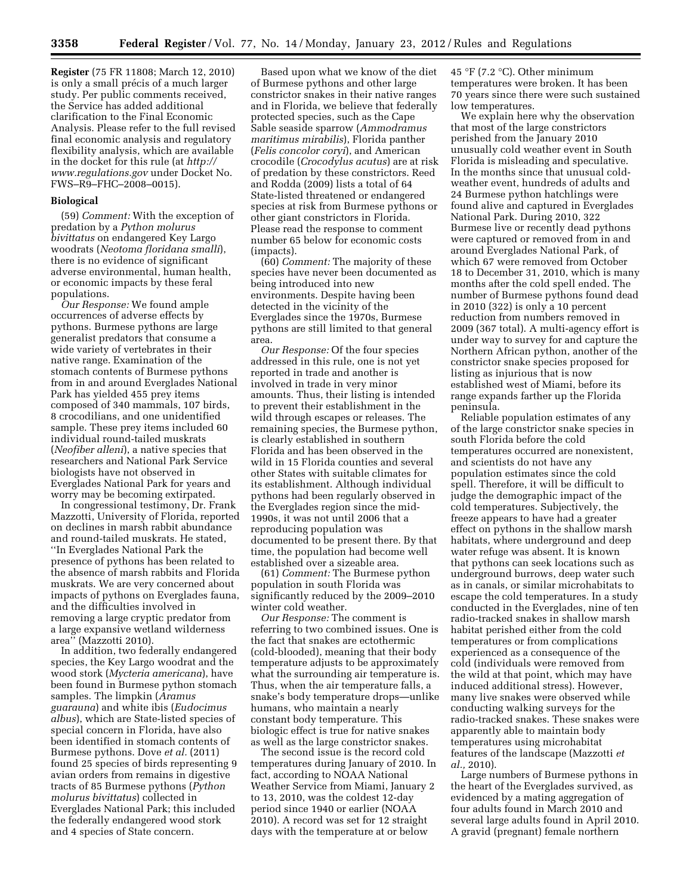**Register** (75 FR 11808; March 12, 2010) is only a small précis of a much larger study. Per public comments received, the Service has added additional clarification to the Final Economic Analysis. Please refer to the full revised final economic analysis and regulatory flexibility analysis, which are available in the docket for this rule (at *http://www.regulations.gov* under Docket No. FWS–R9–FHC–2008–0015).

### Biological

(59) *Comment:* With the exception of predation by a *Python molurus bivittatus* on endangered Key Largo woodrats (*Neotoma floridana smalli*), there is no evidence of significant adverse environmental, human health, or economic impacts by these feral populations.

*Our Response:* We found ample occurrences of adverse effects by pythons. Burmese pythons are large generalist predators that consume a wide variety of vertebrates in their native range. Examination of the stomach contents of Burmese pythons from in and around Everglades National Park has yielded 455 prey items composed of 340 mammals, 107 birds, 8 crocodilians, and one unidentified sample. These prey items included 60 individual round-tailed muskrats (*Neofiber alleni*), a native species that researchers and National Park Service biologists have not observed in Everglades National Park for years and worry may be becoming extirpated.

In congressional testimony, Dr. Frank Mazzotti, University of Florida, reported on declines in marsh rabbit abundance and round-tailed muskrats. He stated, "In Everglades National Park the presence of pythons has been related to the absence of marsh rabbits and Florida muskrats. We are very concerned about impacts of pythons on Everglades fauna, and the difficulties involved in removing a large cryptic predator from a large expansive wetland wilderness area" (Mazzotti 2010).

In addition, two federally endangered species, the Key Largo woodrat and the wood stork (*Mycteria americana*), have been found in Burmese python stomach samples. The limpkin (*Aramus guarauna*) and white ibis (*Eudocimus albus*), which are State-listed species of special concern in Florida, have also been identified in stomach contents of Burmese pythons. Dove *et al.* (2011) found 25 species of birds representing 9 avian orders from remains in digestive tracts of 85 Burmese pythons (*Python molurus bivittatus*) collected in Everglades National Park; this included the federally endangered wood stork and 4 species of State concern.

Based upon what we know of the diet of Burmese pythons and other large constrictor snakes in their native ranges and in Florida, we believe that federally protected species, such as the Cape Sable seaside sparrow (*Ammodramus maritimus mirabilis*), Florida panther (*Felis concolor coryi*), and American crocodile (*Crocodylus acutus*) are at risk of predation by these constrictors. Reed and Rodda (2009) lists a total of 64 State-listed threatened or endangered species at risk from Burmese pythons or other giant constrictors in Florida. Please read the response to comment number 65 below for economic costs (impacts).

(60) *Comment:* The majority of these species have never been documented as being introduced into new environments. Despite having been detected in the vicinity of the Everglades since the 1970s, Burmese pythons are still limited to that general area.

*Our Response:* Of the four species addressed in this rule, one is not yet reported in trade and another is involved in trade in very minor amounts. Thus, their listing is intended to prevent their establishment in the wild through escapes or releases. The remaining species, the Burmese python, is clearly established in southern Florida and has been observed in the wild in 15 Florida counties and several other States with suitable climates for its establishment. Although individual pythons had been regularly observed in the Everglades region since the mid-1990s, it was not until 2006 that a reproducing population was documented to be present there. By that time, the population had become well established over a sizeable area.

(61) *Comment:* The Burmese python population in south Florida was significantly reduced by the 2009–2010 winter cold weather.

*Our Response:* The comment is referring to two combined issues. One is the fact that snakes are ectothermic (cold-blooded), meaning that their body temperature adjusts to be approximately what the surrounding air temperature is. Thus, when the air temperature falls, a snake's body temperature drops—unlike humans, who maintain a nearly constant body temperature. This biologic effect is true for native snakes as well as the large constrictor snakes.

The second issue is the record cold temperatures during January of 2010. In fact, according to NOAA National Weather Service from Miami, January 2 to 13, 2010, was the coldest 12-day period since 1940 or earlier (NOAA 2010). A record was set for 12 straight days with the temperature at or below 45 °F (7.2 °C). Other minimum temperatures were broken. It has been 70 years since there were such sustained low temperatures.

We explain here why the observation that most of the large constrictors perished from the January 2010 unusually cold weather event in South Florida is misleading and speculative. In the months since that unusual cold-weather event, hundreds of adults and 24 Burmese python hatchlings were found alive and captured in Everglades National Park. During 2010, 322 Burmese live or recently dead pythons were captured or removed from in and around Everglades National Park, of which 67 were removed from October 18 to December 31, 2010, which is many months after the cold spell ended. The number of Burmese pythons found dead in 2010 (322) is only a 10 percent reduction from numbers removed in 2009 (367 total). A multi-agency effort is under way to survey for and capture the Northern African python, another of the constrictor snake species proposed for listing as injurious that is now established west of Miami, before its range expands farther up the Florida peninsula.

Reliable population estimates of any of the large constrictor snake species in south Florida before the cold temperatures occurred are nonexistent, and scientists do not have any population estimates since the cold spell. Therefore, it will be difficult to judge the demographic impact of the cold temperatures. Subjectively, the freeze appears to have had a greater effect on pythons in the shallow marsh habitats, where underground and deep water refuge was absent. It is known that pythons can seek locations such as underground burrows, deep water such as in canals, or similar microhabitats to escape the cold temperatures. In a study conducted in the Everglades, nine of ten radio-tracked snakes in shallow marsh habitat perished either from the cold temperatures or from complications experienced as a consequence of the cold (individuals were removed from the wild at that point, which may have induced additional stress). However, many live snakes were observed while conducting walking surveys for the radio-tracked snakes. These snakes were apparently able to maintain body temperatures using microhabitat features of the landscape (Mazzotti *et al.,* 2010).

Large numbers of Burmese pythons in the heart of the Everglades survived, as evidenced by a mating aggregation of four adults found in March 2010 and several large adults found in April 2010. A gravid (pregnant) female northern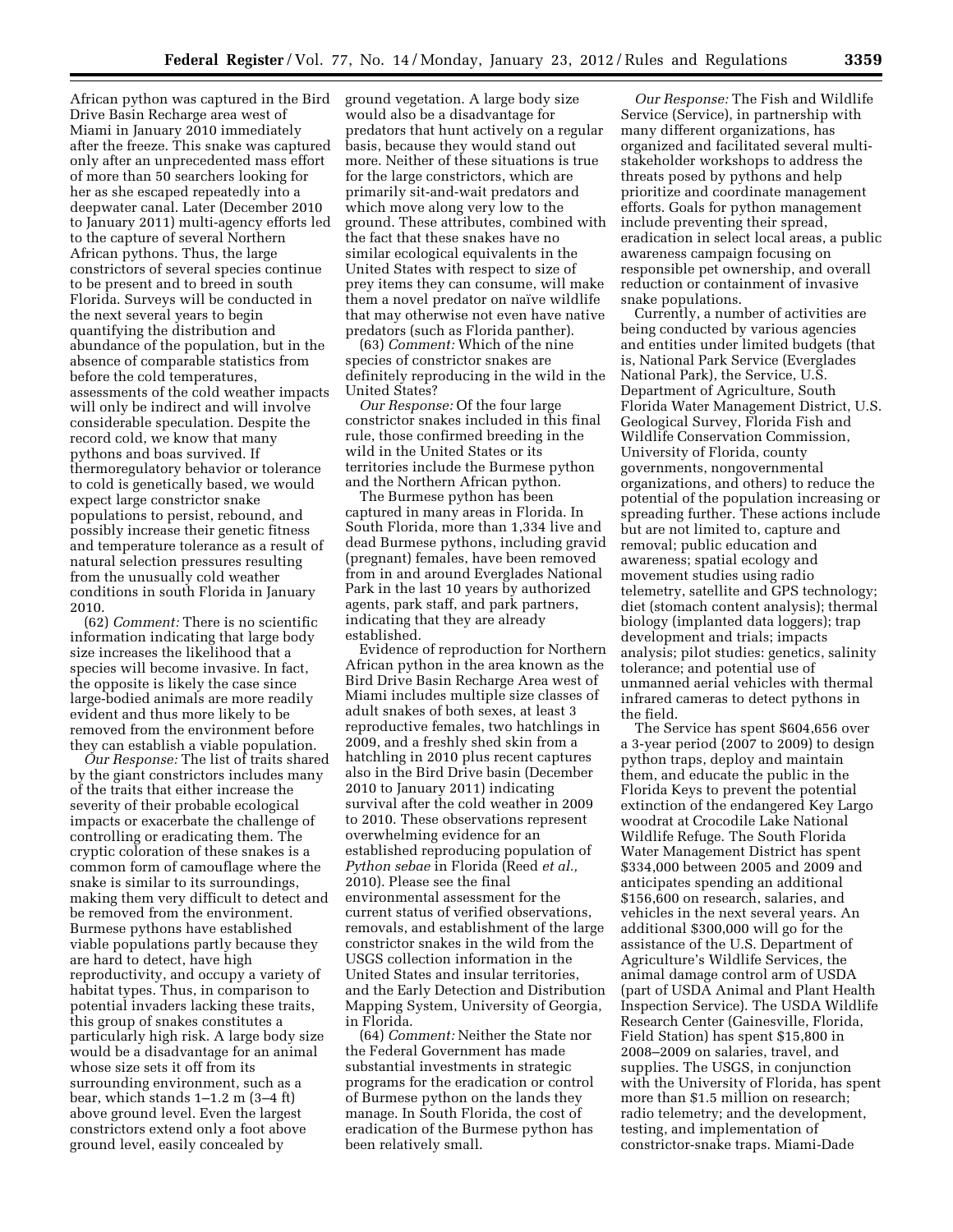African python was captured in the Bird Drive Basin Recharge area west of Miami in January 2010 immediately after the freeze. This snake was captured only after an unprecedented mass effort of more than 50 searchers looking for her as she escaped repeatedly into a deepwater canal. Later (December 2010 to January 2011) multi-agency efforts led to the capture of several Northern African pythons. Thus, the large constrictors of several species continue to be present and to breed in south Florida. Surveys will be conducted in the next several years to begin quantifying the distribution and abundance of the population, but in the absence of comparable statistics from before the cold temperatures, assessments of the cold weather impacts will only be indirect and will involve considerable speculation. Despite the record cold, we know that many pythons and boas survived. If thermoregulatory behavior or tolerance to cold is genetically based, we would expect large constrictor snake populations to persist, rebound, and possibly increase their genetic fitness and temperature tolerance as a result of natural selection pressures resulting from the unusually cold weather conditions in south Florida in January 2010.

(62) *Comment:* There is no scientific information indicating that large body size increases the likelihood that a species will become invasive. In fact, the opposite is likely the case since large-bodied animals are more readily evident and thus more likely to be removed from the environment before they can establish a viable population.

*Our Response:* The list of traits shared by the giant constrictors includes many of the traits that either increase the severity of their probable ecological impacts or exacerbate the challenge of controlling or eradicating them. The cryptic coloration of these snakes is a common form of camouflage where the snake is similar to its surroundings, making them very difficult to detect and be removed from the environment. Burmese pythons have established viable populations partly because they are hard to detect, have high reproductivity, and occupy a variety of habitat types. Thus, in comparison to potential invaders lacking these traits, this group of snakes constitutes a particularly high risk. A large body size would be a disadvantage for an animal whose size sets it off from its surrounding environment, such as a bear, which stands 1–1.2 m (3–4 ft) above ground level. Even the largest constrictors extend only a foot above ground level, easily concealed by ground vegetation. A large body size would also be a disadvantage for predators that hunt actively on a regular basis, because they would stand out more. Neither of these situations is true for the large constrictors, which are primarily sit-and-wait predators and which move along very low to the ground. These attributes, combined with the fact that these snakes have no similar ecological equivalents in the United States with respect to size of prey items they can consume, will make them a novel predator on naïve wildlife that may otherwise not even have native predators (such as Florida panther).

(63) *Comment:* Which of the nine species of constrictor snakes are definitely reproducing in the wild in the United States?

*Our Response:* Of the four large constrictor snakes included in this final rule, those confirmed breeding in the wild in the United States or its territories include the Burmese python and the Northern African python.

The Burmese python has been captured in many areas in Florida. In South Florida, more than 1,334 live and dead Burmese pythons, including gravid (pregnant) females, have been removed from in and around Everglades National Park in the last 10 years by authorized agents, park staff, and park partners, indicating that they are already established.

Evidence of reproduction for Northern African python in the area known as the Bird Drive Basin Recharge Area west of Miami includes multiple size classes of adult snakes of both sexes, at least 3 reproductive females, two hatchlings in 2009, and a freshly shed skin from a hatchling in 2010 plus recent captures also in the Bird Drive basin (December 2010 to January 2011) indicating survival after the cold weather in 2009 to 2010. These observations represent overwhelming evidence for an established reproducing population of *Python sebae* in Florida (Reed *et al.,* 2010). Please see the final environmental assessment for the current status of verified observations, removals, and establishment of the large constrictor snakes in the wild from the USGS collection information in the United States and insular territories, and the Early Detection and Distribution Mapping System, University of Georgia, in Florida.

(64) *Comment:* Neither the State nor the Federal Government has made substantial investments in strategic programs for the eradication or control of Burmese python on the lands they manage. In South Florida, the cost of eradication of the Burmese python has been relatively small.

*Our Response:* The Fish and Wildlife Service (Service), in partnership with many different organizations, has organized and facilitated several multi-stakeholder workshops to address the threats posed by pythons and help prioritize and coordinate management efforts. Goals for python management include preventing their spread, eradication in select local areas, a public awareness campaign focusing on responsible pet ownership, and overall reduction or containment of invasive snake populations.

Currently, a number of activities are being conducted by various agencies and entities under limited budgets (that is, National Park Service (Everglades National Park), the Service, U.S. Department of Agriculture, South Florida Water Management District, U.S. Geological Survey, Florida Fish and Wildlife Conservation Commission, University of Florida, county governments, nongovernmental organizations, and others) to reduce the potential of the population increasing or spreading further. These actions include but are not limited to, capture and removal; public education and awareness; spatial ecology and movement studies using radio telemetry, satellite and GPS technology; diet (stomach content analysis); thermal biology (implanted data loggers); trap development and trials; impacts analysis; pilot studies: genetics, salinity tolerance; and potential use of unmanned aerial vehicles with thermal infrared cameras to detect pythons in the field.

The Service has spent $604,656 over a 3-year period (2007 to 2009) to design python traps, deploy and maintain them, and educate the public in the Florida Keys to prevent the potential extinction of the endangered Key Largo woodrat at Crocodile Lake National Wildlife Refuge. The South Florida Water Management District has spent $334,000 between 2005 and 2009 and anticipates spending an additional $156,600 on research, salaries, and vehicles in the next several years. An additional $300,000 will go for the assistance of the U.S. Department of Agriculture's Wildlife Services, the animal damage control arm of USDA (part of USDA Animal and Plant Health Inspection Service). The USDA Wildlife Research Center (Gainesville, Florida, Field Station) has spent $15,800 in 2008–2009 on salaries, travel, and supplies. The USGS, in conjunction with the University of Florida, has spent more than $1.5 million on research; radio telemetry; and the development, testing, and implementation of constrictor-snake traps. Miami-Dade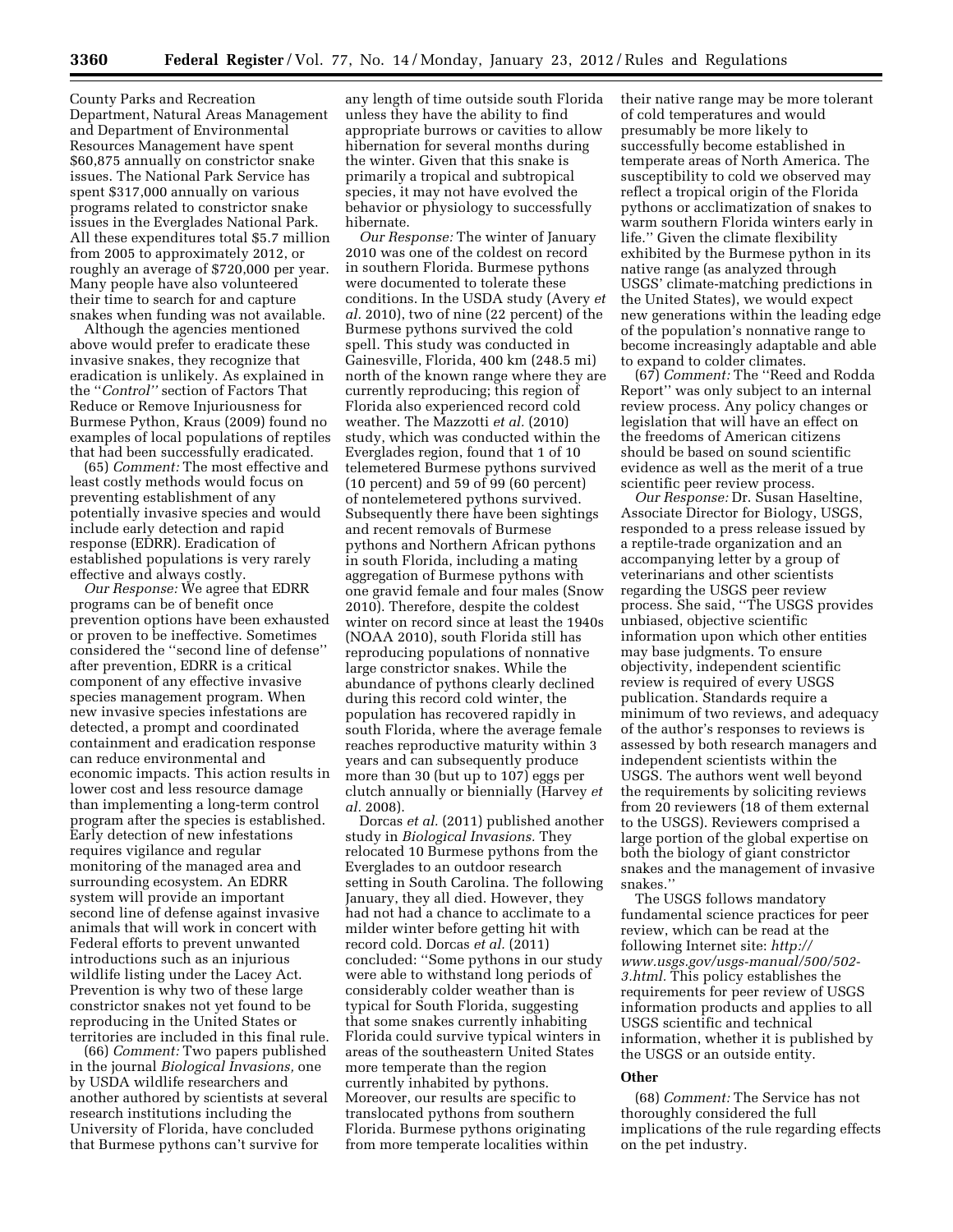County Parks and Recreation Department, Natural Areas Management and Department of Environmental Resources Management have spent $60,875 annually on constrictor snake issues. The National Park Service has spent $317,000 annually on various programs related to constrictor snake issues in the Everglades National Park. All these expenditures total $5.7 million from 2005 to approximately 2012, or roughly an average of $720,000 per year. Many people have also volunteered their time to search for and capture snakes when funding was not available.

Although the agencies mentioned above would prefer to eradicate these invasive snakes, they recognize that eradication is unlikely. As explained in the ''*Control''* section of Factors That Reduce or Remove Injuriousness for Burmese Python, Kraus (2009) found no examples of local populations of reptiles that had been successfully eradicated.

(65) *Comment:* The most effective and least costly methods would focus on preventing establishment of any potentially invasive species and would include early detection and rapid response (EDRR). Eradication of established populations is very rarely effective and always costly.

*Our Response:* We agree that EDRR programs can be of benefit once prevention options have been exhausted or proven to be ineffective. Sometimes considered the ''second line of defense'' after prevention, EDRR is a critical component of any effective invasive species management program. When new invasive species infestations are detected, a prompt and coordinated containment and eradication response can reduce environmental and economic impacts. This action results in lower cost and less resource damage than implementing a long-term control program after the species is established. Early detection of new infestations requires vigilance and regular monitoring of the managed area and surrounding ecosystem. An EDRR system will provide an important second line of defense against invasive animals that will work in concert with Federal efforts to prevent unwanted introductions such as an injurious wildlife listing under the Lacey Act. Prevention is why two of these large constrictor snakes not yet found to be reproducing in the United States or territories are included in this final rule.

(66) *Comment:* Two papers published in the journal *Biological Invasions,* one by USDA wildlife researchers and another authored by scientists at several research institutions including the University of Florida, have concluded that Burmese pythons can't survive for any length of time outside south Florida unless they have the ability to find appropriate burrows or cavities to allow hibernation for several months during the winter. Given that this snake is primarily a tropical and subtropical species, it may not have evolved the behavior or physiology to successfully hibernate.

*Our Response:* The winter of January 2010 was one of the coldest on record in southern Florida. Burmese pythons were documented to tolerate these conditions. In the USDA study (Avery *et al.* 2010), two of nine (22 percent) of the Burmese pythons survived the cold spell. This study was conducted in Gainesville, Florida, 400 km (248.5 mi) north of the known range where they are currently reproducing; this region of Florida also experienced record cold weather. The Mazzotti *et al.* (2010) study, which was conducted within the Everglades region, found that 1 of 10 telemetered Burmese pythons survived (10 percent) and 59 of 99 (60 percent) of nontelemetered pythons survived. Subsequently there have been sightings and recent removals of Burmese pythons and Northern African pythons in south Florida, including a mating aggregation of Burmese pythons with one gravid female and four males (Snow 2010). Therefore, despite the coldest winter on record since at least the 1940s (NOAA 2010), south Florida still has reproducing populations of nonnative large constrictor snakes. While the abundance of pythons clearly declined during this record cold winter, the population has recovered rapidly in south Florida, where the average female reaches reproductive maturity within 3 years and can subsequently produce more than 30 (but up to 107) eggs per clutch annually or biennially (Harvey *et al.* 2008).

Dorcas *et al.* (2011) published another study in *Biological Invasions.* They relocated 10 Burmese pythons from the Everglades to an outdoor research setting in South Carolina. The following January, they all died. However, they had not had a chance to acclimate to a milder winter before getting hit with record cold. Dorcas *et al.* (2011) concluded: ''Some pythons in our study were able to withstand long periods of considerably colder weather than is typical for South Florida, suggesting that some snakes currently inhabiting Florida could survive typical winters in areas of the southeastern United States more temperate than the region currently inhabited by pythons. Moreover, our results are specific to translocated pythons from southern Florida. Burmese pythons originating from more temperate localities within their native range may be more tolerant of cold temperatures and would presumably be more likely to successfully become established in temperate areas of North America. The susceptibility to cold we observed may reflect a tropical origin of the Florida pythons or acclimatization of snakes to warm southern Florida winters early in life.'' Given the climate flexibility exhibited by the Burmese python in its native range (as analyzed through USGS' climate-matching predictions in the United States), we would expect new generations within the leading edge of the population's nonnative range to become increasingly adaptable and able to expand to colder climates.

(67) *Comment:* The ''Reed and Rodda Report'' was only subject to an internal review process. Any policy changes or legislation that will have an effect on the freedoms of American citizens should be based on sound scientific evidence as well as the merit of a true scientific peer review process.

*Our Response:* Dr. Susan Haseltine, Associate Director for Biology, USGS, responded to a press release issued by a reptile-trade organization and an accompanying letter by a group of veterinarians and other scientists regarding the USGS peer review process. She said, ''The USGS provides unbiased, objective scientific information upon which other entities may base judgments. To ensure objectivity, independent scientific review is required of every USGS publication. Standards require a minimum of two reviews, and adequacy of the author's responses to reviews is assessed by both research managers and independent scientists within the USGS. The authors went well beyond the requirements by soliciting reviews from 20 reviewers (18 of them external to the USGS). Reviewers comprised a large portion of the global expertise on both the biology of giant constrictor snakes and the management of invasive snakes.''

The USGS follows mandatory fundamental science practices for peer review, which can be read at the following Internet site: *http://www.usgs.gov/usgs-manual/500/502-3.html.* This policy establishes the requirements for peer review of USGS information products and applies to all USGS scientific and technical information, whether it is published by the USGS or an outside entity.

### Other

(68) *Comment:* The Service has not thoroughly considered the full implications of the rule regarding effects on the pet industry.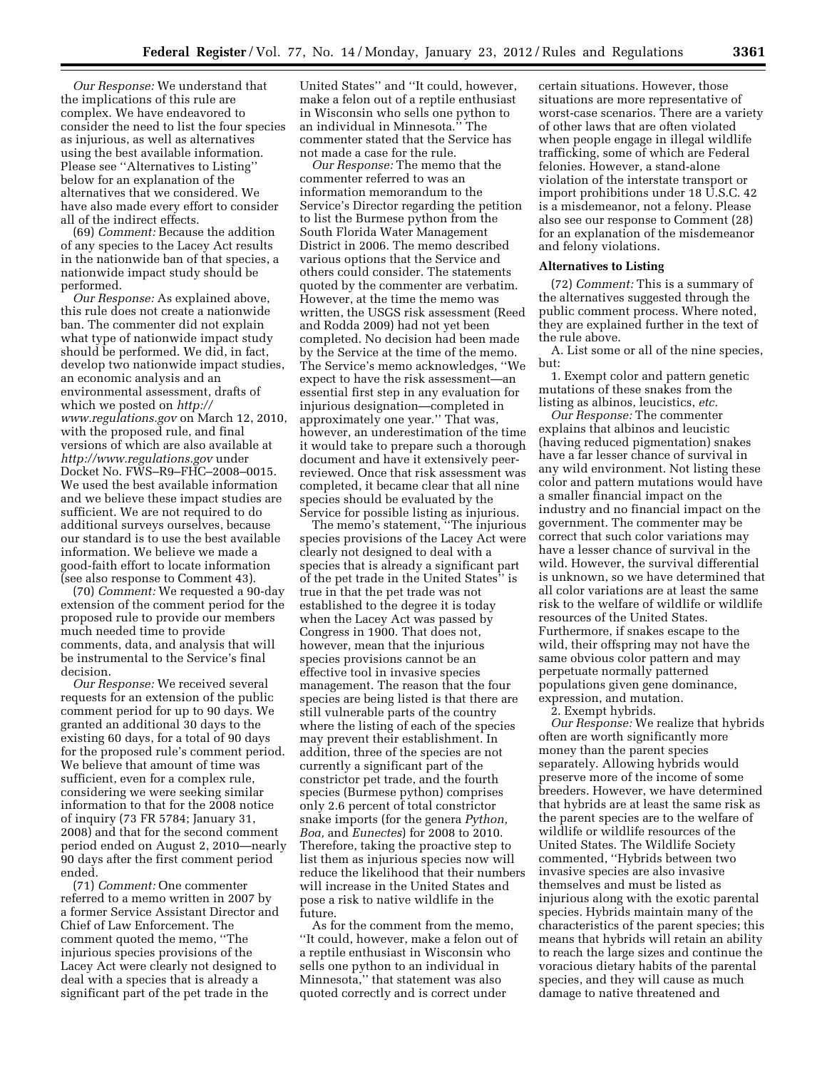*Our Response:* We understand that the implications of this rule are complex. We have endeavored to consider the need to list the four species as injurious, as well as alternatives using the best available information. Please see ''Alternatives to Listing'' below for an explanation of the alternatives that we considered. We have also made every effort to consider all of the indirect effects.

(69) *Comment:* Because the addition of any species to the Lacey Act results in the nationwide ban of that species, a nationwide impact study should be performed.

*Our Response:* As explained above, this rule does not create a nationwide ban. The commenter did not explain what type of nationwide impact study should be performed. We did, in fact, develop two nationwide impact studies, an economic analysis and an environmental assessment, drafts of which we posted on *http://www.regulations.gov* on March 12, 2010, with the proposed rule, and final versions of which are also available at *http://www.regulations.gov* under Docket No. FWS–R9–FHC–2008–0015. We used the best available information and we believe these impact studies are sufficient. We are not required to do additional surveys ourselves, because our standard is to use the best available information. We believe we made a good-faith effort to locate information (see also response to Comment 43).

(70) *Comment:* We requested a 90-day extension of the comment period for the proposed rule to provide our members much needed time to provide comments, data, and analysis that will be instrumental to the Service's final decision.

*Our Response:* We received several requests for an extension of the public comment period for up to 90 days. We granted an additional 30 days to the existing 60 days, for a total of 90 days for the proposed rule's comment period. We believe that amount of time was sufficient, even for a complex rule, considering we were seeking similar information to that for the 2008 notice of inquiry (73 FR 5784; January 31, 2008) and that for the second comment period ended on August 2, 2010—nearly 90 days after the first comment period ended.

(71) *Comment:* One commenter referred to a memo written in 2007 by a former Service Assistant Director and Chief of Law Enforcement. The comment quoted the memo, ''The injurious species provisions of the Lacey Act were clearly not designed to deal with a species that is already a significant part of the pet trade in the United States'' and ''It could, however, make a felon out of a reptile enthusiast in Wisconsin who sells one python to an individual in Minnesota.'' The commenter stated that the Service has not made a case for the rule.

*Our Response:* The memo that the commenter referred to was an information memorandum to the Service's Director regarding the petition to list the Burmese python from the South Florida Water Management District in 2006. The memo described various options that the Service and others could consider. The statements quoted by the commenter are verbatim. However, at the time the memo was written, the USGS risk assessment (Reed and Rodda 2009) had not yet been completed. No decision had been made by the Service at the time of the memo. The Service's memo acknowledges, ''We expect to have the risk assessment—an essential first step in any evaluation for injurious designation—completed in approximately one year.'' That was, however, an underestimation of the time it would take to prepare such a thorough document and have it extensively peer-reviewed. Once that risk assessment was completed, it became clear that all nine species should be evaluated by the Service for possible listing as injurious.

The memo's statement, ''The injurious species provisions of the Lacey Act were clearly not designed to deal with a species that is already a significant part of the pet trade in the United States'' is true in that the pet trade was not established to the degree it is today when the Lacey Act was passed by Congress in 1900. That does not, however, mean that the injurious species provisions cannot be an effective tool in invasive species management. The reason that the four species are being listed is that there are still vulnerable parts of the country where the listing of each of the species may prevent their establishment. In addition, three of the species are not currently a significant part of the constrictor pet trade, and the fourth species (Burmese python) comprises only 2.6 percent of total constrictor snake imports (for the genera *Python, Boa,* and *Eunectes*) for 2008 to 2010. Therefore, taking the proactive step to list them as injurious species now will reduce the likelihood that their numbers will increase in the United States and pose a risk to native wildlife in the future.

As for the comment from the memo, ''It could, however, make a felon out of a reptile enthusiast in Wisconsin who sells one python to an individual in Minnesota,'' that statement was also quoted correctly and is correct under certain situations. However, those situations are more representative of worst-case scenarios. There are a variety of other laws that are often violated when people engage in illegal wildlife trafficking, some of which are Federal felonies. However, a stand-alone violation of the interstate transport or import prohibitions under 18 U.S.C. 42 is a misdemeanor, not a felony. Please also see our response to Comment (28) for an explanation of the misdemeanor and felony violations.

## Alternatives to Listing

(72) *Comment:* This is a summary of the alternatives suggested through the public comment process. Where noted, they are explained further in the text of the rule above.

A. List some or all of the nine species, but:

1. Exempt color and pattern genetic mutations of these snakes from the listing as albinos, leucistics, *etc.*

*Our Response:* The commenter explains that albinos and leucistic (having reduced pigmentation) snakes have a far lesser chance of survival in any wild environment. Not listing these color and pattern mutations would have a smaller financial impact on the industry and no financial impact on the government. The commenter may be correct that such color variations may have a lesser chance of survival in the wild. However, the survival differential is unknown, so we have determined that all color variations are at least the same risk to the welfare of wildlife or wildlife resources of the United States. Furthermore, if snakes escape to the wild, their offspring may not have the same obvious color pattern and may perpetuate normally patterned populations given gene dominance, expression, and mutation.

2. Exempt hybrids.

*Our Response:* We realize that hybrids often are worth significantly more money than the parent species separately. Allowing hybrids would preserve more of the income of some breeders. However, we have determined that hybrids are at least the same risk as the parent species are to the welfare of wildlife or wildlife resources of the United States. The Wildlife Society commented, ''Hybrids between two invasive species are also invasive themselves and must be listed as injurious along with the exotic parental species. Hybrids maintain many of the characteristics of the parent species; this means that hybrids will retain an ability to reach the large sizes and continue the voracious dietary habits of the parental species, and they will cause as much damage to native threatened and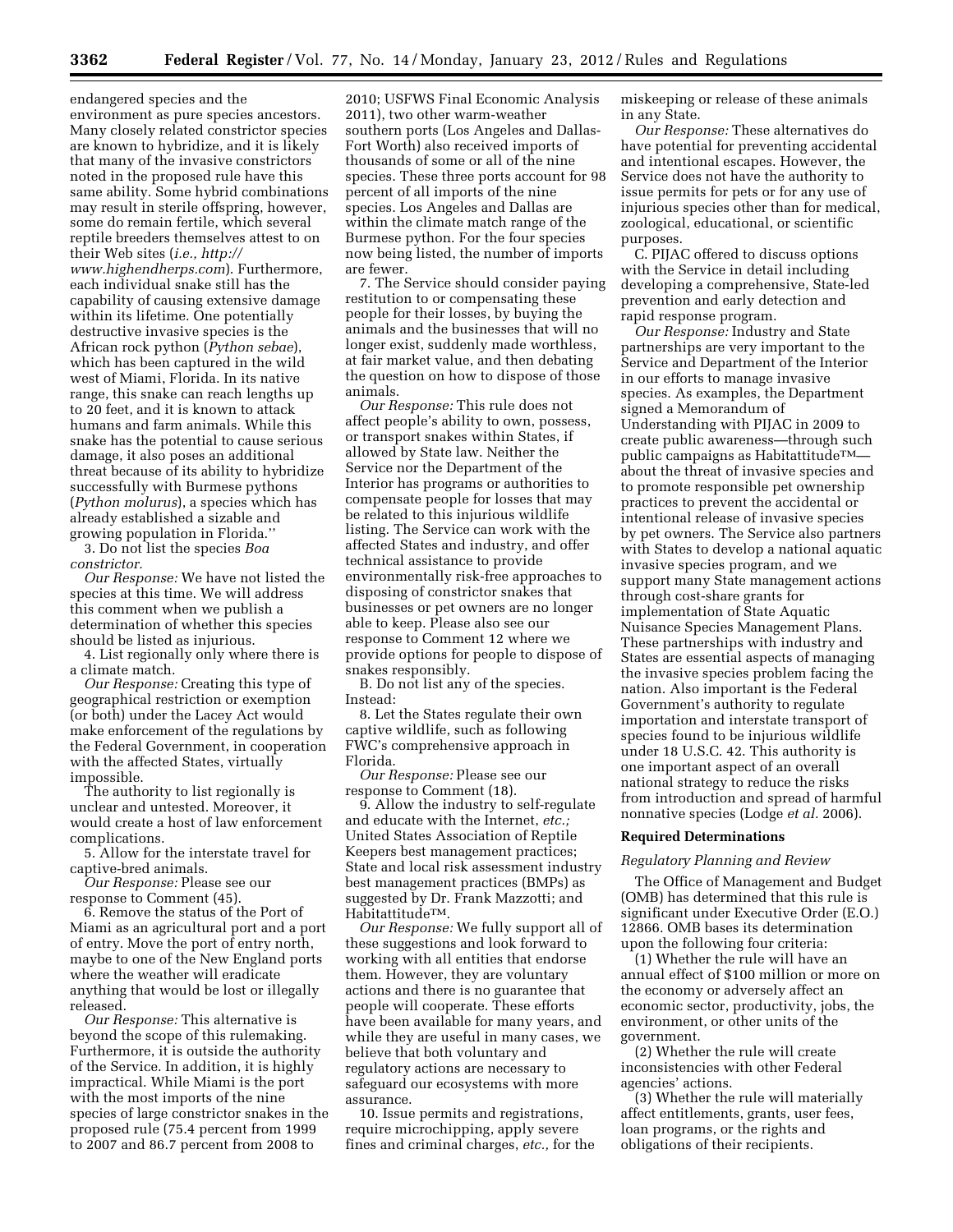endangered species and the environment as pure species ancestors. Many closely related constrictor species are known to hybridize, and it is likely that many of the invasive constrictors noted in the proposed rule have this same ability. Some hybrid combinations may result in sterile offspring, however, some do remain fertile, which several reptile breeders themselves attest to on their Web sites (*i.e., http://www.highendherps.com*). Furthermore, each individual snake still has the capability of causing extensive damage within its lifetime. One potentially destructive invasive species is the African rock python (*Python sebae*), which has been captured in the wild west of Miami, Florida. In its native range, this snake can reach lengths up to 20 feet, and it is known to attack humans and farm animals. While this snake has the potential to cause serious damage, it also poses an additional threat because of its ability to hybridize successfully with Burmese pythons (*Python molurus*), a species which has already established a sizable and growing population in Florida.''

3. Do not list the species *Boa constrictor*.

*Our Response:* We have not listed the species at this time. We will address this comment when we publish a determination of whether this species should be listed as injurious.

4. List regionally only where there is a climate match.

*Our Response:* Creating this type of geographical restriction or exemption (or both) under the Lacey Act would make enforcement of the regulations by the Federal Government, in cooperation with the affected States, virtually impossible.

The authority to list regionally is unclear and untested. Moreover, it would create a host of law enforcement complications.

5. Allow for the interstate travel for captive-bred animals.

*Our Response:* Please see our response to Comment (45).

6. Remove the status of the Port of Miami as an agricultural port and a port of entry. Move the port of entry north, maybe to one of the New England ports where the weather will eradicate anything that would be lost or illegally released.

*Our Response:* This alternative is beyond the scope of this rulemaking. Furthermore, it is outside the authority of the Service. In addition, it is highly impractical. While Miami is the port with the most imports of the nine species of large constrictor snakes in the proposed rule (75.4 percent from 1999 to 2007 and 86.7 percent from 2008 to 2010; USFWS Final Economic Analysis 2011), two other warm-weather southern ports (Los Angeles and Dallas-Fort Worth) also received imports of thousands of some or all of the nine species. These three ports account for 98 percent of all imports of the nine species. Los Angeles and Dallas are within the climate match range of the Burmese python. For the four species now being listed, the number of imports are fewer.

7. The Service should consider paying restitution to or compensating these people for their losses, by buying the animals and the businesses that will no longer exist, suddenly made worthless, at fair market value, and then debating the question on how to dispose of those animals.

*Our Response:* This rule does not affect people's ability to own, possess, or transport snakes within States, if allowed by State law. Neither the Service nor the Department of the Interior has programs or authorities to compensate people for losses that may be related to this injurious wildlife listing. The Service can work with the affected States and industry, and offer technical assistance to provide environmentally risk-free approaches to disposing of constrictor snakes that businesses or pet owners are no longer able to keep. Please also see our response to Comment 12 where we provide options for people to dispose of snakes responsibly.

B. Do not list any of the species. Instead:

8. Let the States regulate their own captive wildlife, such as following FWC's comprehensive approach in Florida.

*Our Response:* Please see our response to Comment (18).

9. Allow the industry to self-regulate and educate with the Internet, *etc.;* United States Association of Reptile Keepers best management practices; State and local risk assessment industry best management practices (BMPs) as suggested by Dr. Frank Mazzotti; and Habitattitude™.

*Our Response:* We fully support all of these suggestions and look forward to working with all entities that endorse them. However, they are voluntary actions and there is no guarantee that people will cooperate. These efforts have been available for many years, and while they are useful in many cases, we believe that both voluntary and regulatory actions are necessary to safeguard our ecosystems with more assurance.

10. Issue permits and registrations, require microchipping, apply severe fines and criminal charges, *etc.,* for the miskeeping or release of these animals in any State.

*Our Response:* These alternatives do have potential for preventing accidental and intentional escapes. However, the Service does not have the authority to issue permits for pets or for any use of injurious species other than for medical, zoological, educational, or scientific purposes.

C. PIJAC offered to discuss options with the Service in detail including developing a comprehensive, State-led prevention and early detection and rapid response program.

*Our Response:* Industry and State partnerships are very important to the Service and Department of the Interior in our efforts to manage invasive species. As examples, the Department signed a Memorandum of Understanding with PIJAC in 2009 to create public awareness—through such public campaigns as Habitattitude™—about the threat of invasive species and to promote responsible pet ownership practices to prevent the accidental or intentional release of invasive species by pet owners. The Service also partners with States to develop a national aquatic invasive species program, and we support many State management actions through cost-share grants for implementation of State Aquatic Nuisance Species Management Plans. These partnerships with industry and States are essential aspects of managing the invasive species problem facing the nation. Also important is the Federal Government's authority to regulate importation and interstate transport of species found to be injurious wildlife under 18 U.S.C. 42. This authority is one important aspect of an overall national strategy to reduce the risks from introduction and spread of harmful nonnative species (Lodge *et al.* 2006).

## Required Determinations

### *Regulatory Planning and Review*

The Office of Management and Budget (OMB) has determined that this rule is significant under Executive Order (E.O.) 12866. OMB bases its determination upon the following four criteria:

(1) Whether the rule will have an annual effect of $100 million or more on the economy or adversely affect an economic sector, productivity, jobs, the environment, or other units of the government.

(2) Whether the rule will create inconsistencies with other Federal agencies' actions.

(3) Whether the rule will materially affect entitlements, grants, user fees, loan programs, or the rights and obligations of their recipients.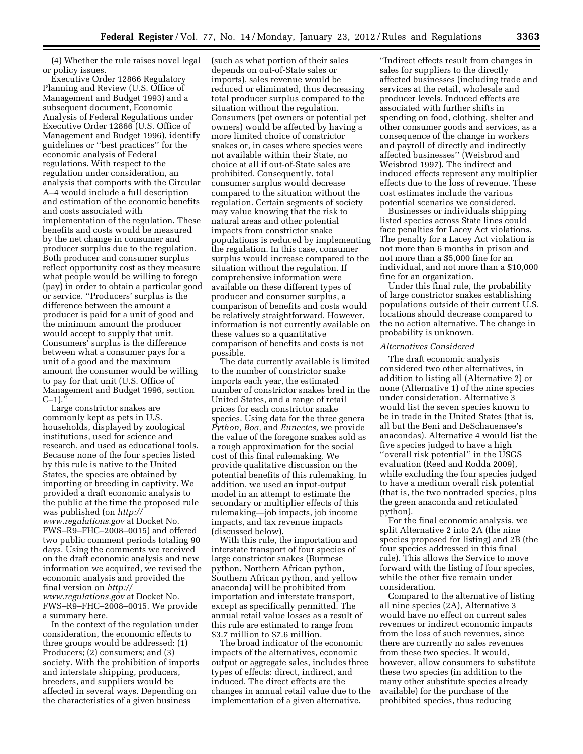(4) Whether the rule raises novel legal or policy issues.

Executive Order 12866 Regulatory Planning and Review (U.S. Office of Management and Budget 1993) and a subsequent document, Economic Analysis of Federal Regulations under Executive Order 12866 (U.S. Office of Management and Budget 1996), identify guidelines or ''best practices'' for the economic analysis of Federal regulations. With respect to the regulation under consideration, an analysis that comports with the Circular A–4 would include a full description and estimation of the economic benefits and costs associated with implementation of the regulation. These benefits and costs would be measured by the net change in consumer and producer surplus due to the regulation. Both producer and consumer surplus reflect opportunity cost as they measure what people would be willing to forego (pay) in order to obtain a particular good or service. ''Producers' surplus is the difference between the amount a producer is paid for a unit of good and the minimum amount the producer would accept to supply that unit. Consumers' surplus is the difference between what a consumer pays for a unit of a good and the maximum amount the consumer would be willing to pay for that unit (U.S. Office of Management and Budget 1996, section C–1).''

Large constrictor snakes are commonly kept as pets in U.S. households, displayed by zoological institutions, used for science and research, and used as educational tools. Because none of the four species listed by this rule is native to the United States, the species are obtained by importing or breeding in captivity. We provided a draft economic analysis to the public at the time the proposed rule was published (on *http://www.regulations.gov* at Docket No. FWS–R9–FHC–2008–0015) and offered two public comment periods totaling 90 days. Using the comments we received on the draft economic analysis and new information we acquired, we revised the economic analysis and provided the final version on *http://www.regulations.gov* at Docket No. FWS–R9–FHC–2008–0015. We provide a summary here.

In the context of the regulation under consideration, the economic effects to three groups would be addressed: (1) Producers; (2) consumers; and (3) society. With the prohibition of imports and interstate shipping, producers, breeders, and suppliers would be affected in several ways. Depending on the characteristics of a given business (such as what portion of their sales depends on out-of-State sales or imports), sales revenue would be reduced or eliminated, thus decreasing total producer surplus compared to the situation without the regulation. Consumers (pet owners or potential pet owners) would be affected by having a more limited choice of constrictor snakes or, in cases where species were not available within their State, no choice at all if out-of-State sales are prohibited. Consequently, total consumer surplus would decrease compared to the situation without the regulation. Certain segments of society may value knowing that the risk to natural areas and other potential impacts from constrictor snake populations is reduced by implementing the regulation. In this case, consumer surplus would increase compared to the situation without the regulation. If comprehensive information were available on these different types of producer and consumer surplus, a comparison of benefits and costs would be relatively straightforward. However, information is not currently available on these values so a quantitative comparison of benefits and costs is not possible.

The data currently available is limited to the number of constrictor snake imports each year, the estimated number of constrictor snakes bred in the United States, and a range of retail prices for each constrictor snake species. Using data for the three genera *Python, Boa,* and *Eunectes,* we provide the value of the foregone snakes sold as a rough approximation for the social cost of this final rulemaking. We provide qualitative discussion on the potential benefits of this rulemaking. In addition, we used an input-output model in an attempt to estimate the secondary or multiplier effects of this rulemaking—job impacts, job income impacts, and tax revenue impacts (discussed below).

With this rule, the importation and interstate transport of four species of large constrictor snakes (Burmese python, Northern African python, Southern African python, and yellow anaconda) will be prohibited from importation and interstate transport, except as specifically permitted. The annual retail value losses as a result of this rule are estimated to range from $3.7 million to $7.6 million.

The broad indicator of the economic impacts of the alternatives, economic output or aggregate sales, includes three types of effects: direct, indirect, and induced. The direct effects are the changes in annual retail value due to the implementation of a given alternative. ''Indirect effects result from changes in sales for suppliers to the directly affected businesses (including trade and services at the retail, wholesale and producer levels. Induced effects are associated with further shifts in spending on food, clothing, shelter and other consumer goods and services, as a consequence of the change in workers and payroll of directly and indirectly affected businesses'' (Weisbrod and Weisbrod 1997). The indirect and induced effects represent any multiplier effects due to the loss of revenue. These cost estimates include the various potential scenarios we considered.

Businesses or individuals shipping listed species across State lines could face penalties for Lacey Act violations. The penalty for a Lacey Act violation is not more than 6 months in prison and not more than a $5,000 fine for an individual, and not more than a $10,000 fine for an organization.

Under this final rule, the probability of large constrictor snakes establishing populations outside of their current U.S. locations should decrease compared to the no action alternative. The change in probability is unknown.

*Alternatives Considered*

The draft economic analysis considered two other alternatives, in addition to listing all (Alternative 2) or none (Alternative 1) of the nine species under consideration. Alternative 3 would list the seven species known to be in trade in the United States (that is, all but the Beni and DeSchauensee's anacondas). Alternative 4 would list the five species judged to have a high ''overall risk potential'' in the USGS evaluation (Reed and Rodda 2009), while excluding the four species judged to have a medium overall risk potential (that is, the two nontraded species, plus the green anaconda and reticulated python).

For the final economic analysis, we split Alternative 2 into 2A (the nine species proposed for listing) and 2B (the four species addressed in this final rule). This allows the Service to move forward with the listing of four species, while the other five remain under consideration.

Compared to the alternative of listing all nine species (2A), Alternative 3 would have no effect on current sales revenues or indirect economic impacts from the loss of such revenues, since there are currently no sales revenues from these two species. It would, however, allow consumers to substitute these two species (in addition to the many other substitute species already available) for the purchase of the prohibited species, thus reducing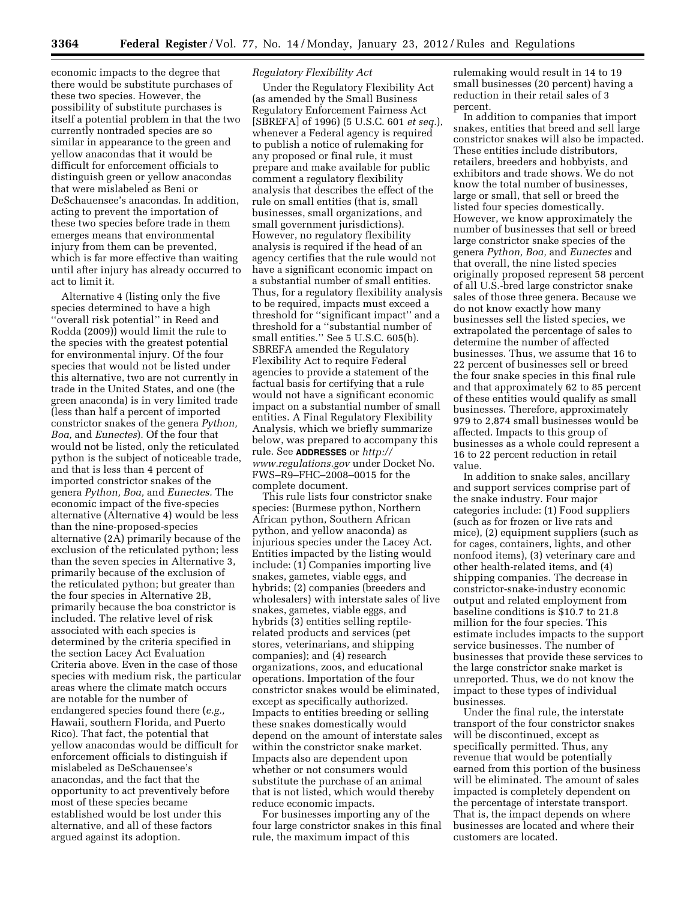economic impacts to the degree that there would be substitute purchases of these two species. However, the possibility of substitute purchases is itself a potential problem in that the two currently nontraded species are so similar in appearance to the green and yellow anacondas that it would be difficult for enforcement officials to distinguish green or yellow anacondas that were mislabeled as Beni or DeSchauensee's anacondas. In addition, acting to prevent the importation of these two species before trade in them emerges means that environmental injury from them can be prevented, which is far more effective than waiting until after injury has already occurred to act to limit it.

Alternative 4 (listing only the five species determined to have a high ''overall risk potential'' in Reed and Rodda (2009)) would limit the rule to the species with the greatest potential for environmental injury. Of the four species that would not be listed under this alternative, two are not currently in trade in the United States, and one (the green anaconda) is in very limited trade (less than half a percent of imported constrictor snakes of the genera *Python, Boa,* and *Eunectes*). Of the four that would not be listed, only the reticulated python is the subject of noticeable trade, and that is less than 4 percent of imported constrictor snakes of the genera *Python, Boa,* and *Eunectes.* The economic impact of the five-species alternative (Alternative 4) would be less than the nine-proposed-species alternative (2A) primarily because of the exclusion of the reticulated python; less than the seven species in Alternative 3, primarily because of the exclusion of the reticulated python; but greater than the four species in Alternative 2B, primarily because the boa constrictor is included. The relative level of risk associated with each species is determined by the criteria specified in the section Lacey Act Evaluation Criteria above. Even in the case of those species with medium risk, the particular areas where the climate match occurs are notable for the number of endangered species found there (*e.g.,* Hawaii, southern Florida, and Puerto Rico). That fact, the potential that yellow anacondas would be difficult for enforcement officials to distinguish if mislabeled as DeSchauensee's anacondas, and the fact that the opportunity to act preventively before most of these species became established would be lost under this alternative, and all of these factors argued against its adoption.

*Regulatory Flexibility Act*

Under the Regulatory Flexibility Act (as amended by the Small Business Regulatory Enforcement Fairness Act [SBREFA] of 1996) (5 U.S.C. 601 *et seq.*), whenever a Federal agency is required to publish a notice of rulemaking for any proposed or final rule, it must prepare and make available for public comment a regulatory flexibility analysis that describes the effect of the rule on small entities (that is, small businesses, small organizations, and small government jurisdictions). However, no regulatory flexibility analysis is required if the head of an agency certifies that the rule would not have a significant economic impact on a substantial number of small entities. Thus, for a regulatory flexibility analysis to be required, impacts must exceed a threshold for ''significant impact'' and a threshold for a ''substantial number of small entities.'' See 5 U.S.C. 605(b). SBREFA amended the Regulatory Flexibility Act to require Federal agencies to provide a statement of the factual basis for certifying that a rule would not have a significant economic impact on a substantial number of small entities. A Final Regulatory Flexibility Analysis, which we briefly summarize below, was prepared to accompany this rule. See **ADDRESSES** or *http://www.regulations.gov* under Docket No. FWS–R9–FHC–2008–0015 for the complete document.

This rule lists four constrictor snake species: (Burmese python, Northern African python, Southern African python, and yellow anaconda) as injurious species under the Lacey Act. Entities impacted by the listing would include: (1) Companies importing live snakes, gametes, viable eggs, and hybrids; (2) companies (breeders and wholesalers) with interstate sales of live snakes, gametes, viable eggs, and hybrids (3) entities selling reptile-related products and services (pet stores, veterinarians, and shipping companies); and (4) research organizations, zoos, and educational operations. Importation of the four constrictor snakes would be eliminated, except as specifically authorized. Impacts to entities breeding or selling these snakes domestically would depend on the amount of interstate sales within the constrictor snake market. Impacts also are dependent upon whether or not consumers would substitute the purchase of an animal that is not listed, which would thereby reduce economic impacts.

For businesses importing any of the four large constrictor snakes in this final rule, the maximum impact of this rulemaking would result in 14 to 19 small businesses (20 percent) having a reduction in their retail sales of 3 percent.

In addition to companies that import snakes, entities that breed and sell large constrictor snakes will also be impacted. These entities include distributors, retailers, breeders and hobbyists, and exhibitors and trade shows. We do not know the total number of businesses, large or small, that sell or breed the listed four species domestically. However, we know approximately the number of businesses that sell or breed large constrictor snake species of the genera *Python, Boa,* and *Eunectes* and that overall, the nine listed species originally proposed represent 58 percent of all U.S.-bred large constrictor snake sales of those three genera. Because we do not know exactly how many businesses sell the listed species, we extrapolated the percentage of sales to determine the number of affected businesses. Thus, we assume that 16 to 22 percent of businesses sell or breed the four snake species in this final rule and that approximately 62 to 85 percent of these entities would qualify as small businesses. Therefore, approximately 979 to 2,874 small businesses would be affected. Impacts to this group of businesses as a whole could represent a 16 to 22 percent reduction in retail value.

In addition to snake sales, ancillary and support services comprise part of the snake industry. Four major categories include: (1) Food suppliers (such as for frozen or live rats and mice), (2) equipment suppliers (such as for cages, containers, lights, and other nonfood items), (3) veterinary care and other health-related items, and (4) shipping companies. The decrease in constrictor-snake-industry economic output and related employment from baseline conditions is $10.7 to 21.8 million for the four species. This estimate includes impacts to the support service businesses. The number of businesses that provide these services to the large constrictor snake market is unreported. Thus, we do not know the impact to these types of individual businesses.

Under the final rule, the interstate transport of the four constrictor snakes will be discontinued, except as specifically permitted. Thus, any revenue that would be potentially earned from this portion of the business will be eliminated. The amount of sales impacted is completely dependent on the percentage of interstate transport. That is, the impact depends on where businesses are located and where their customers are located.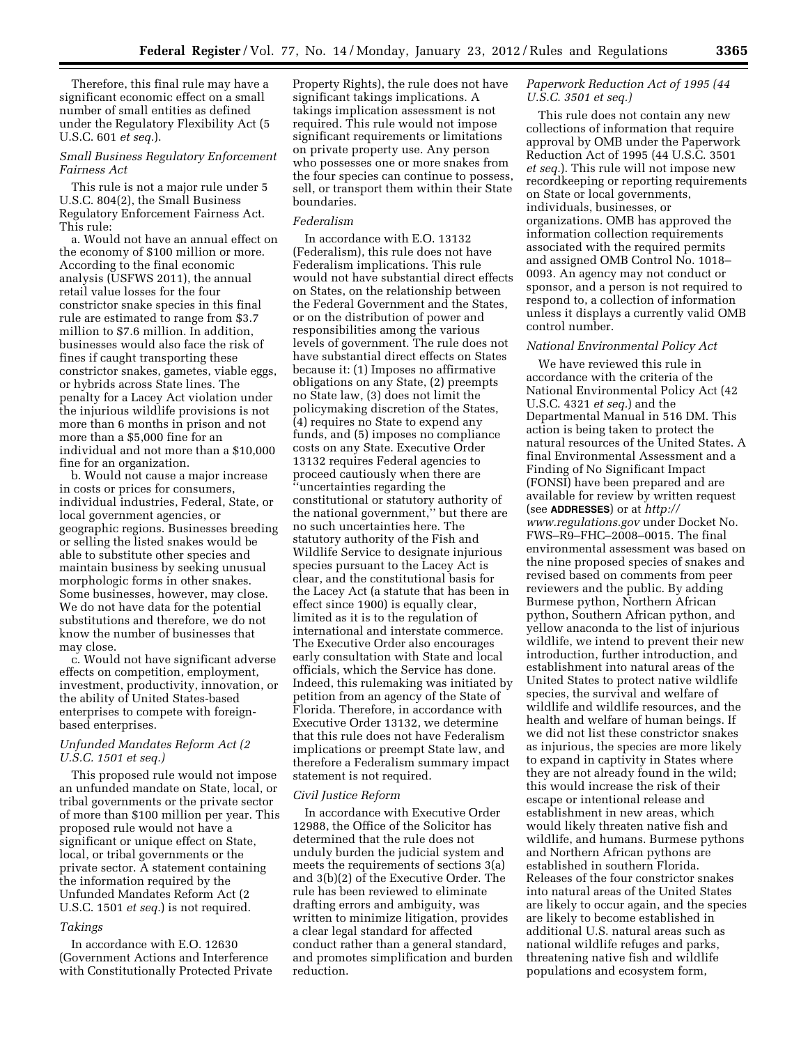Therefore, this final rule may have a significant economic effect on a small number of small entities as defined under the Regulatory Flexibility Act (5 U.S.C. 601 *et seq.*).

*Small Business Regulatory Enforcement Fairness Act*

This rule is not a major rule under 5 U.S.C. 804(2), the Small Business Regulatory Enforcement Fairness Act. This rule:

a. Would not have an annual effect on the economy of $100 million or more. According to the final economic analysis (USFWS 2011), the annual retail value losses for the four constrictor snake species in this final rule are estimated to range from $3.7 million to $7.6 million. In addition, businesses would also face the risk of fines if caught transporting these constrictor snakes, gametes, viable eggs, or hybrids across State lines. The penalty for a Lacey Act violation under the injurious wildlife provisions is not more than 6 months in prison and not more than a $5,000 fine for an individual and not more than a $10,000 fine for an organization.

b. Would not cause a major increase in costs or prices for consumers, individual industries, Federal, State, or local government agencies, or geographic regions. Businesses breeding or selling the listed snakes would be able to substitute other species and maintain business by seeking unusual morphologic forms in other snakes. Some businesses, however, may close. We do not have data for the potential substitutions and therefore, we do not know the number of businesses that may close.

c. Would not have significant adverse effects on competition, employment, investment, productivity, innovation, or the ability of United States-based enterprises to compete with foreign-based enterprises.

*Unfunded Mandates Reform Act (2 U.S.C. 1501 et seq.)*

This proposed rule would not impose an unfunded mandate on State, local, or tribal governments or the private sector of more than $100 million per year. This proposed rule would not have a significant or unique effect on State, local, or tribal governments or the private sector. A statement containing the information required by the Unfunded Mandates Reform Act (2 U.S.C. 1501 *et seq.*) is not required.

*Takings*

In accordance with E.O. 12630 (Government Actions and Interference with Constitutionally Protected Private Property Rights), the rule does not have significant takings implications. A takings implication assessment is not required. This rule would not impose significant requirements or limitations on private property use. Any person who possesses one or more snakes from the four species can continue to possess, sell, or transport them within their State boundaries.

*Federalism*

In accordance with E.O. 13132 (Federalism), this rule does not have Federalism implications. This rule would not have substantial direct effects on States, on the relationship between the Federal Government and the States, or on the distribution of power and responsibilities among the various levels of government. The rule does not have substantial direct effects on States because it: (1) Imposes no affirmative obligations on any State, (2) preempts no State law, (3) does not limit the policymaking discretion of the States, (4) requires no State to expend any funds, and (5) imposes no compliance costs on any State. Executive Order 13132 requires Federal agencies to proceed cautiously when there are ''uncertainties regarding the constitutional or statutory authority of the national government,'' but there are no such uncertainties here. The statutory authority of the Fish and Wildlife Service to designate injurious species pursuant to the Lacey Act is clear, and the constitutional basis for the Lacey Act (a statute that has been in effect since 1900) is equally clear, limited as it is to the regulation of international and interstate commerce. The Executive Order also encourages early consultation with State and local officials, which the Service has done. Indeed, this rulemaking was initiated by petition from an agency of the State of Florida. Therefore, in accordance with Executive Order 13132, we determine that this rule does not have Federalism implications or preempt State law, and therefore a Federalism summary impact statement is not required.

*Civil Justice Reform*

In accordance with Executive Order 12988, the Office of the Solicitor has determined that the rule does not unduly burden the judicial system and meets the requirements of sections 3(a) and 3(b)(2) of the Executive Order. The rule has been reviewed to eliminate drafting errors and ambiguity, was written to minimize litigation, provides a clear legal standard for affected conduct rather than a general standard, and promotes simplification and burden reduction.

*Paperwork Reduction Act of 1995 (44 U.S.C. 3501 et seq.)*

This rule does not contain any new collections of information that require approval by OMB under the Paperwork Reduction Act of 1995 (44 U.S.C. 3501 *et seq.*). This rule will not impose new recordkeeping or reporting requirements on State or local governments, individuals, businesses, or organizations. OMB has approved the information collection requirements associated with the required permits and assigned OMB Control No. 1018–0093. An agency may not conduct or sponsor, and a person is not required to respond to, a collection of information unless it displays a currently valid OMB control number.

*National Environmental Policy Act*

We have reviewed this rule in accordance with the criteria of the National Environmental Policy Act (42 U.S.C. 4321 *et seq.*) and the Departmental Manual in 516 DM. This action is being taken to protect the natural resources of the United States. A final Environmental Assessment and a Finding of No Significant Impact (FONSI) have been prepared and are available for review by written request (see **ADDRESSES**) or at *http://www.regulations.gov* under Docket No. FWS–R9–FHC–2008–0015. The final environmental assessment was based on the nine proposed species of snakes and revised based on comments from peer reviewers and the public. By adding Burmese python, Northern African python, Southern African python, and yellow anaconda to the list of injurious wildlife, we intend to prevent their new introduction, further introduction, and establishment into natural areas of the United States to protect native wildlife species, the survival and welfare of wildlife and wildlife resources, and the health and welfare of human beings. If we did not list these constrictor snakes as injurious, the species are more likely to expand in captivity in States where they are not already found in the wild; this would increase the risk of their escape or intentional release and establishment in new areas, which would likely threaten native fish and wildlife, and humans. Burmese pythons and Northern African pythons are established in southern Florida. Releases of the four constrictor snakes into natural areas of the United States are likely to occur again, and the species are likely to become established in additional U.S. natural areas such as national wildlife refuges and parks, threatening native fish and wildlife populations and ecosystem form,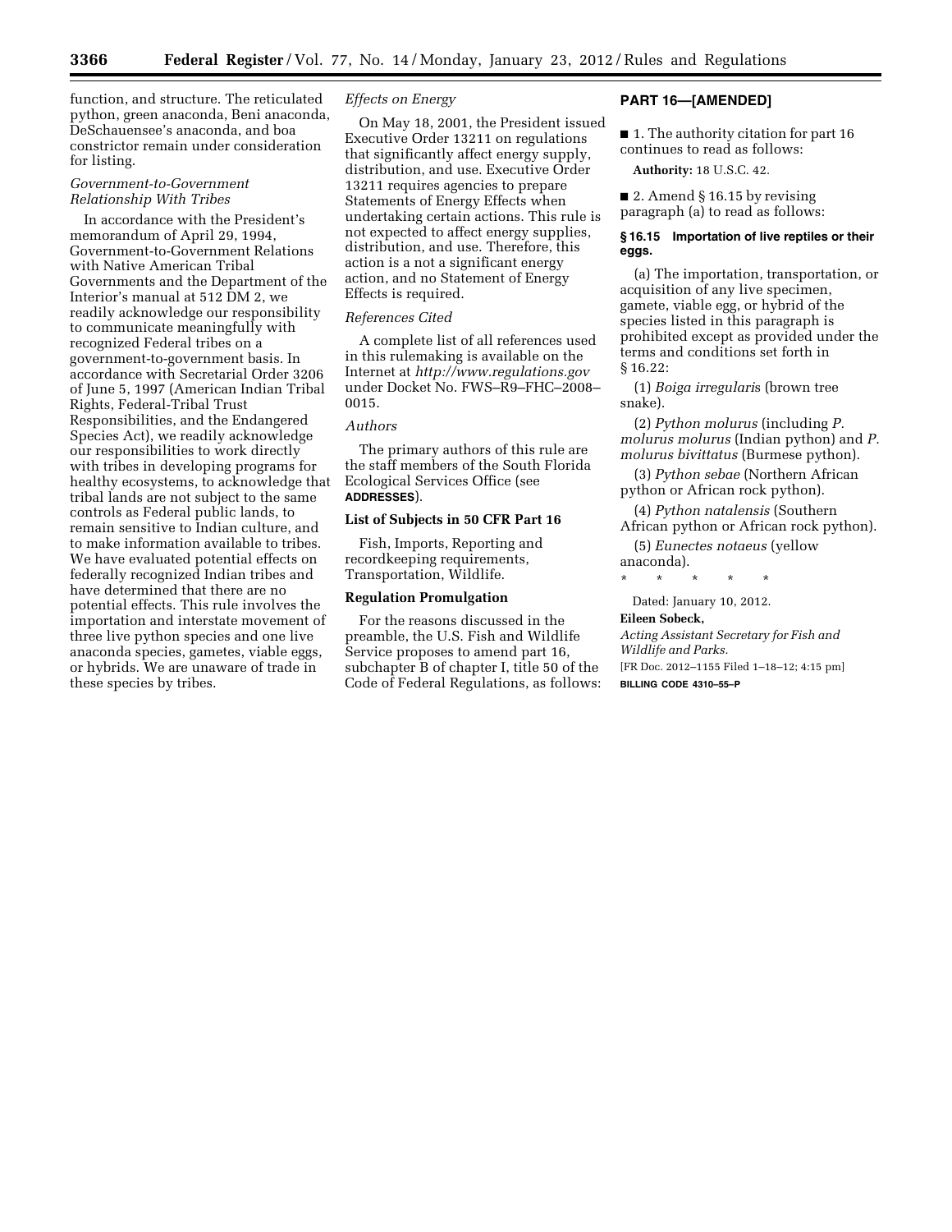function, and structure. The reticulated python, green anaconda, Beni anaconda, DeSchauensee's anaconda, and boa constrictor remain under consideration for listing.

*Government-to-Government Relationship With Tribes*

In accordance with the President's memorandum of April 29, 1994, Government-to-Government Relations with Native American Tribal Governments and the Department of the Interior's manual at 512 DM 2, we readily acknowledge our responsibility to communicate meaningfully with recognized Federal tribes on a government-to-government basis. In accordance with Secretarial Order 3206 of June 5, 1997 (American Indian Tribal Rights, Federal-Tribal Trust Responsibilities, and the Endangered Species Act), we readily acknowledge our responsibilities to work directly with tribes in developing programs for healthy ecosystems, to acknowledge that tribal lands are not subject to the same controls as Federal public lands, to remain sensitive to Indian culture, and to make information available to tribes. We have evaluated potential effects on federally recognized Indian tribes and have determined that there are no potential effects. This rule involves the importation and interstate movement of three live python species and one live anaconda species, gametes, viable eggs, or hybrids. We are unaware of trade in these species by tribes.

*Effects on Energy*

On May 18, 2001, the President issued Executive Order 13211 on regulations that significantly affect energy supply, distribution, and use. Executive Order 13211 requires agencies to prepare Statements of Energy Effects when undertaking certain actions. This rule is not expected to affect energy supplies, distribution, and use. Therefore, this action is a not a significant energy action, and no Statement of Energy Effects is required.

*References Cited*

A complete list of all references used in this rulemaking is available on the Internet at *http://www.regulations.gov* under Docket No. FWS–R9–FHC–2008–0015.

*Authors*

The primary authors of this rule are the staff members of the South Florida Ecological Services Office (see **ADDRESSES**).

**List of Subjects in 50 CFR Part 16**

Fish, Imports, Reporting and recordkeeping requirements, Transportation, Wildlife.

**Regulation Promulgation**

For the reasons discussed in the preamble, the U.S. Fish and Wildlife Service proposes to amend part 16, subchapter B of chapter I, title 50 of the Code of Federal Regulations, as follows:

**PART 16—[AMENDED]**

■ 1. The authority citation for part 16 continues to read as follows:

**Authority:** 18 U.S.C. 42.

■ 2. Amend § 16.15 by revising paragraph (a) to read as follows:

**§ 16.15 Importation of live reptiles or their eggs.**

(a) The importation, transportation, or acquisition of any live specimen, gamete, viable egg, or hybrid of the species listed in this paragraph is prohibited except as provided under the terms and conditions set forth in § 16.22:

(1) *Boiga irregularis* (brown tree snake).

(2) *Python molurus* (including *P. molurus molurus* (Indian python) and *P. molurus bivittatus* (Burmese python).

(3) *Python sebae* (Northern African python or African rock python).

(4) *Python natalensis* (Southern African python or African rock python).

(5) *Eunectes notaeus* (yellow anaconda).

\* \* \* \* \*

Dated: January 10, 2012.

**Eileen Sobeck,**

*Acting Assistant Secretary for Fish and Wildlife and Parks.*

[FR Doc. 2012–1155 Filed 1–18–12; 4:15 pm]

**BILLING CODE 4310–55–P**